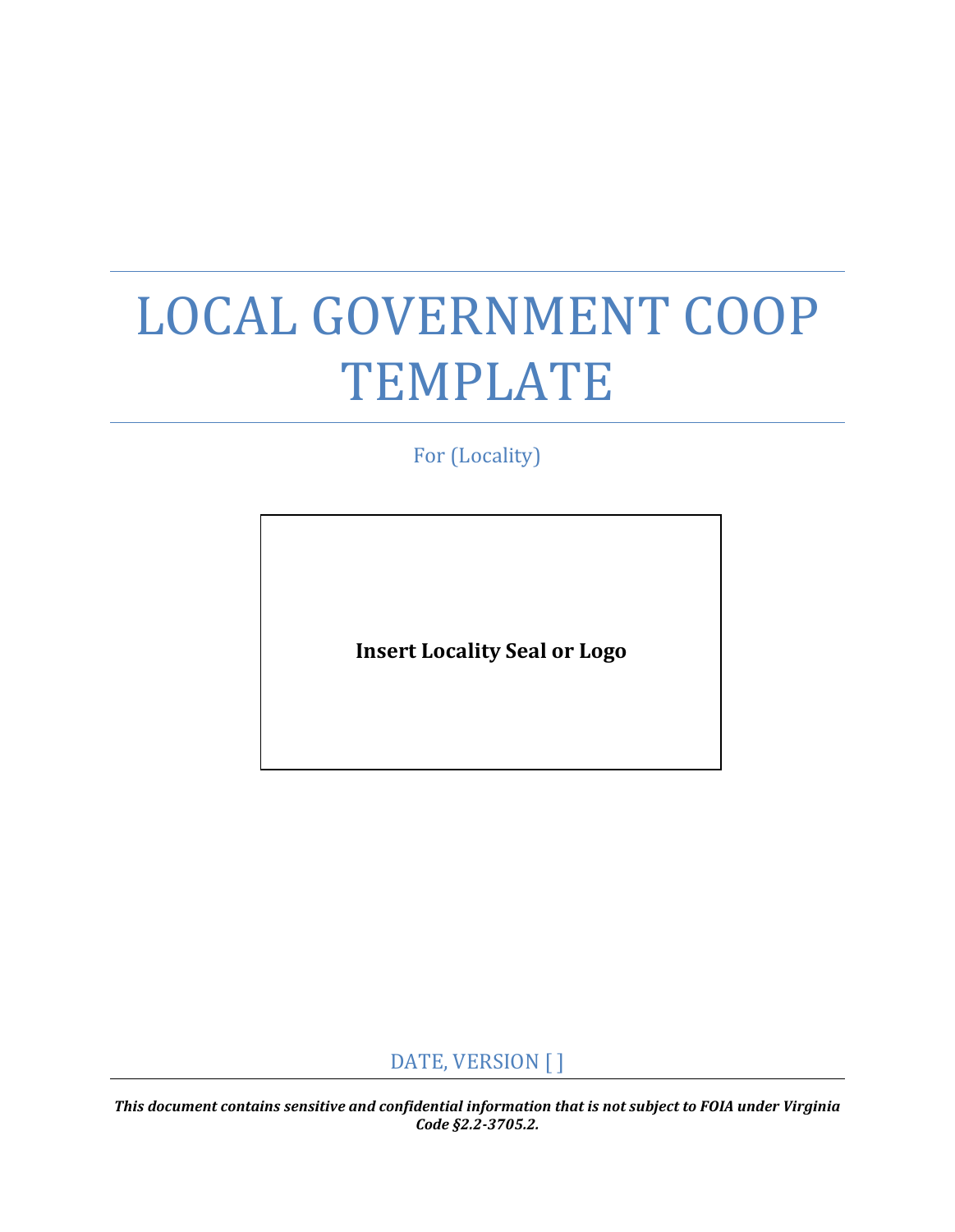# LOCAL GOVERNMENT COOP TEMPLATE

For (Locality)

**Insert Locality Seal or Logo**

DATE, VERSION [ ]

***This document contains sensitive and confidential information that is not subject to FOIA under Virginia Code §2.2-3705.2.***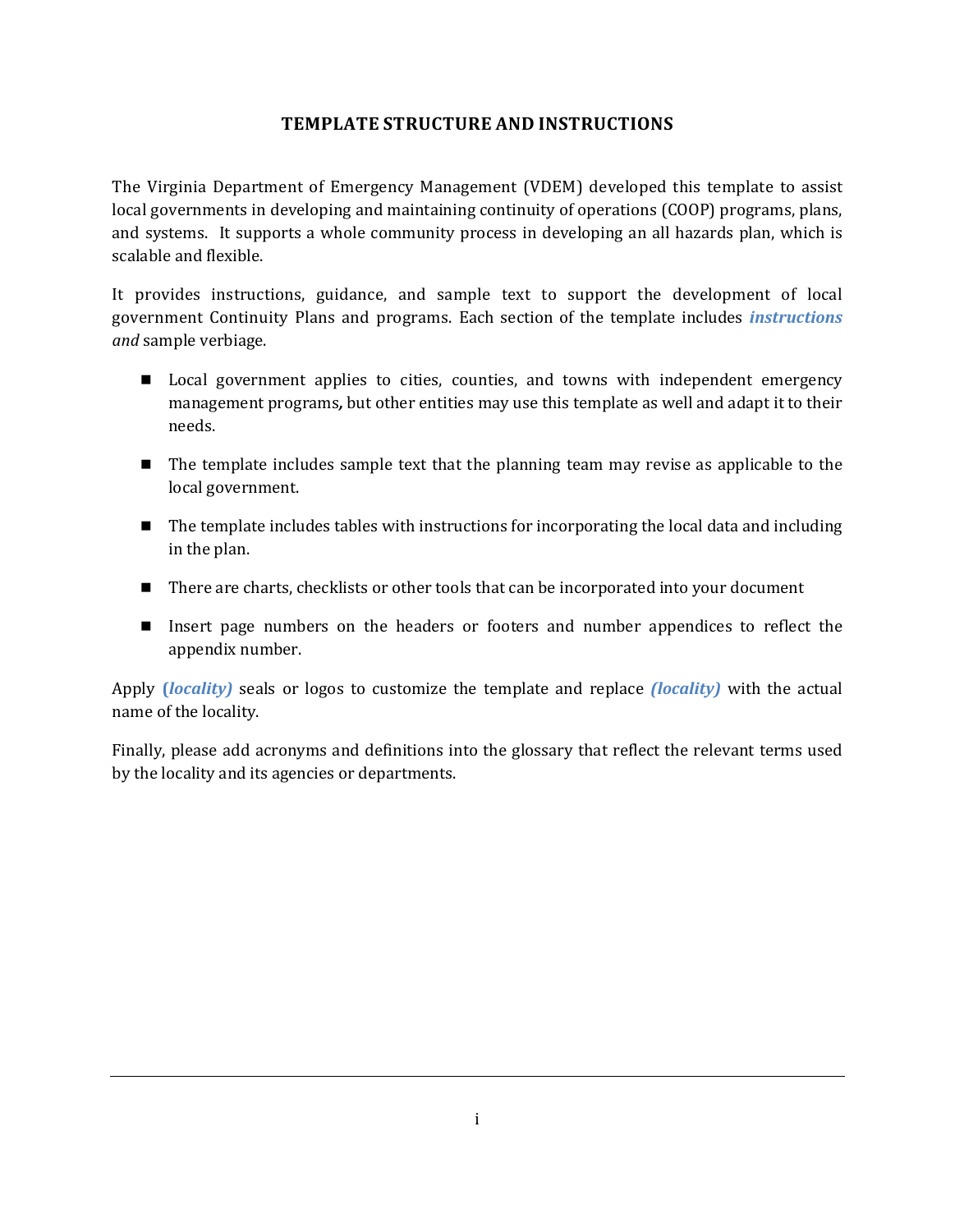## TEMPLATE STRUCTURE AND INSTRUCTIONS

The Virginia Department of Emergency Management (VDEM) developed this template to assist local governments in developing and maintaining continuity of operations (COOP) programs, plans, and systems. It supports a whole community process in developing an all hazards plan, which is scalable and flexible.

It provides instructions, guidance, and sample text to support the development of local government Continuity Plans and programs. Each section of the template includes ***instructions*** *and* sample verbiage.

- Local government applies to cities, counties, and towns with independent emergency management programs**,** but other entities may use this template as well and adapt it to their needs.
- The template includes sample text that the planning team may revise as applicable to the local government.
- The template includes tables with instructions for incorporating the local data and including in the plan.
- There are charts, checklists or other tools that can be incorporated into your document
- Insert page numbers on the headers or footers and number appendices to reflect the appendix number.

Apply ***(locality)*** seals or logos to customize the template and replace ***(locality)*** with the actual name of the locality.

Finally, please add acronyms and definitions into the glossary that reflect the relevant terms used by the locality and its agencies or departments.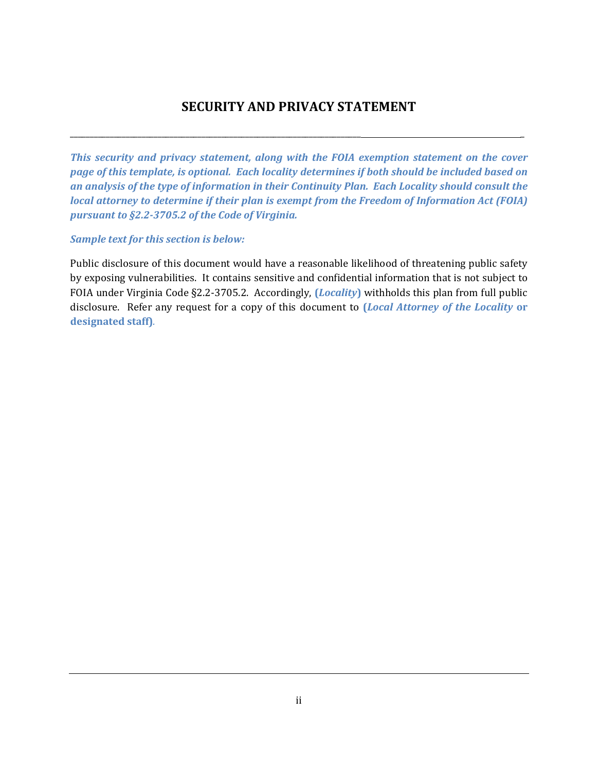# SECURITY AND PRIVACY STATEMENT

***This security and privacy statement, along with the FOIA exemption statement on the cover page of this template, is optional. Each locality determines if both should be included based on an analysis of the type of information in their Continuity Plan. Each Locality should consult the local attorney to determine if their plan is exempt from the Freedom of Information Act (FOIA) pursuant to §2.2-3705.2 of the Code of Virginia.***

***Sample text for this section is below:***

Public disclosure of this document would have a reasonable likelihood of threatening public safety by exposing vulnerabilities. It contains sensitive and confidential information that is not subject to FOIA under Virginia Code §2.2-3705.2. Accordingly, **(*Locality*)** withholds this plan from full public disclosure. Refer any request for a copy of this document to **(*Local Attorney of the Locality* or designated staff)**.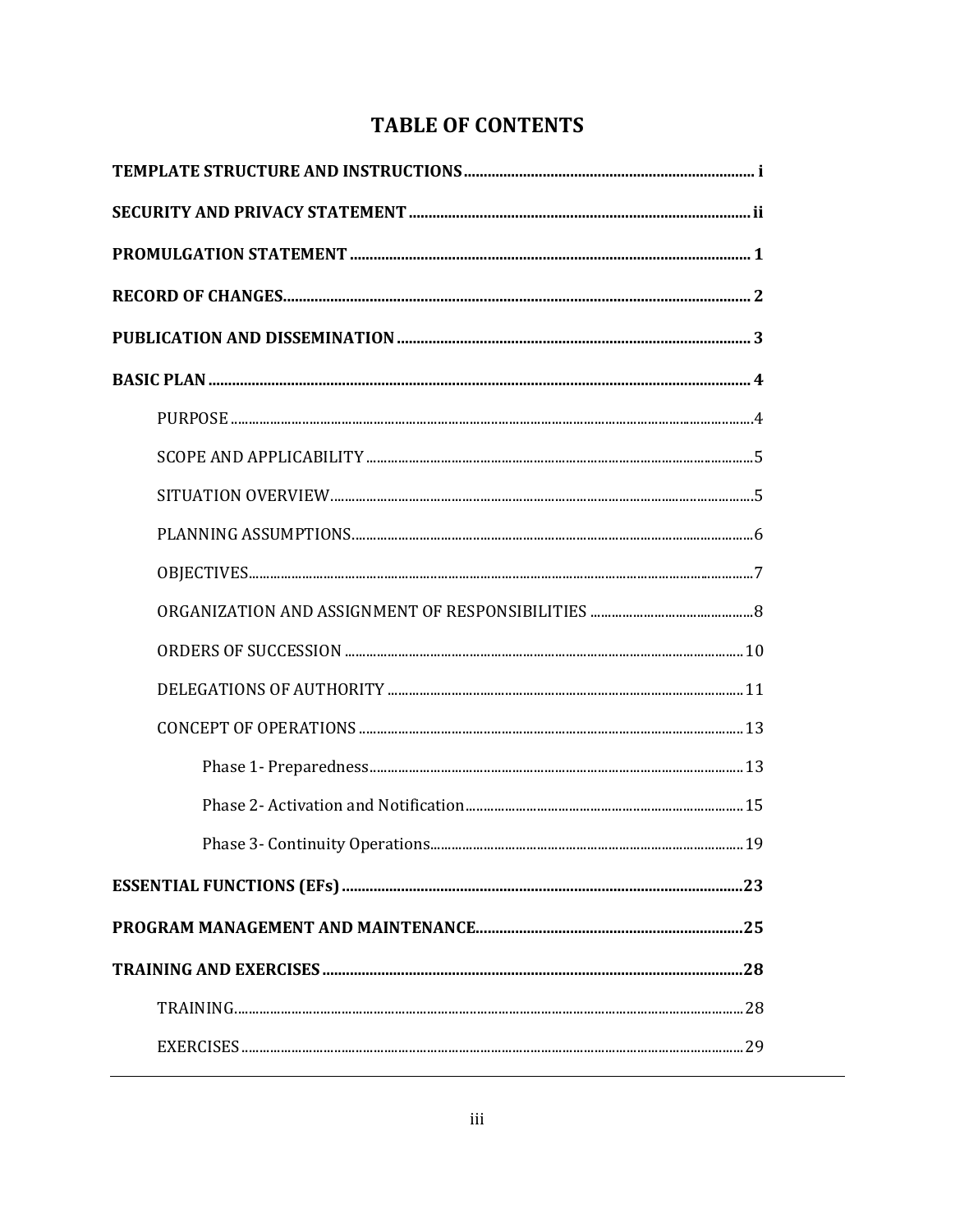# TABLE OF CONTENTS

**TEMPLATE STRUCTURE AND INSTRUCTIONS** ........................................................................ i

**SECURITY AND PRIVACY STATEMENT** ........................................................................ ii

**PROMULGATION STATEMENT** ........................................................................ 1

**RECORD OF CHANGES** ........................................................................ 2

**PUBLICATION AND DISSEMINATION** ........................................................................ 3

**BASIC PLAN** ........................................................................ 4

- PURPOSE ........................................................................ 4
- SCOPE AND APPLICABILITY ........................................................................ 5
- SITUATION OVERVIEW ........................................................................ 5
- PLANNING ASSUMPTIONS ........................................................................ 6
- OBJECTIVES ........................................................................ 7
- ORGANIZATION AND ASSIGNMENT OF RESPONSIBILITIES ........................................................................ 8
- ORDERS OF SUCCESSION ........................................................................ 10
- DELEGATIONS OF AUTHORITY ........................................................................ 11
- CONCEPT OF OPERATIONS ........................................................................ 13
  - Phase 1- Preparedness ........................................................................ 13
  - Phase 2- Activation and Notification ........................................................................ 15
  - Phase 3- Continuity Operations ........................................................................ 19

**ESSENTIAL FUNCTIONS (EFs)** ........................................................................ 23

**PROGRAM MANAGEMENT AND MAINTENANCE** ........................................................................ 25

**TRAINING AND EXERCISES** ........................................................................ 28

- TRAINING ........................................................................ 28
- EXERCISES ........................................................................ 29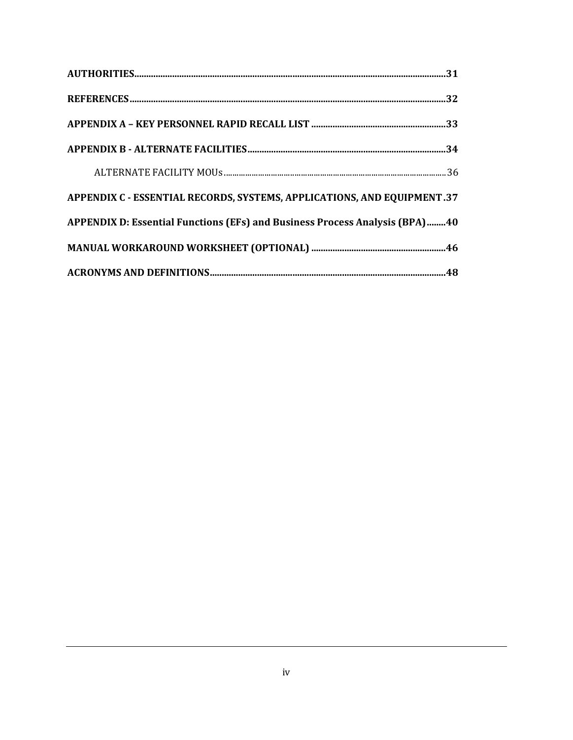**AUTHORITIES**......................................................................................................................................31

**REFERENCES**......................................................................................................................................32

**APPENDIX A – KEY PERSONNEL RAPID RECALL LIST** .........................................................33

**APPENDIX B - ALTERNATE FACILITIES**....................................................................................34

ALTERNATE FACILITY MOUs.......................................................................................................36

**APPENDIX C - ESSENTIAL RECORDS, SYSTEMS, APPLICATIONS, AND EQUIPMENT**.37

**APPENDIX D: Essential Functions (EFs) and Business Process Analysis (BPA)**........40

**MANUAL WORKAROUND WORKSHEET (OPTIONAL)** .........................................................46

**ACRONYMS AND DEFINITIONS**....................................................................................................48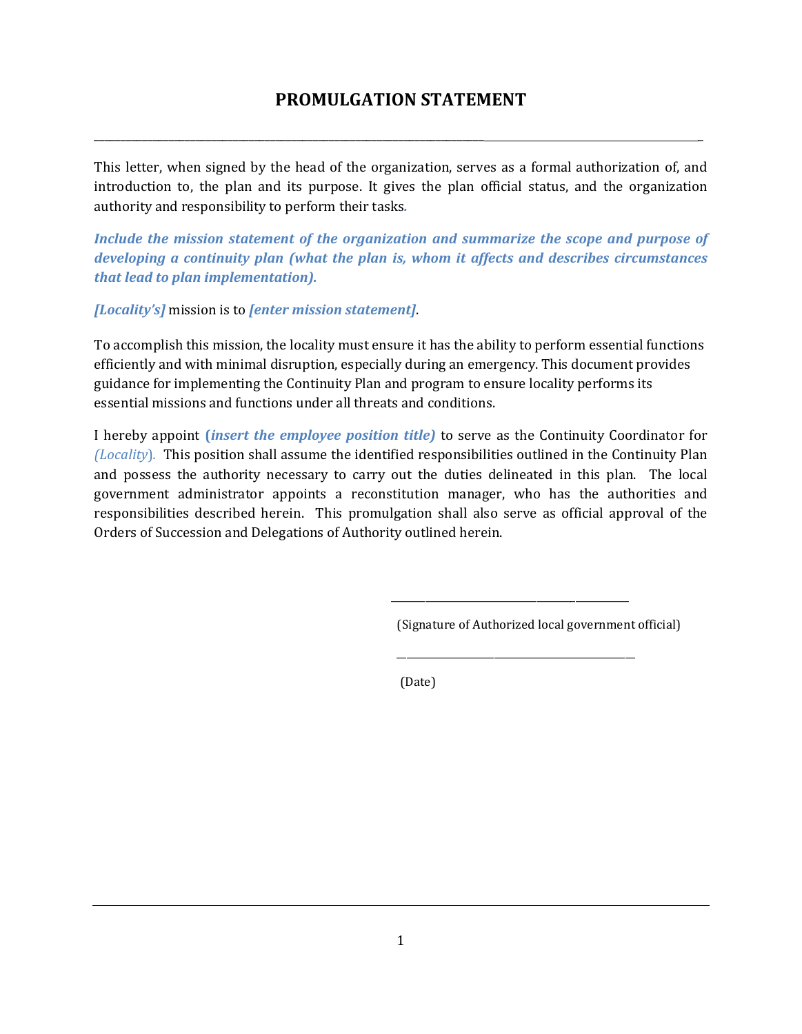# PROMULGATION STATEMENT

---

This letter, when signed by the head of the organization, serves as a formal authorization of, and introduction to, the plan and its purpose. It gives the plan official status, and the organization authority and responsibility to perform their tasks.

***Include the mission statement of the organization and summarize the scope and purpose of developing a continuity plan (what the plan is, whom it affects and describes circumstances that lead to plan implementation).***

***[Locality's]*** mission is to ***[enter mission statement]***.

To accomplish this mission, the locality must ensure it has the ability to perform essential functions efficiently and with minimal disruption, especially during an emergency. This document provides guidance for implementing the Continuity Plan and program to ensure locality performs its essential missions and functions under all threats and conditions.

I hereby appoint ***(insert the employee position title)*** to serve as the Continuity Coordinator for *(Locality)*. This position shall assume the identified responsibilities outlined in the Continuity Plan and possess the authority necessary to carry out the duties delineated in this plan. The local government administrator appoints a reconstitution manager, who has the authorities and responsibilities described herein. This promulgation shall also serve as official approval of the Orders of Succession and Delegations of Authority outlined herein.

\_\_\_\_\_\_\_\_\_\_\_\_\_\_\_\_\_\_\_\_\_\_\_\_\_\_\_\_\_\_\_\_\_\_\_\_\_\_\_\_

(Signature of Authorized local government official)

\_\_\_\_\_\_\_\_\_\_\_\_\_\_\_\_\_\_\_\_\_\_\_\_\_\_\_\_\_\_\_\_\_\_\_\_\_\_\_\_

(Date)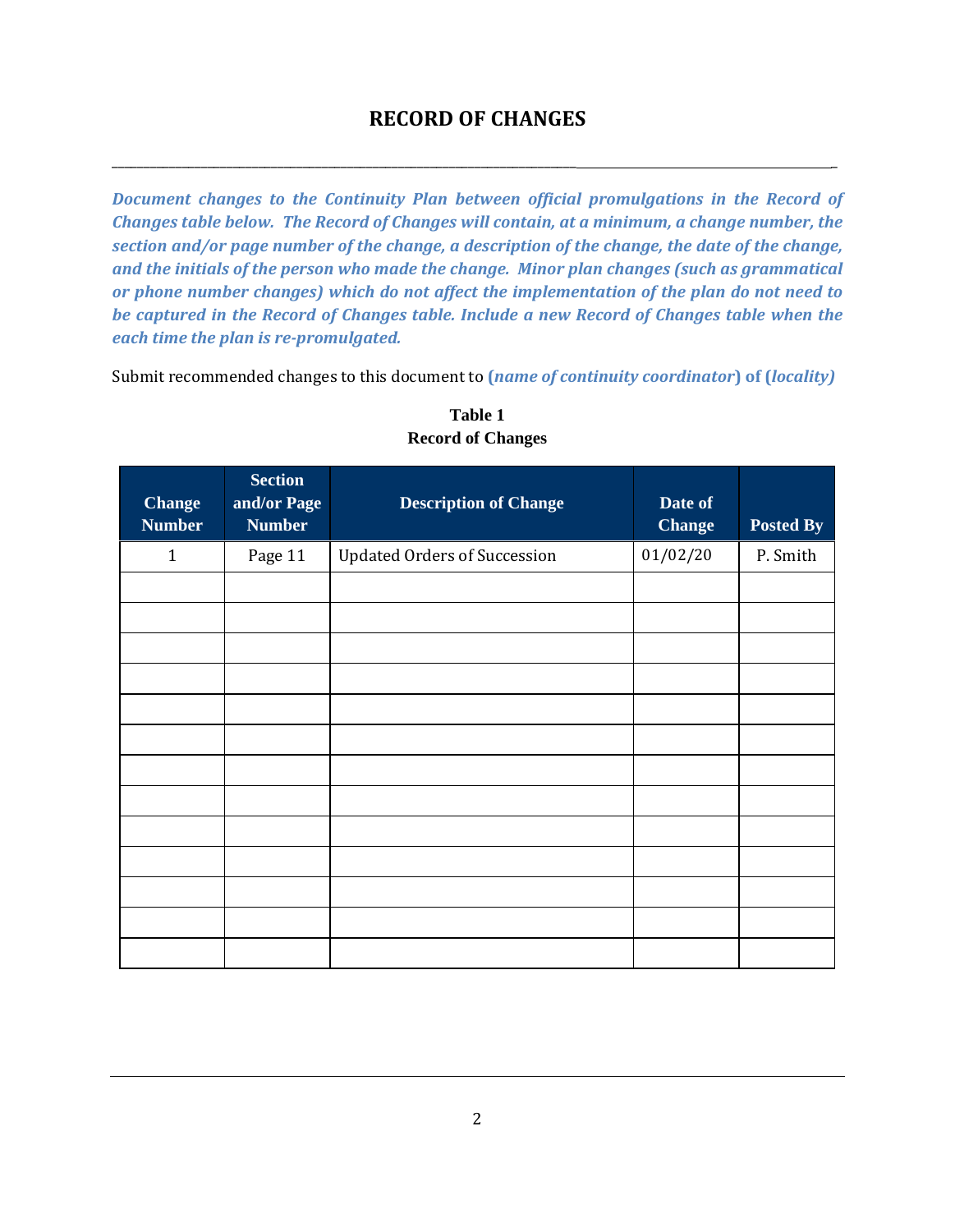## RECORD OF CHANGES

***Document changes to the Continuity Plan between official promulgations in the Record of Changes table below. The Record of Changes will contain, at a minimum, a change number, the section and/or page number of the change, a description of the change, the date of the change, and the initials of the person who made the change. Minor plan changes (such as grammatical or phone number changes) which do not affect the implementation of the plan do not need to be captured in the Record of Changes table. Include a new Record of Changes table when the each time the plan is re-promulgated.***

Submit recommended changes to this document to **(*name of continuity coordinator*) of (*locality*)**

**Table 1**
**Record of Changes**

| Change Number | Section and/or Page Number | Description of Change | Date of Change | Posted By |
|---|---|---|---|---|
| 1 | Page 11 | Updated Orders of Succession | 01/02/20 | P. Smith |
| | | | | |
| | | | | |
| | | | | |
| | | | | |
| | | | | |
| | | | | |
| | | | | |
| | | | | |
| | | | | |
| | | | | |
| | | | | |
| | | | | |
| | | | | |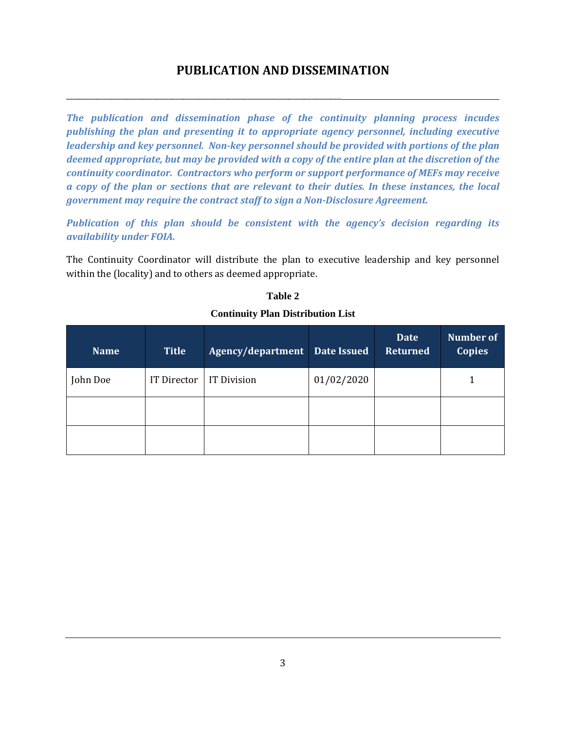# PUBLICATION AND DISSEMINATION

***The publication and dissemination phase of the continuity planning process incudes publishing the plan and presenting it to appropriate agency personnel, including executive leadership and key personnel. Non-key personnel should be provided with portions of the plan deemed appropriate, but may be provided with a copy of the entire plan at the discretion of the continuity coordinator. Contractors who perform or support performance of MEFs may receive a copy of the plan or sections that are relevant to their duties. In these instances, the local government may require the contract staff to sign a Non-Disclosure Agreement.***

***Publication of this plan should be consistent with the agency's decision regarding its availability under FOIA.***

The Continuity Coordinator will distribute the plan to executive leadership and key personnel within the (locality) and to others as deemed appropriate.

**Table 2**

**Continuity Plan Distribution List**

| Name | Title | Agency/department | Date Issued | Date Returned | Number of Copies |
|---|---|---|---|---|---|
| John Doe | IT Director | IT Division | 01/02/2020 | | 1 |
| | | | | | |
| | | | | | |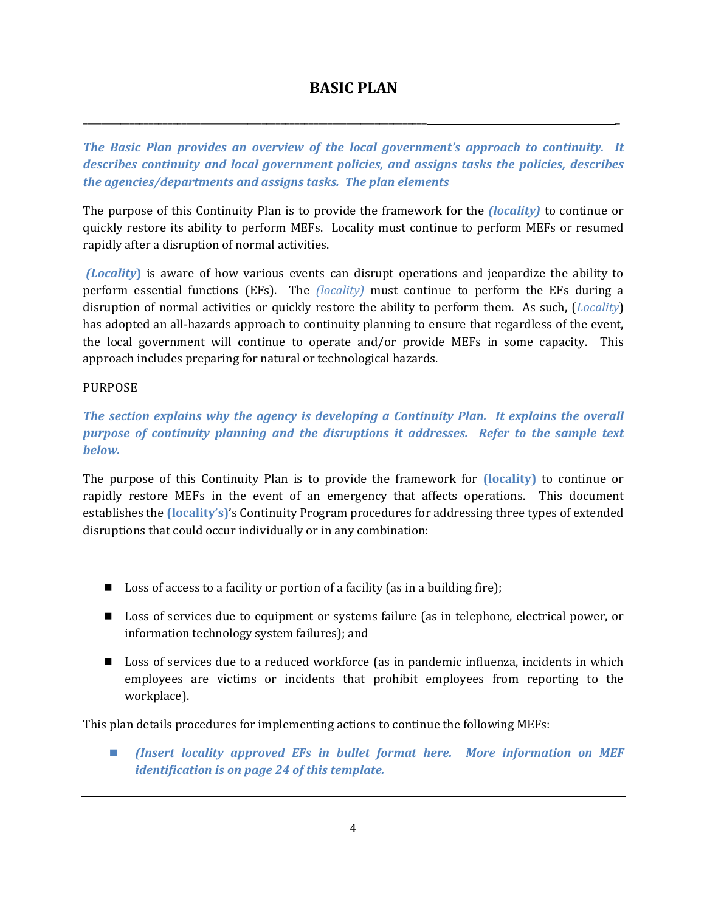# BASIC PLAN

***The Basic Plan provides an overview of the local government's approach to continuity. It describes continuity and local government policies, and assigns tasks the policies, describes the agencies/departments and assigns tasks. The plan elements***

The purpose of this Continuity Plan is to provide the framework for the ***(locality)*** to continue or quickly restore its ability to perform MEFs. Locality must continue to perform MEFs or resumed rapidly after a disruption of normal activities.

***(Locality)*** is aware of how various events can disrupt operations and jeopardize the ability to perform essential functions (EFs). The *(locality)* must continue to perform the EFs during a disruption of normal activities or quickly restore the ability to perform them. As such, (*Locality*) has adopted an all-hazards approach to continuity planning to ensure that regardless of the event, the local government will continue to operate and/or provide MEFs in some capacity. This approach includes preparing for natural or technological hazards.

PURPOSE

***The section explains why the agency is developing a Continuity Plan. It explains the overall purpose of continuity planning and the disruptions it addresses. Refer to the sample text below.***

The purpose of this Continuity Plan is to provide the framework for **(locality)** to continue or rapidly restore MEFs in the event of an emergency that affects operations. This document establishes the **(locality's)**'s Continuity Program procedures for addressing three types of extended disruptions that could occur individually or in any combination:

- Loss of access to a facility or portion of a facility (as in a building fire);
- Loss of services due to equipment or systems failure (as in telephone, electrical power, or information technology system failures); and
- Loss of services due to a reduced workforce (as in pandemic influenza, incidents in which employees are victims or incidents that prohibit employees from reporting to the workplace).

This plan details procedures for implementing actions to continue the following MEFs:

- ***(Insert locality approved EFs in bullet format here. More information on MEF identification is on page 24 of this template.***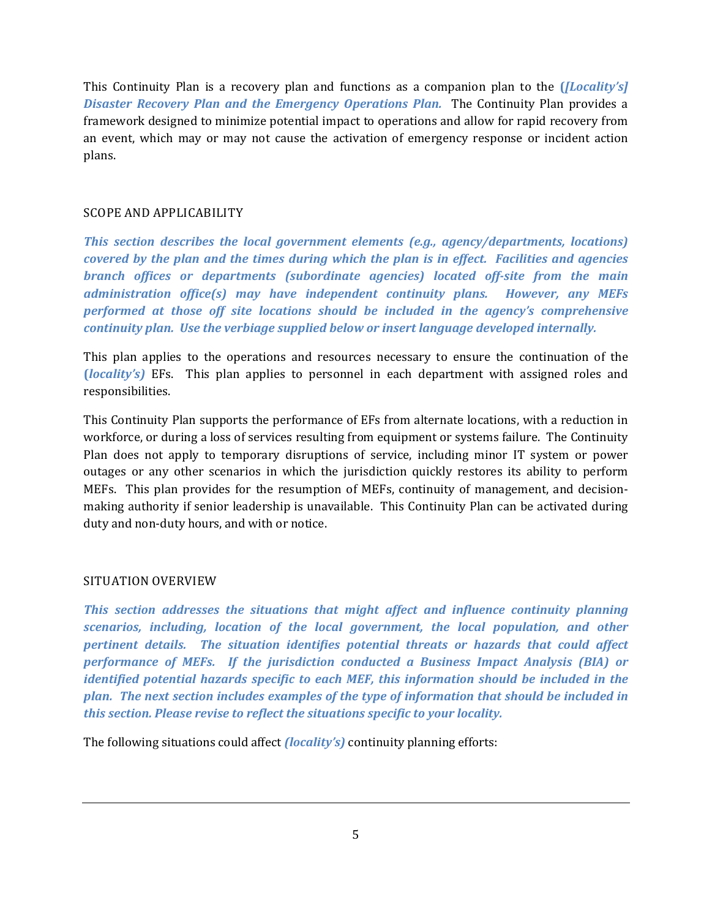This Continuity Plan is a recovery plan and functions as a companion plan to the **(*[Locality's] Disaster Recovery Plan and the Emergency Operations Plan.*** The Continuity Plan provides a framework designed to minimize potential impact to operations and allow for rapid recovery from an event, which may or may not cause the activation of emergency response or incident action plans.

## SCOPE AND APPLICABILITY

***This section describes the local government elements (e.g., agency/departments, locations) covered by the plan and the times during which the plan is in effect. Facilities and agencies branch offices or departments (subordinate agencies) located off-site from the main administration office(s) may have independent continuity plans. However, any MEFs performed at those off site locations should be included in the agency's comprehensive continuity plan. Use the verbiage supplied below or insert language developed internally.***

This plan applies to the operations and resources necessary to ensure the continuation of the **(*locality's)*** EFs. This plan applies to personnel in each department with assigned roles and responsibilities.

This Continuity Plan supports the performance of EFs from alternate locations, with a reduction in workforce, or during a loss of services resulting from equipment or systems failure. The Continuity Plan does not apply to temporary disruptions of service, including minor IT system or power outages or any other scenarios in which the jurisdiction quickly restores its ability to perform MEFs. This plan provides for the resumption of MEFs, continuity of management, and decision-making authority if senior leadership is unavailable. This Continuity Plan can be activated during duty and non-duty hours, and with or notice.

## SITUATION OVERVIEW

***This section addresses the situations that might affect and influence continuity planning scenarios, including, location of the local government, the local population, and other pertinent details. The situation identifies potential threats or hazards that could affect performance of MEFs. If the jurisdiction conducted a Business Impact Analysis (BIA) or identified potential hazards specific to each MEF, this information should be included in the plan. The next section includes examples of the type of information that should be included in this section. Please revise to reflect the situations specific to your locality.***

The following situations could affect ***(locality's)*** continuity planning efforts: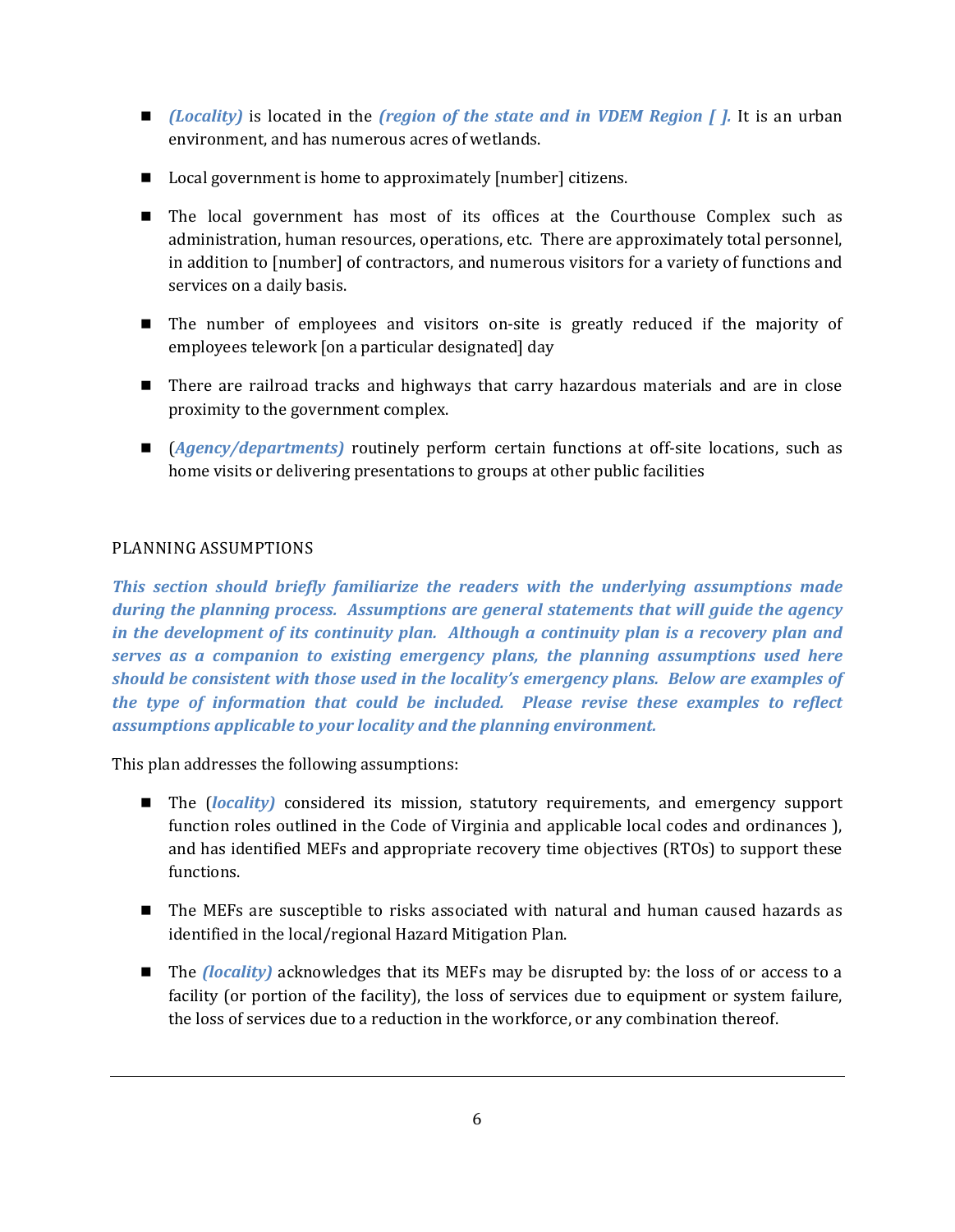- *(Locality)* is located in the *(region of the state and in VDEM Region [ ].* It is an urban environment, and has numerous acres of wetlands.

- Local government is home to approximately [number] citizens.

- The local government has most of its offices at the Courthouse Complex such as administration, human resources, operations, etc. There are approximately total personnel, in addition to [number] of contractors, and numerous visitors for a variety of functions and services on a daily basis.

- The number of employees and visitors on-site is greatly reduced if the majority of employees telework [on a particular designated] day

- There are railroad tracks and highways that carry hazardous materials and are in close proximity to the government complex.

- (*Agency/departments)* routinely perform certain functions at off-site locations, such as home visits or delivering presentations to groups at other public facilities

## PLANNING ASSUMPTIONS

***This section should briefly familiarize the readers with the underlying assumptions made during the planning process. Assumptions are general statements that will guide the agency in the development of its continuity plan. Although a continuity plan is a recovery plan and serves as a companion to existing emergency plans, the planning assumptions used here should be consistent with those used in the locality's emergency plans. Below are examples of the type of information that could be included. Please revise these examples to reflect assumptions applicable to your locality and the planning environment.***

This plan addresses the following assumptions:

- The (*locality*) considered its mission, statutory requirements, and emergency support function roles outlined in the Code of Virginia and applicable local codes and ordinances ), and has identified MEFs and appropriate recovery time objectives (RTOs) to support these functions.

- The MEFs are susceptible to risks associated with natural and human caused hazards as identified in the local/regional Hazard Mitigation Plan.

- The *(locality)* acknowledges that its MEFs may be disrupted by: the loss of or access to a facility (or portion of the facility), the loss of services due to equipment or system failure, the loss of services due to a reduction in the workforce, or any combination thereof.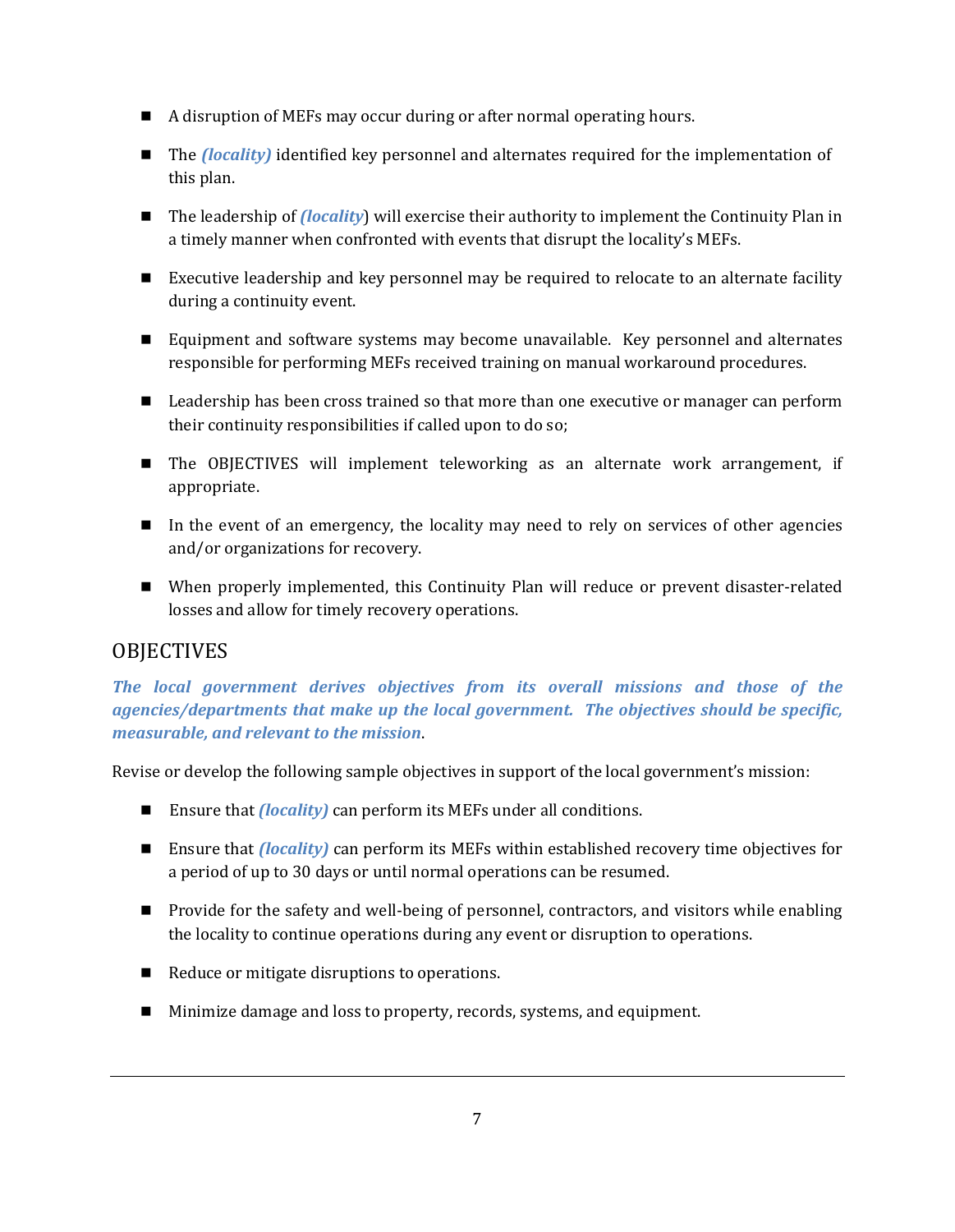- A disruption of MEFs may occur during or after normal operating hours.
- The ***(locality)*** identified key personnel and alternates required for the implementation of this plan.
- The leadership of ***(locality***) will exercise their authority to implement the Continuity Plan in a timely manner when confronted with events that disrupt the locality's MEFs.
- Executive leadership and key personnel may be required to relocate to an alternate facility during a continuity event.
- Equipment and software systems may become unavailable. Key personnel and alternates responsible for performing MEFs received training on manual workaround procedures.
- Leadership has been cross trained so that more than one executive or manager can perform their continuity responsibilities if called upon to do so;
- The OBJECTIVES will implement teleworking as an alternate work arrangement, if appropriate.
- In the event of an emergency, the locality may need to rely on services of other agencies and/or organizations for recovery.
- When properly implemented, this Continuity Plan will reduce or prevent disaster-related losses and allow for timely recovery operations.

## OBJECTIVES

***The local government derives objectives from its overall missions and those of the agencies/departments that make up the local government. The objectives should be specific, measurable, and relevant to the mission***.

Revise or develop the following sample objectives in support of the local government's mission:

- Ensure that ***(locality)*** can perform its MEFs under all conditions.
- Ensure that ***(locality)*** can perform its MEFs within established recovery time objectives for a period of up to 30 days or until normal operations can be resumed.
- Provide for the safety and well-being of personnel, contractors, and visitors while enabling the locality to continue operations during any event or disruption to operations.
- Reduce or mitigate disruptions to operations.
- Minimize damage and loss to property, records, systems, and equipment.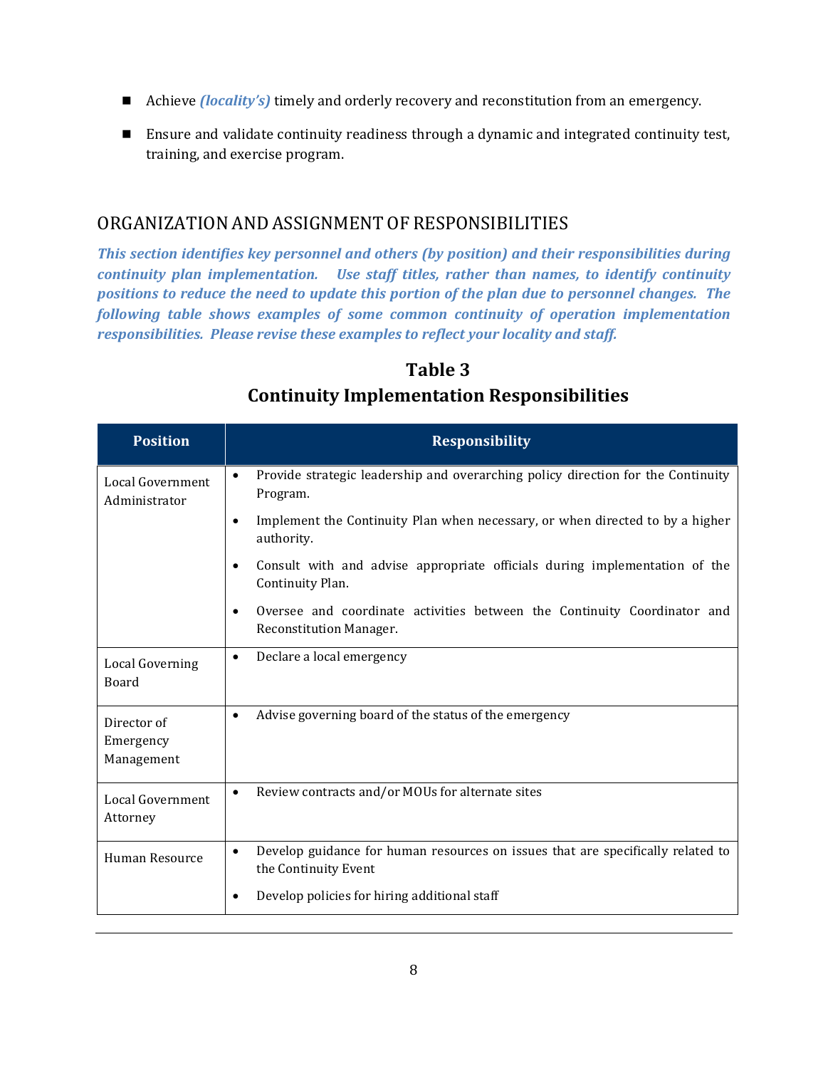- Achieve ***(locality's)*** timely and orderly recovery and reconstitution from an emergency.
- Ensure and validate continuity readiness through a dynamic and integrated continuity test, training, and exercise program.

## ORGANIZATION AND ASSIGNMENT OF RESPONSIBILITIES

***This section identifies key personnel and others (by position) and their responsibilities during continuity plan implementation. Use staff titles, rather than names, to identify continuity positions to reduce the need to update this portion of the plan due to personnel changes. The following table shows examples of some common continuity of operation implementation responsibilities. Please revise these examples to reflect your locality and staff.***

**Table 3**
**Continuity Implementation Responsibilities**

| Position | Responsibility |
|---|---|
| Local Government Administrator | • Provide strategic leadership and overarching policy direction for the Continuity Program.<br>• Implement the Continuity Plan when necessary, or when directed to by a higher authority.<br>• Consult with and advise appropriate officials during implementation of the Continuity Plan.<br>• Oversee and coordinate activities between the Continuity Coordinator and Reconstitution Manager. |
| Local Governing Board | • Declare a local emergency |
| Director of Emergency Management | • Advise governing board of the status of the emergency |
| Local Government Attorney | • Review contracts and/or MOUs for alternate sites |
| Human Resource | • Develop guidance for human resources on issues that are specifically related to the Continuity Event<br>• Develop policies for hiring additional staff |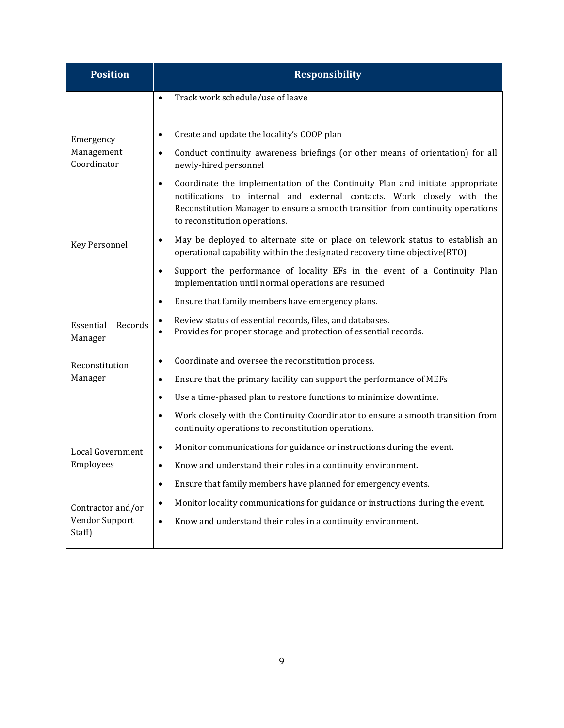| Position | Responsibility |
|---|---|
| | • Track work schedule/use of leave |
| Emergency Management Coordinator | • Create and update the locality's COOP plan<br>• Conduct continuity awareness briefings (or other means of orientation) for all newly-hired personnel<br>• Coordinate the implementation of the Continuity Plan and initiate appropriate notifications to internal and external contacts. Work closely with the Reconstitution Manager to ensure a smooth transition from continuity operations to reconstitution operations. |
| Key Personnel | • May be deployed to alternate site or place on telework status to establish an operational capability within the designated recovery time objective(RTO)<br>• Support the performance of locality EFs in the event of a Continuity Plan implementation until normal operations are resumed<br>• Ensure that family members have emergency plans. |
| Essential Records Manager | • Review status of essential records, files, and databases.<br>• Provides for proper storage and protection of essential records. |
| Reconstitution Manager | • Coordinate and oversee the reconstitution process.<br>• Ensure that the primary facility can support the performance of MEFs<br>• Use a time-phased plan to restore functions to minimize downtime.<br>• Work closely with the Continuity Coordinator to ensure a smooth transition from continuity operations to reconstitution operations. |
| Local Government Employees | • Monitor communications for guidance or instructions during the event.<br>• Know and understand their roles in a continuity environment.<br>• Ensure that family members have planned for emergency events. |
| Contractor and/or Vendor Support Staff) | • Monitor locality communications for guidance or instructions during the event.<br>• Know and understand their roles in a continuity environment. |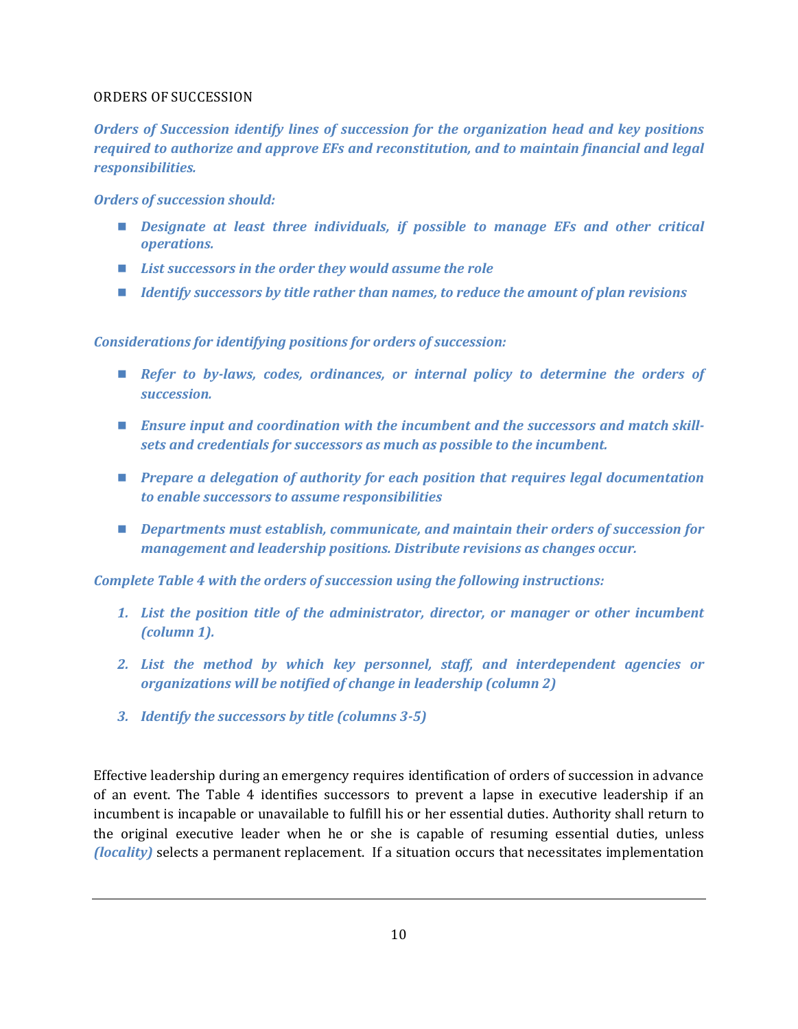## ORDERS OF SUCCESSION

***Orders of Succession identify lines of succession for the organization head and key positions required to authorize and approve EFs and reconstitution, and to maintain financial and legal responsibilities.***

***Orders of succession should:***

- ***Designate at least three individuals, if possible to manage EFs and other critical operations.***
- ***List successors in the order they would assume the role***
- ***Identify successors by title rather than names, to reduce the amount of plan revisions***

***Considerations for identifying positions for orders of succession:***

- ***Refer to by-laws, codes, ordinances, or internal policy to determine the orders of succession.***
- ***Ensure input and coordination with the incumbent and the successors and match skill-sets and credentials for successors as much as possible to the incumbent.***
- ***Prepare a delegation of authority for each position that requires legal documentation to enable successors to assume responsibilities***
- ***Departments must establish, communicate, and maintain their orders of succession for management and leadership positions. Distribute revisions as changes occur.***

***Complete Table 4 with the orders of succession using the following instructions:***

1. ***List the position title of the administrator, director, or manager or other incumbent (column 1).***
2. ***List the method by which key personnel, staff, and interdependent agencies or organizations will be notified of change in leadership (column 2)***
3. ***Identify the successors by title (columns 3-5)***

Effective leadership during an emergency requires identification of orders of succession in advance of an event. The Table 4 identifies successors to prevent a lapse in executive leadership if an incumbent is incapable or unavailable to fulfill his or her essential duties. Authority shall return to the original executive leader when he or she is capable of resuming essential duties, unless ***(locality)*** selects a permanent replacement. If a situation occurs that necessitates implementation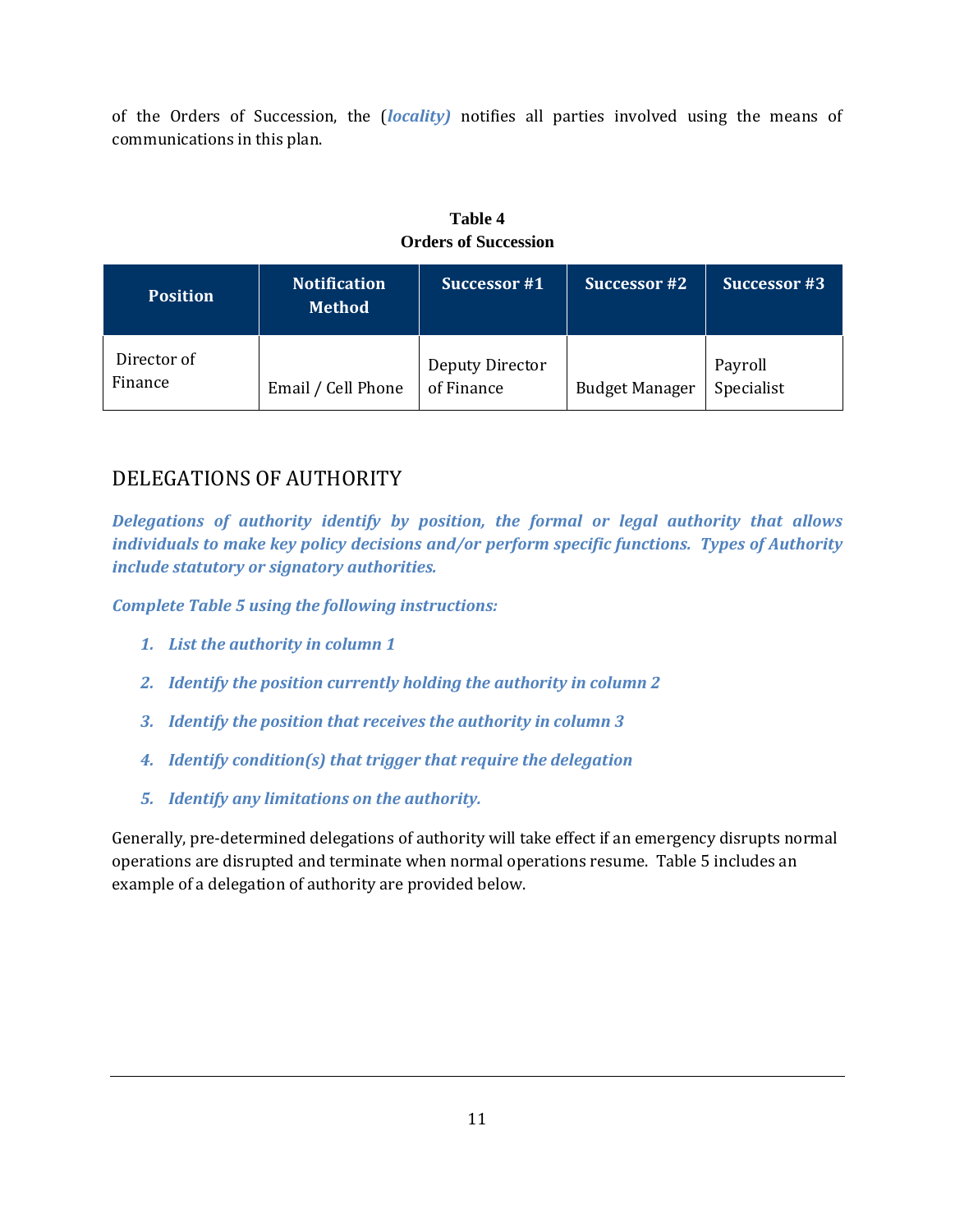of the Orders of Succession, the (***locality)*** notifies all parties involved using the means of communications in this plan.

**Table 4**
**Orders of Succession**

| Position | Notification Method | Successor #1 | Successor #2 | Successor #3 |
|---|---|---|---|---|
| Director of Finance | Email / Cell Phone | Deputy Director of Finance | Budget Manager | Payroll Specialist |

## DELEGATIONS OF AUTHORITY

***Delegations of authority identify by position, the formal or legal authority that allows individuals to make key policy decisions and/or perform specific functions. Types of Authority include statutory or signatory authorities.***

***Complete Table 5 using the following instructions:***

1. ***List the authority in column 1***
2. ***Identify the position currently holding the authority in column 2***
3. ***Identify the position that receives the authority in column 3***
4. ***Identify condition(s) that trigger that require the delegation***
5. ***Identify any limitations on the authority.***

Generally, pre-determined delegations of authority will take effect if an emergency disrupts normal operations are disrupted and terminate when normal operations resume. Table 5 includes an example of a delegation of authority are provided below.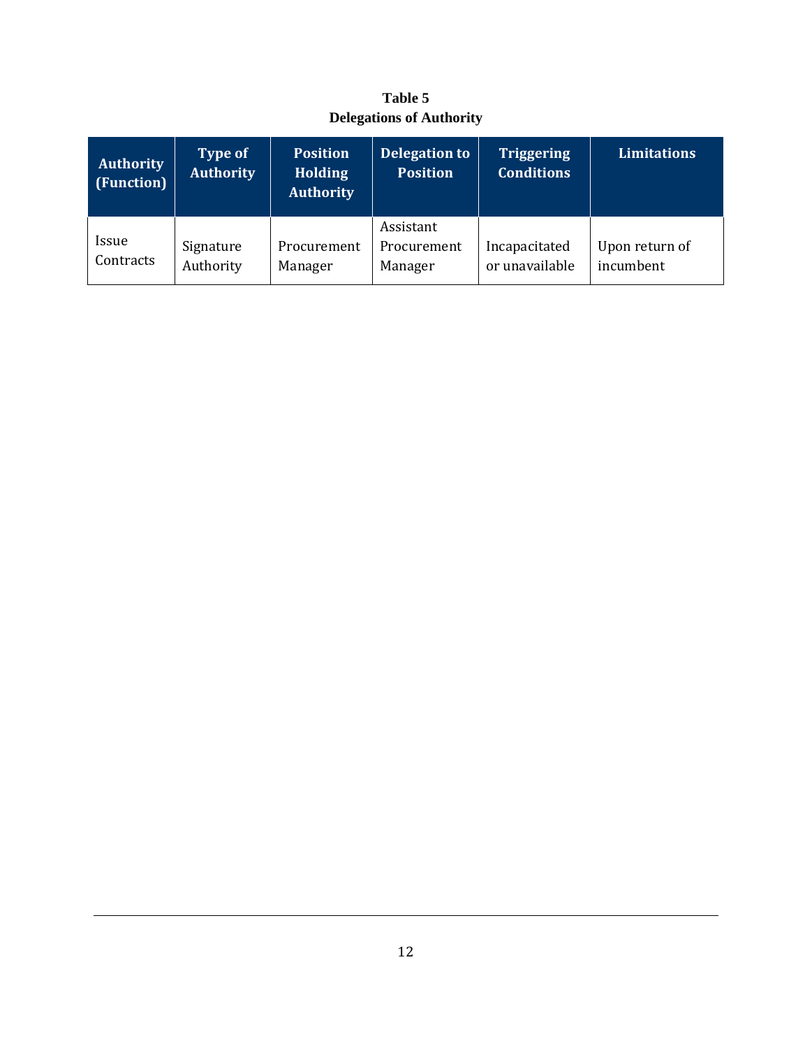**Table 5**
**Delegations of Authority**

| Authority (Function) | Type of Authority | Position Holding Authority | Delegation to Position | Triggering Conditions | Limitations |
|---|---|---|---|---|---|
| Issue Contracts | Signature Authority | Procurement Manager | Assistant Procurement Manager | Incapacitated or unavailable | Upon return of incumbent |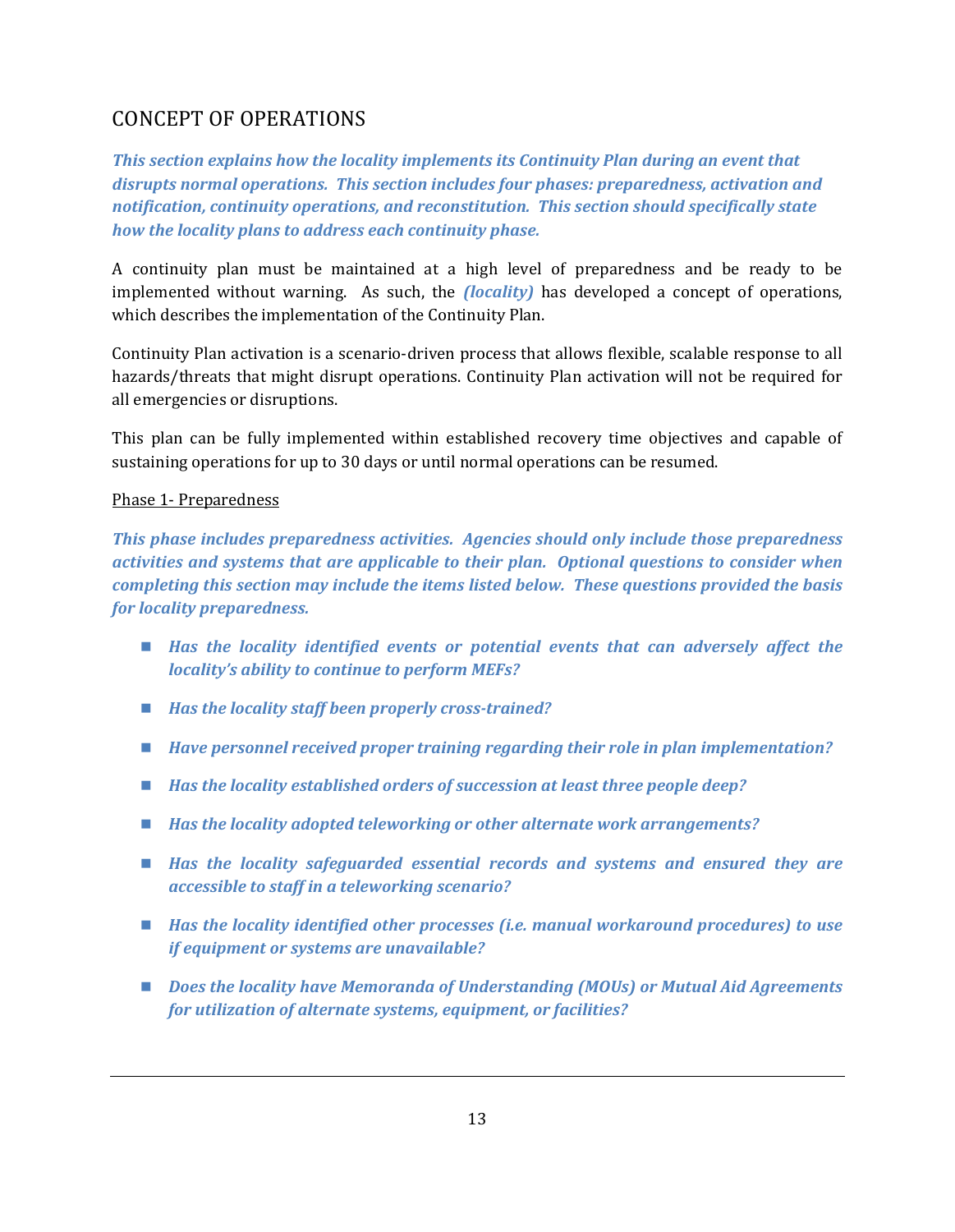## CONCEPT OF OPERATIONS

***This section explains how the locality implements its Continuity Plan during an event that disrupts normal operations. This section includes four phases: preparedness, activation and notification, continuity operations, and reconstitution. This section should specifically state how the locality plans to address each continuity phase.***

A continuity plan must be maintained at a high level of preparedness and be ready to be implemented without warning. As such, the ***(locality)*** has developed a concept of operations, which describes the implementation of the Continuity Plan.

Continuity Plan activation is a scenario-driven process that allows flexible, scalable response to all hazards/threats that might disrupt operations. Continuity Plan activation will not be required for all emergencies or disruptions.

This plan can be fully implemented within established recovery time objectives and capable of sustaining operations for up to 30 days or until normal operations can be resumed.

Phase 1- Preparedness

***This phase includes preparedness activities. Agencies should only include those preparedness activities and systems that are applicable to their plan. Optional questions to consider when completing this section may include the items listed below. These questions provided the basis for locality preparedness.***

- ***Has the locality identified events or potential events that can adversely affect the locality's ability to continue to perform MEFs?***
- ***Has the locality staff been properly cross-trained?***
- ***Have personnel received proper training regarding their role in plan implementation?***
- ***Has the locality established orders of succession at least three people deep?***
- ***Has the locality adopted teleworking or other alternate work arrangements?***
- ***Has the locality safeguarded essential records and systems and ensured they are accessible to staff in a teleworking scenario?***
- ***Has the locality identified other processes (i.e. manual workaround procedures) to use if equipment or systems are unavailable?***
- ***Does the locality have Memoranda of Understanding (MOUs) or Mutual Aid Agreements for utilization of alternate systems, equipment, or facilities?***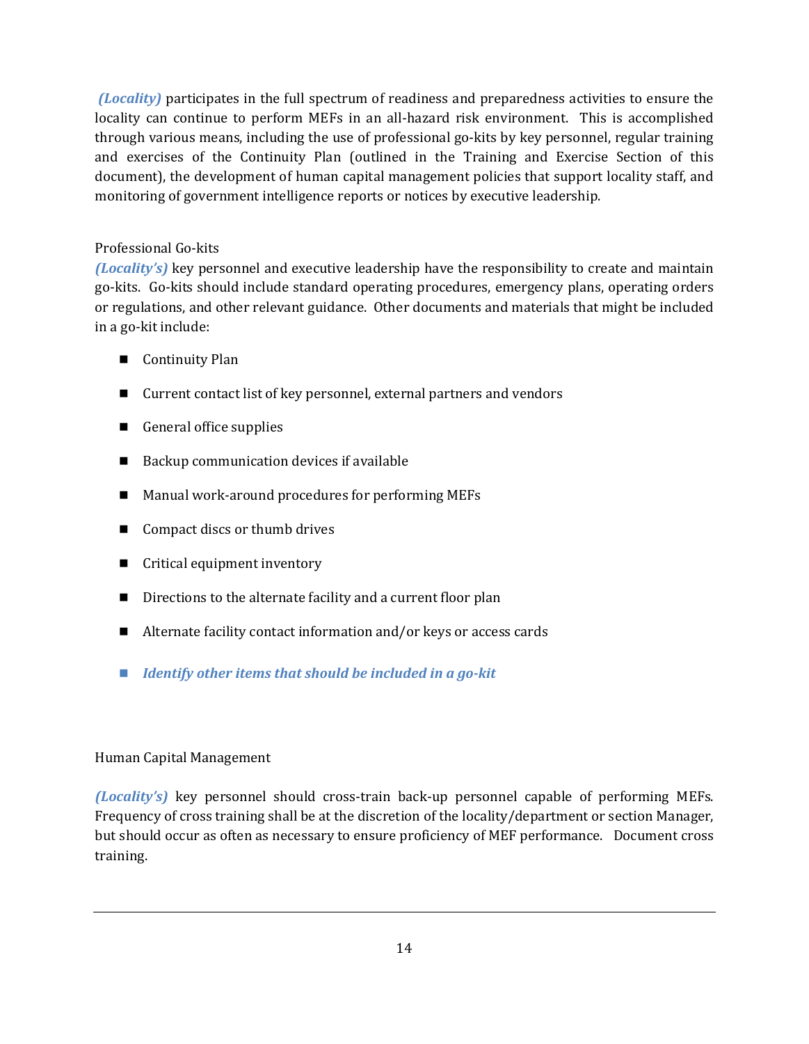*(Locality)* participates in the full spectrum of readiness and preparedness activities to ensure the locality can continue to perform MEFs in an all-hazard risk environment. This is accomplished through various means, including the use of professional go-kits by key personnel, regular training and exercises of the Continuity Plan (outlined in the Training and Exercise Section of this document), the development of human capital management policies that support locality staff, and monitoring of government intelligence reports or notices by executive leadership.

### Professional Go-kits

*(Locality's)* key personnel and executive leadership have the responsibility to create and maintain go-kits. Go-kits should include standard operating procedures, emergency plans, operating orders or regulations, and other relevant guidance. Other documents and materials that might be included in a go-kit include:

- Continuity Plan
- Current contact list of key personnel, external partners and vendors
- General office supplies
- Backup communication devices if available
- Manual work-around procedures for performing MEFs
- Compact discs or thumb drives
- Critical equipment inventory
- Directions to the alternate facility and a current floor plan
- Alternate facility contact information and/or keys or access cards
- ***Identify other items that should be included in a go-kit***

### Human Capital Management

*(Locality's)* key personnel should cross-train back-up personnel capable of performing MEFs. Frequency of cross training shall be at the discretion of the locality/department or section Manager, but should occur as often as necessary to ensure proficiency of MEF performance. Document cross training.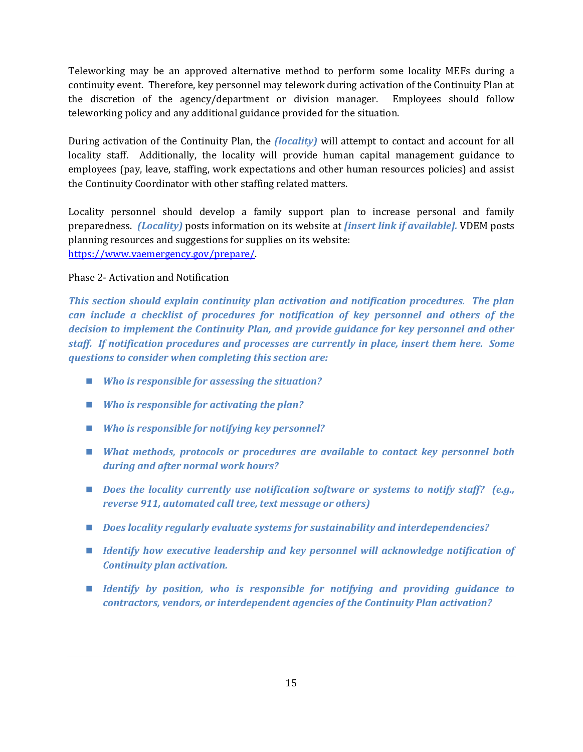Teleworking may be an approved alternative method to perform some locality MEFs during a continuity event. Therefore, key personnel may telework during activation of the Continuity Plan at the discretion of the agency/department or division manager. Employees should follow teleworking policy and any additional guidance provided for the situation.

During activation of the Continuity Plan, the ***(locality)*** will attempt to contact and account for all locality staff. Additionally, the locality will provide human capital management guidance to employees (pay, leave, staffing, work expectations and other human resources policies) and assist the Continuity Coordinator with other staffing related matters.

Locality personnel should develop a family support plan to increase personal and family preparedness. ***(Locality)*** posts information on its website at ***[insert link if available].*** VDEM posts planning resources and suggestions for supplies on its website: https://www.vaemergency.gov/prepare/.

Phase 2- Activation and Notification

***This section should explain continuity plan activation and notification procedures. The plan can include a checklist of procedures for notification of key personnel and others of the decision to implement the Continuity Plan, and provide guidance for key personnel and other staff. If notification procedures and processes are currently in place, insert them here. Some questions to consider when completing this section are:***

- ***Who is responsible for assessing the situation?***
- ***Who is responsible for activating the plan?***
- ***Who is responsible for notifying key personnel?***
- ***What methods, protocols or procedures are available to contact key personnel both during and after normal work hours?***
- ***Does the locality currently use notification software or systems to notify staff? (e.g., reverse 911, automated call tree, text message or others)***
- ***Does locality regularly evaluate systems for sustainability and interdependencies?***
- ***Identify how executive leadership and key personnel will acknowledge notification of Continuity plan activation.***
- ***Identify by position, who is responsible for notifying and providing guidance to contractors, vendors, or interdependent agencies of the Continuity Plan activation?***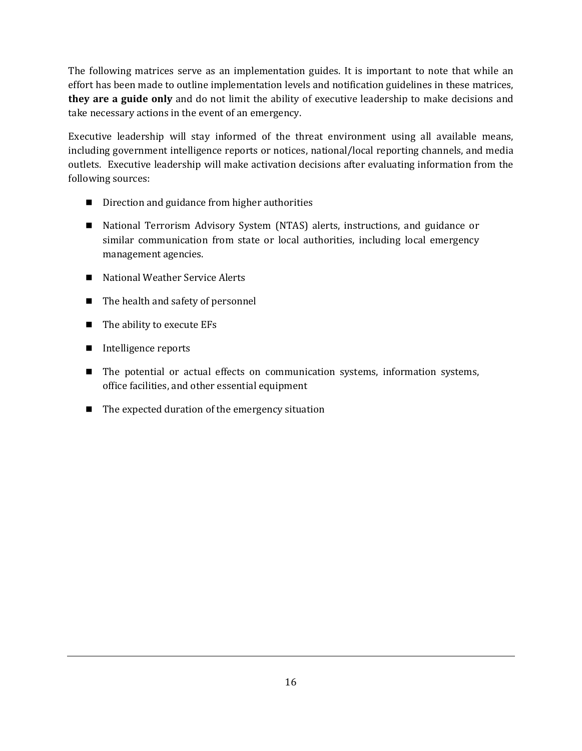The following matrices serve as an implementation guides. It is important to note that while an effort has been made to outline implementation levels and notification guidelines in these matrices, **they are a guide only** and do not limit the ability of executive leadership to make decisions and take necessary actions in the event of an emergency.

Executive leadership will stay informed of the threat environment using all available means, including government intelligence reports or notices, national/local reporting channels, and media outlets. Executive leadership will make activation decisions after evaluating information from the following sources:

- Direction and guidance from higher authorities
- National Terrorism Advisory System (NTAS) alerts, instructions, and guidance or similar communication from state or local authorities, including local emergency management agencies.
- National Weather Service Alerts
- The health and safety of personnel
- The ability to execute EFs
- Intelligence reports
- The potential or actual effects on communication systems, information systems, office facilities, and other essential equipment
- The expected duration of the emergency situation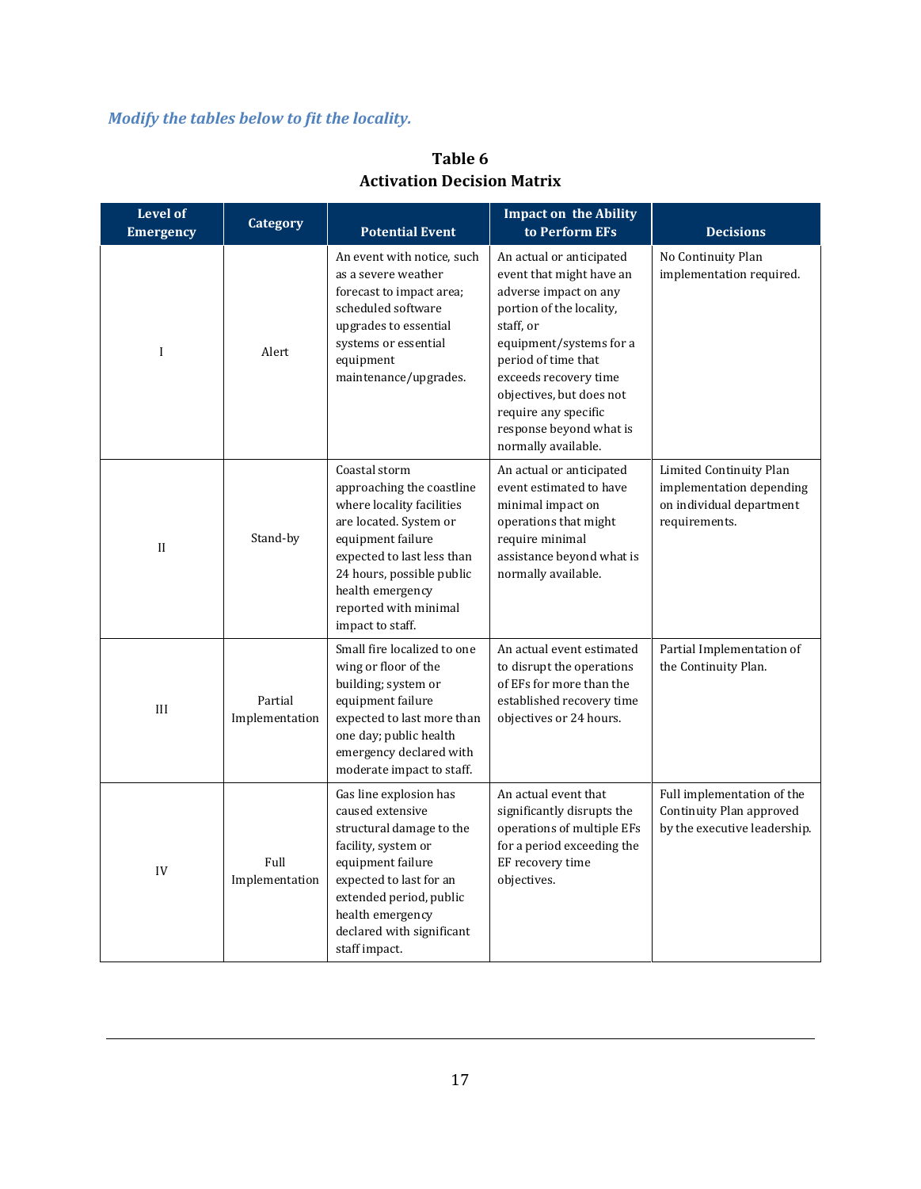*Modify the tables below to fit the locality.*

**Table 6**
**Activation Decision Matrix**

| Level of Emergency | Category | Potential Event | Impact on the Ability to Perform EFs | Decisions |
|---|---|---|---|---|
| I | Alert | An event with notice, such as a severe weather forecast to impact area; scheduled software upgrades to essential systems or essential equipment maintenance/upgrades. | An actual or anticipated event that might have an adverse impact on any portion of the locality, staff, or equipment/systems for a period of time that exceeds recovery time objectives, but does not require any specific response beyond what is normally available. | No Continuity Plan implementation required. |
| II | Stand-by | Coastal storm approaching the coastline where locality facilities are located. System or equipment failure expected to last less than 24 hours, possible public health emergency reported with minimal impact to staff. | An actual or anticipated event estimated to have minimal impact on operations that might require minimal assistance beyond what is normally available. | Limited Continuity Plan implementation depending on individual department requirements. |
| III | Partial Implementation | Small fire localized to one wing or floor of the building; system or equipment failure expected to last more than one day; public health emergency declared with moderate impact to staff. | An actual event estimated to disrupt the operations of EFs for more than the established recovery time objectives or 24 hours. | Partial Implementation of the Continuity Plan. |
| IV | Full Implementation | Gas line explosion has caused extensive structural damage to the facility, system or equipment failure expected to last for an extended period, public health emergency declared with significant staff impact. | An actual event that significantly disrupts the operations of multiple EFs for a period exceeding the EF recovery time objectives. | Full implementation of the Continuity Plan approved by the executive leadership. |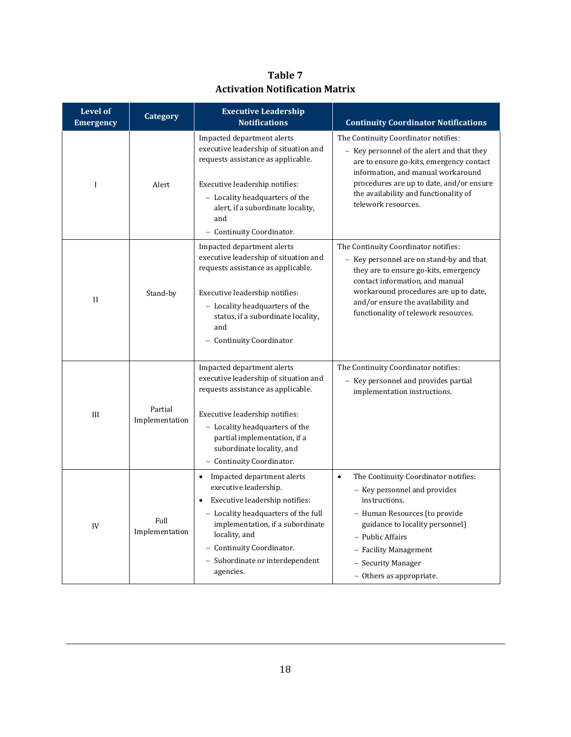**Table 7**
**Activation Notification Matrix**

| Level of Emergency | Category | Executive Leadership Notifications | Continuity Coordinator Notifications |
|---|---|---|---|
| I | Alert | Impacted department alerts executive leadership of situation and requests assistance as applicable.<br><br>Executive leadership notifies:<br>– Locality headquarters of the alert, if a subordinate locality, and<br>– Continuity Coordinator. | The Continuity Coordinator notifies:<br>– Key personnel of the alert and that they are to ensure go-kits, emergency contact information, and manual workaround procedures are up to date, and/or ensure the availability and functionality of telework resources. |
| II | Stand-by | Impacted department alerts executive leadership of situation and requests assistance as applicable.<br><br>Executive leadership notifies:<br>– Locality headquarters of the status, if a subordinate locality, and<br>– Continuity Coordinator | The Continuity Coordinator notifies:<br>– Key personnel are on stand-by and that they are to ensure go-kits, emergency contact information, and manual workaround procedures are up to date, and/or ensure the availability and functionality of telework resources. |
| III | Partial Implementation | Impacted department alerts executive leadership of situation and requests assistance as applicable.<br><br>Executive leadership notifies:<br>– Locality headquarters of the partial implementation, if a subordinate locality, and<br>– Continuity Coordinator. | The Continuity Coordinator notifies:<br>– Key personnel and provides partial implementation instructions. |
| IV | Full Implementation | • Impacted department alerts executive leadership.<br>• Executive leadership notifies:<br>– Locality headquarters of the full implementation, if a subordinate locality, and<br>– Continuity Coordinator.<br>– Subordinate or interdependent agencies. | • The Continuity Coordinator notifies:<br>– Key personnel and provides instructions.<br>– Human Resources (to provide guidance to locality personnel)<br>– Public Affairs<br>– Facility Management<br>– Security Manager<br>– Others as appropriate. |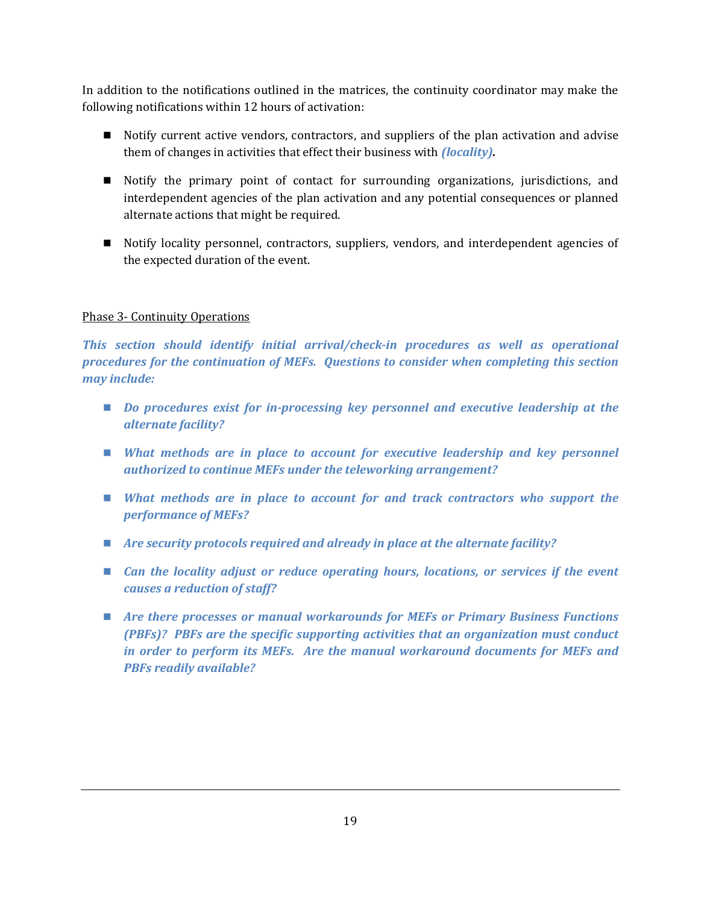In addition to the notifications outlined in the matrices, the continuity coordinator may make the following notifications within 12 hours of activation:

- Notify current active vendors, contractors, and suppliers of the plan activation and advise them of changes in activities that effect their business with ***(locality).***
- Notify the primary point of contact for surrounding organizations, jurisdictions, and interdependent agencies of the plan activation and any potential consequences or planned alternate actions that might be required.
- Notify locality personnel, contractors, suppliers, vendors, and interdependent agencies of the expected duration of the event.

<u>Phase 3- Continuity Operations</u>

***This section should identify initial arrival/check-in procedures as well as operational procedures for the continuation of MEFs. Questions to consider when completing this section may include:***

- ***Do procedures exist for in-processing key personnel and executive leadership at the alternate facility?***
- ***What methods are in place to account for executive leadership and key personnel authorized to continue MEFs under the teleworking arrangement?***
- ***What methods are in place to account for and track contractors who support the performance of MEFs?***
- ***Are security protocols required and already in place at the alternate facility?***
- ***Can the locality adjust or reduce operating hours, locations, or services if the event causes a reduction of staff?***
- ***Are there processes or manual workarounds for MEFs or Primary Business Functions (PBFs)? PBFs are the specific supporting activities that an organization must conduct in order to perform its MEFs. Are the manual workaround documents for MEFs and PBFs readily available?***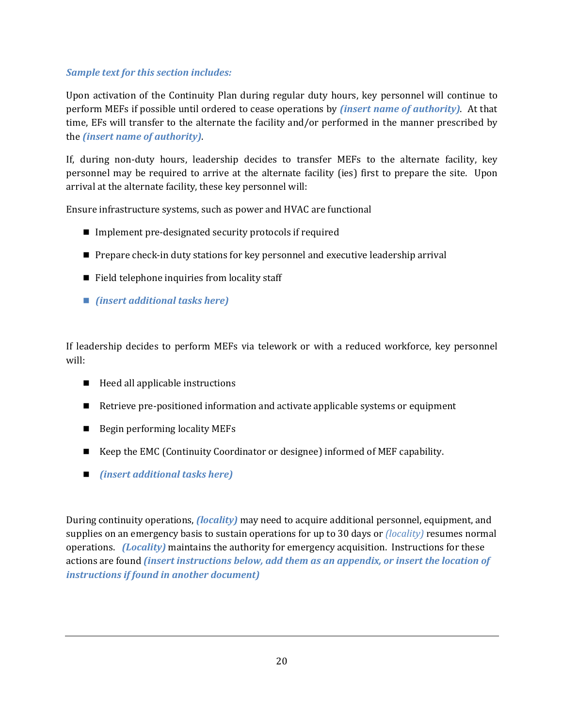***Sample text for this section includes:***

Upon activation of the Continuity Plan during regular duty hours, key personnel will continue to perform MEFs if possible until ordered to cease operations by ***(insert name of authority)***. At that time, EFs will transfer to the alternate the facility and/or performed in the manner prescribed by the ***(insert name of authority)***.

If, during non-duty hours, leadership decides to transfer MEFs to the alternate facility, key personnel may be required to arrive at the alternate facility (ies) first to prepare the site. Upon arrival at the alternate facility, these key personnel will:

Ensure infrastructure systems, such as power and HVAC are functional

- Implement pre-designated security protocols if required
- Prepare check-in duty stations for key personnel and executive leadership arrival
- Field telephone inquiries from locality staff
- ***(insert additional tasks here)***

If leadership decides to perform MEFs via telework or with a reduced workforce, key personnel will:

- Heed all applicable instructions
- Retrieve pre-positioned information and activate applicable systems or equipment
- Begin performing locality MEFs
- Keep the EMC (Continuity Coordinator or designee) informed of MEF capability.
- ***(insert additional tasks here)***

During continuity operations, ***(locality)*** may need to acquire additional personnel, equipment, and supplies on an emergency basis to sustain operations for up to 30 days or *(locality)* resumes normal operations. ***(Locality)*** maintains the authority for emergency acquisition. Instructions for these actions are found ***(insert instructions below, add them as an appendix, or insert the location of instructions if found in another document)***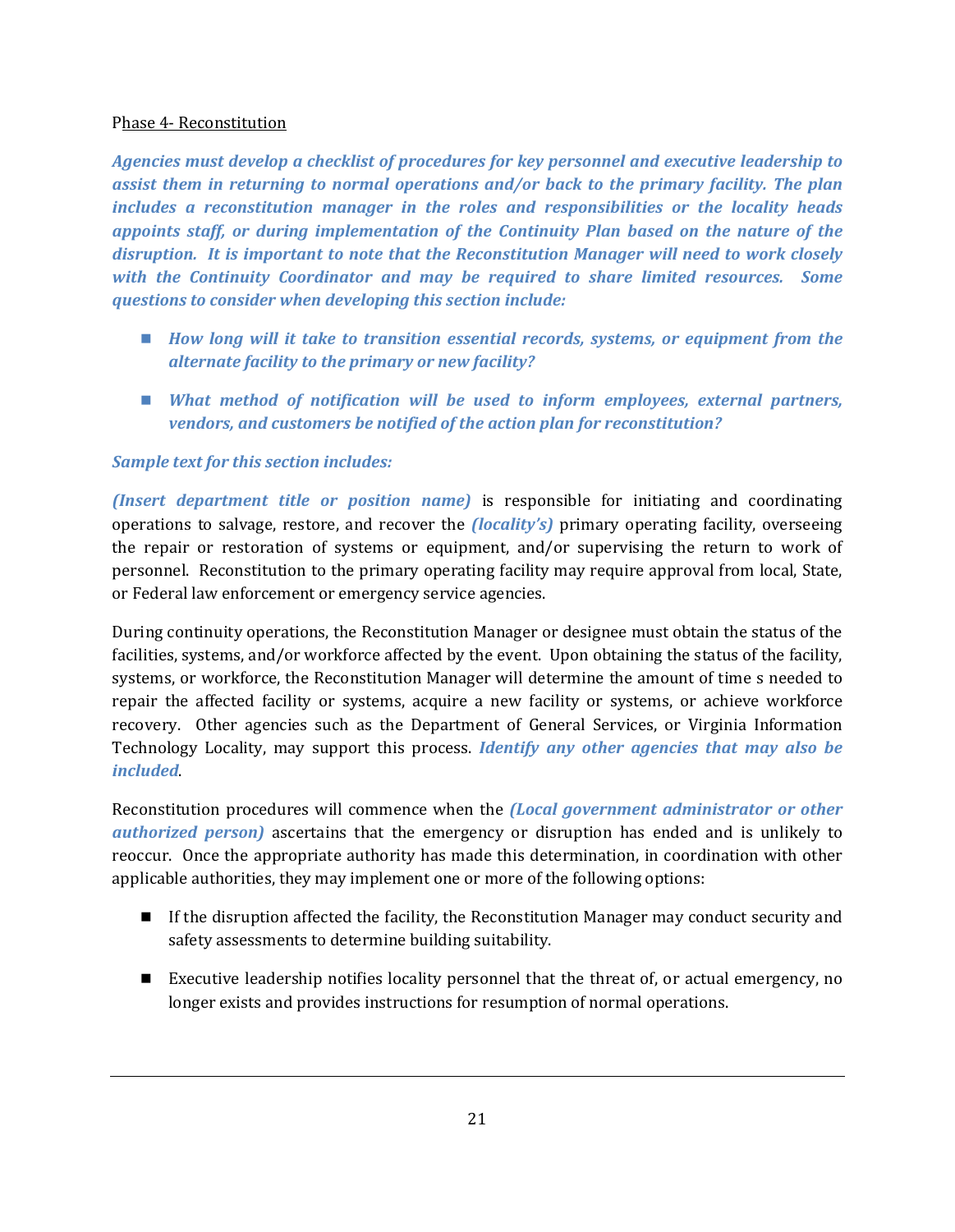Phase 4- Reconstitution

***Agencies must develop a checklist of procedures for key personnel and executive leadership to assist them in returning to normal operations and/or back to the primary facility. The plan includes a reconstitution manager in the roles and responsibilities or the locality heads appoints staff, or during implementation of the Continuity Plan based on the nature of the disruption. It is important to note that the Reconstitution Manager will need to work closely with the Continuity Coordinator and may be required to share limited resources. Some questions to consider when developing this section include:***

- ***How long will it take to transition essential records, systems, or equipment from the alternate facility to the primary or new facility?***
- ***What method of notification will be used to inform employees, external partners, vendors, and customers be notified of the action plan for reconstitution?***

***Sample text for this section includes:***

***(Insert department title or position name)*** is responsible for initiating and coordinating operations to salvage, restore, and recover the ***(locality's)*** primary operating facility, overseeing the repair or restoration of systems or equipment, and/or supervising the return to work of personnel. Reconstitution to the primary operating facility may require approval from local, State, or Federal law enforcement or emergency service agencies.

During continuity operations, the Reconstitution Manager or designee must obtain the status of the facilities, systems, and/or workforce affected by the event. Upon obtaining the status of the facility, systems, or workforce, the Reconstitution Manager will determine the amount of time s needed to repair the affected facility or systems, acquire a new facility or systems, or achieve workforce recovery. Other agencies such as the Department of General Services, or Virginia Information Technology Locality, may support this process. ***Identify any other agencies that may also be included***.

Reconstitution procedures will commence when the ***(Local government administrator or other authorized person)*** ascertains that the emergency or disruption has ended and is unlikely to reoccur. Once the appropriate authority has made this determination, in coordination with other applicable authorities, they may implement one or more of the following options:

- If the disruption affected the facility, the Reconstitution Manager may conduct security and safety assessments to determine building suitability.
- Executive leadership notifies locality personnel that the threat of, or actual emergency, no longer exists and provides instructions for resumption of normal operations.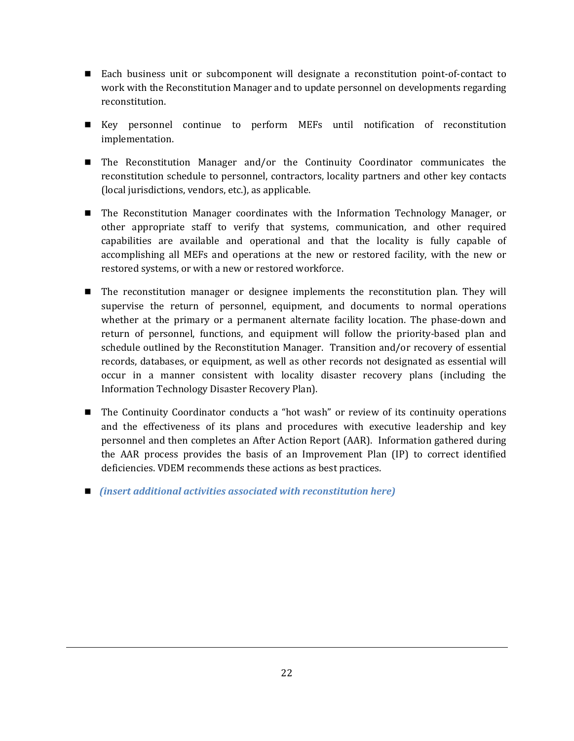- Each business unit or subcomponent will designate a reconstitution point-of-contact to work with the Reconstitution Manager and to update personnel on developments regarding reconstitution.

- Key personnel continue to perform MEFs until notification of reconstitution implementation.

- The Reconstitution Manager and/or the Continuity Coordinator communicates the reconstitution schedule to personnel, contractors, locality partners and other key contacts (local jurisdictions, vendors, etc.), as applicable.

- The Reconstitution Manager coordinates with the Information Technology Manager, or other appropriate staff to verify that systems, communication, and other required capabilities are available and operational and that the locality is fully capable of accomplishing all MEFs and operations at the new or restored facility, with the new or restored systems, or with a new or restored workforce.

- The reconstitution manager or designee implements the reconstitution plan. They will supervise the return of personnel, equipment, and documents to normal operations whether at the primary or a permanent alternate facility location. The phase-down and return of personnel, functions, and equipment will follow the priority-based plan and schedule outlined by the Reconstitution Manager. Transition and/or recovery of essential records, databases, or equipment, as well as other records not designated as essential will occur in a manner consistent with locality disaster recovery plans (including the Information Technology Disaster Recovery Plan).

- The Continuity Coordinator conducts a "hot wash" or review of its continuity operations and the effectiveness of its plans and procedures with executive leadership and key personnel and then completes an After Action Report (AAR). Information gathered during the AAR process provides the basis of an Improvement Plan (IP) to correct identified deficiencies. VDEM recommends these actions as best practices.

- ***(insert additional activities associated with reconstitution here)***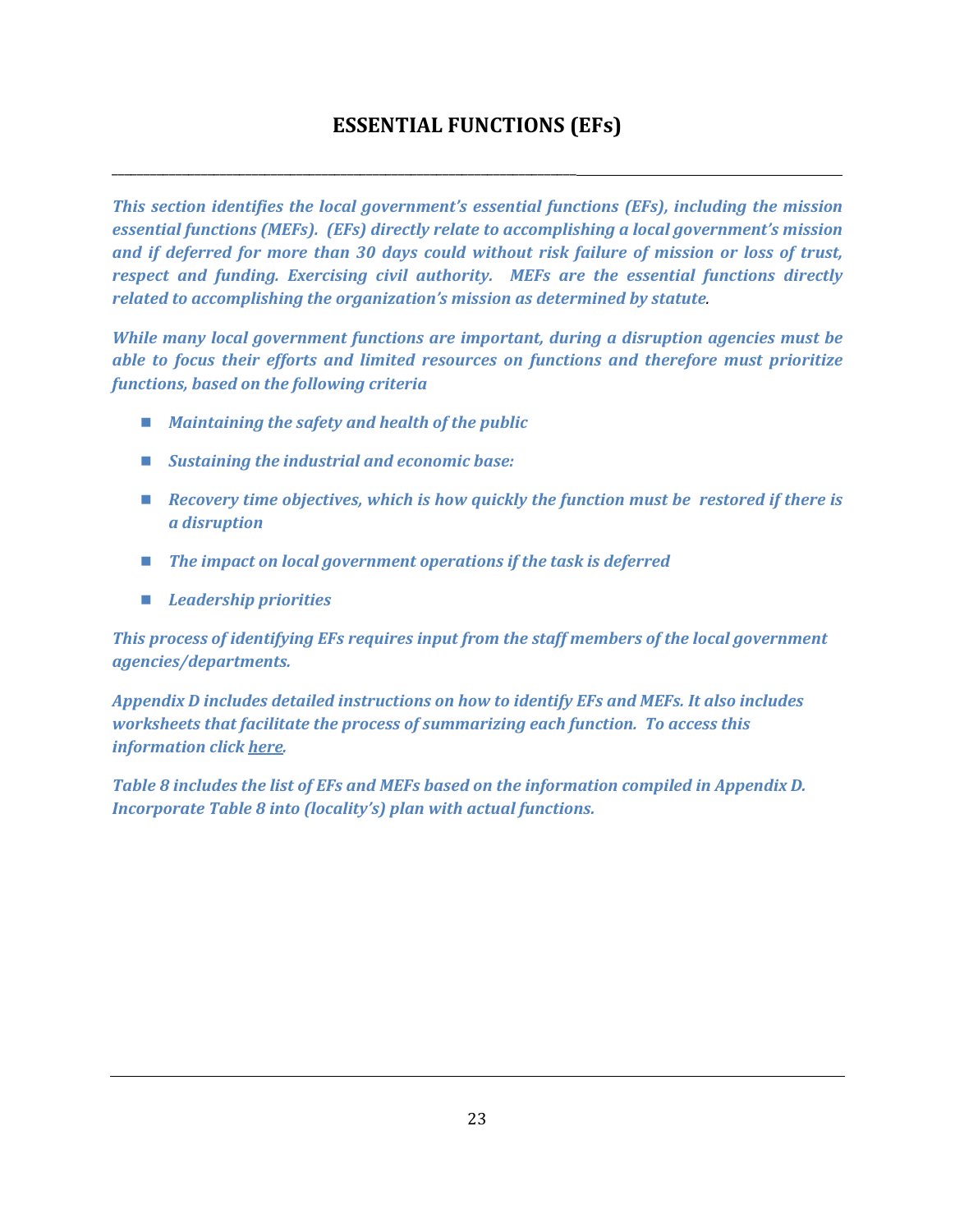# ESSENTIAL FUNCTIONS (EFs)

*This section identifies the local government's essential functions (EFs), including the mission essential functions (MEFs). (EFs) directly relate to accomplishing a local government's mission and if deferred for more than 30 days could without risk failure of mission or loss of trust, respect and funding. Exercising civil authority. MEFs are the essential functions directly related to accomplishing the organization's mission as determined by statute.*

*While many local government functions are important, during a disruption agencies must be able to focus their efforts and limited resources on functions and therefore must prioritize functions, based on the following criteria*

- *Maintaining the safety and health of the public*
- *Sustaining the industrial and economic base:*
- *Recovery time objectives, which is how quickly the function must be restored if there is a disruption*
- *The impact on local government operations if the task is deferred*
- *Leadership priorities*

*This process of identifying EFs requires input from the staff members of the local government agencies/departments.*

*Appendix D includes detailed instructions on how to identify EFs and MEFs. It also includes worksheets that facilitate the process of summarizing each function. To access this information click here.*

*Table 8 includes the list of EFs and MEFs based on the information compiled in Appendix D. Incorporate Table 8 into (locality's) plan with actual functions.*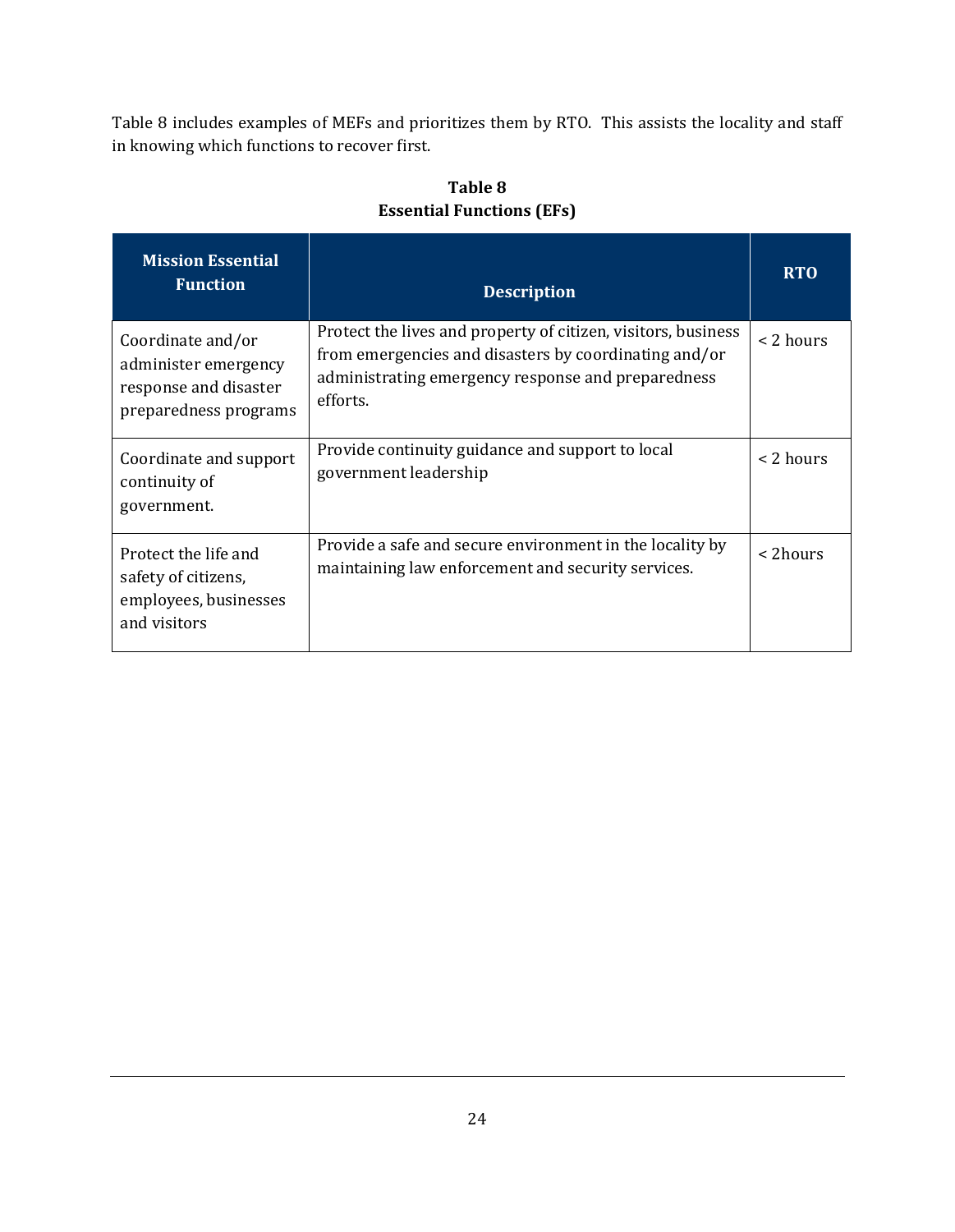Table 8 includes examples of MEFs and prioritizes them by RTO. This assists the locality and staff in knowing which functions to recover first.

**Table 8**
**Essential Functions (EFs)**

| Mission Essential Function | Description | RTO |
|---|---|---|
| Coordinate and/or administer emergency response and disaster preparedness programs | Protect the lives and property of citizen, visitors, business from emergencies and disasters by coordinating and/or administrating emergency response and preparedness efforts. | < 2 hours |
| Coordinate and support continuity of government. | Provide continuity guidance and support to local government leadership | < 2 hours |
| Protect the life and safety of citizens, employees, businesses and visitors | Provide a safe and secure environment in the locality by maintaining law enforcement and security services. | < 2hours |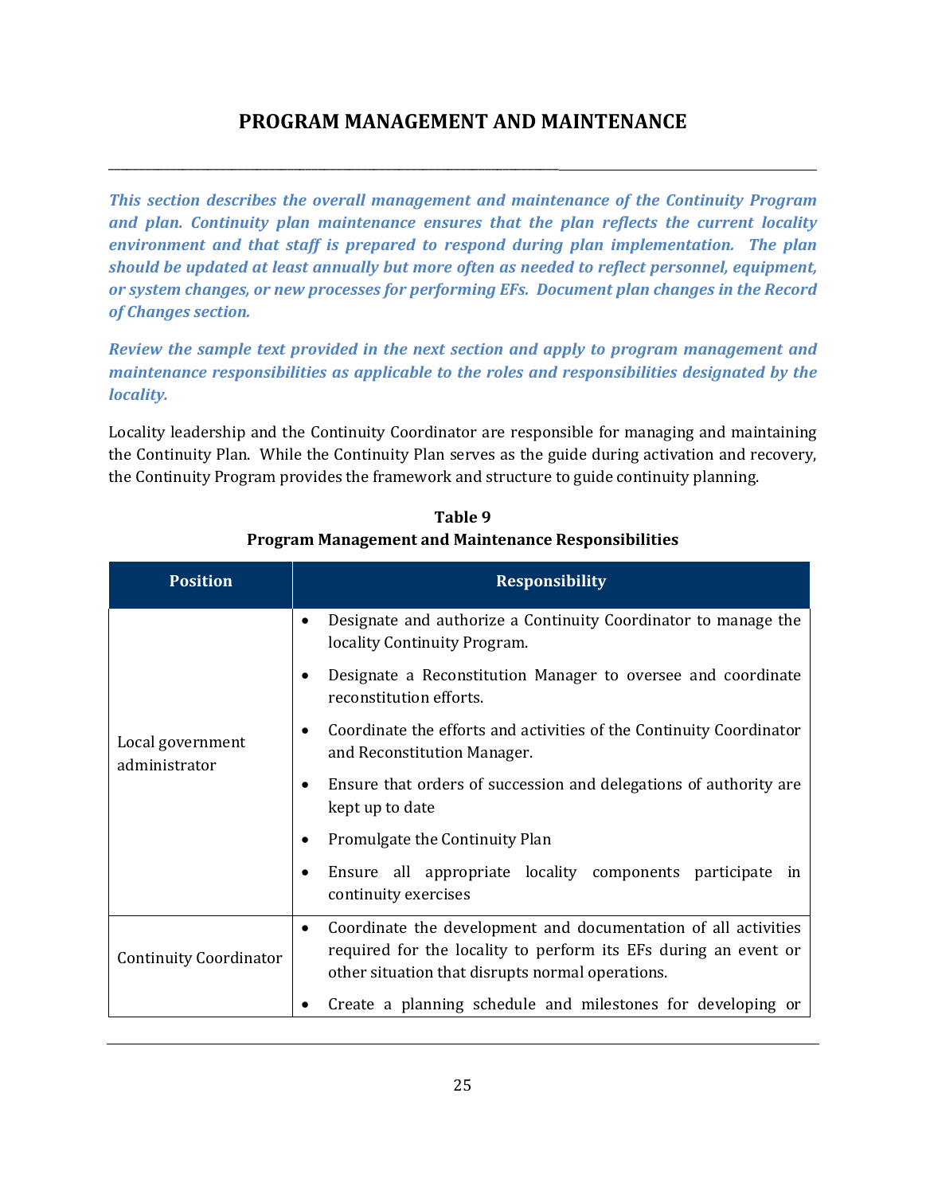# PROGRAM MANAGEMENT AND MAINTENANCE

***This section describes the overall management and maintenance of the Continuity Program and plan. Continuity plan maintenance ensures that the plan reflects the current locality environment and that staff is prepared to respond during plan implementation. The plan should be updated at least annually but more often as needed to reflect personnel, equipment, or system changes, or new processes for performing EFs. Document plan changes in the Record of Changes section.***

***Review the sample text provided in the next section and apply to program management and maintenance responsibilities as applicable to the roles and responsibilities designated by the locality.***

Locality leadership and the Continuity Coordinator are responsible for managing and maintaining the Continuity Plan. While the Continuity Plan serves as the guide during activation and recovery, the Continuity Program provides the framework and structure to guide continuity planning.

**Table 9**
**Program Management and Maintenance Responsibilities**

| Position | Responsibility |
| --- | --- |
| Local government administrator | • Designate and authorize a Continuity Coordinator to manage the locality Continuity Program.<br>• Designate a Reconstitution Manager to oversee and coordinate reconstitution efforts.<br>• Coordinate the efforts and activities of the Continuity Coordinator and Reconstitution Manager.<br>• Ensure that orders of succession and delegations of authority are kept up to date<br>• Promulgate the Continuity Plan<br>• Ensure all appropriate locality components participate in continuity exercises |
| Continuity Coordinator | • Coordinate the development and documentation of all activities required for the locality to perform its EFs during an event or other situation that disrupts normal operations.<br>• Create a planning schedule and milestones for developing or |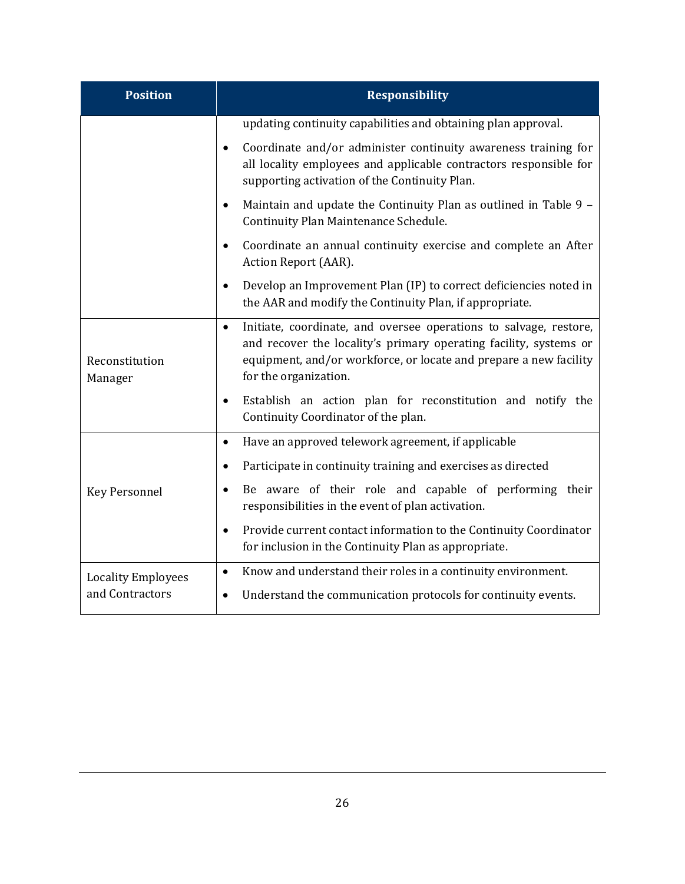| Position | Responsibility |
| --- | --- |
| | updating continuity capabilities and obtaining plan approval.<br>• Coordinate and/or administer continuity awareness training for all locality employees and applicable contractors responsible for supporting activation of the Continuity Plan.<br>• Maintain and update the Continuity Plan as outlined in Table 9 – Continuity Plan Maintenance Schedule.<br>• Coordinate an annual continuity exercise and complete an After Action Report (AAR).<br>• Develop an Improvement Plan (IP) to correct deficiencies noted in the AAR and modify the Continuity Plan, if appropriate. |
| Reconstitution Manager | • Initiate, coordinate, and oversee operations to salvage, restore, and recover the locality's primary operating facility, systems or equipment, and/or workforce, or locate and prepare a new facility for the organization.<br>• Establish an action plan for reconstitution and notify the Continuity Coordinator of the plan. |
| Key Personnel | • Have an approved telework agreement, if applicable<br>• Participate in continuity training and exercises as directed<br>• Be aware of their role and capable of performing their responsibilities in the event of plan activation.<br>• Provide current contact information to the Continuity Coordinator for inclusion in the Continuity Plan as appropriate. |
| Locality Employees and Contractors | • Know and understand their roles in a continuity environment.<br>• Understand the communication protocols for continuity events. |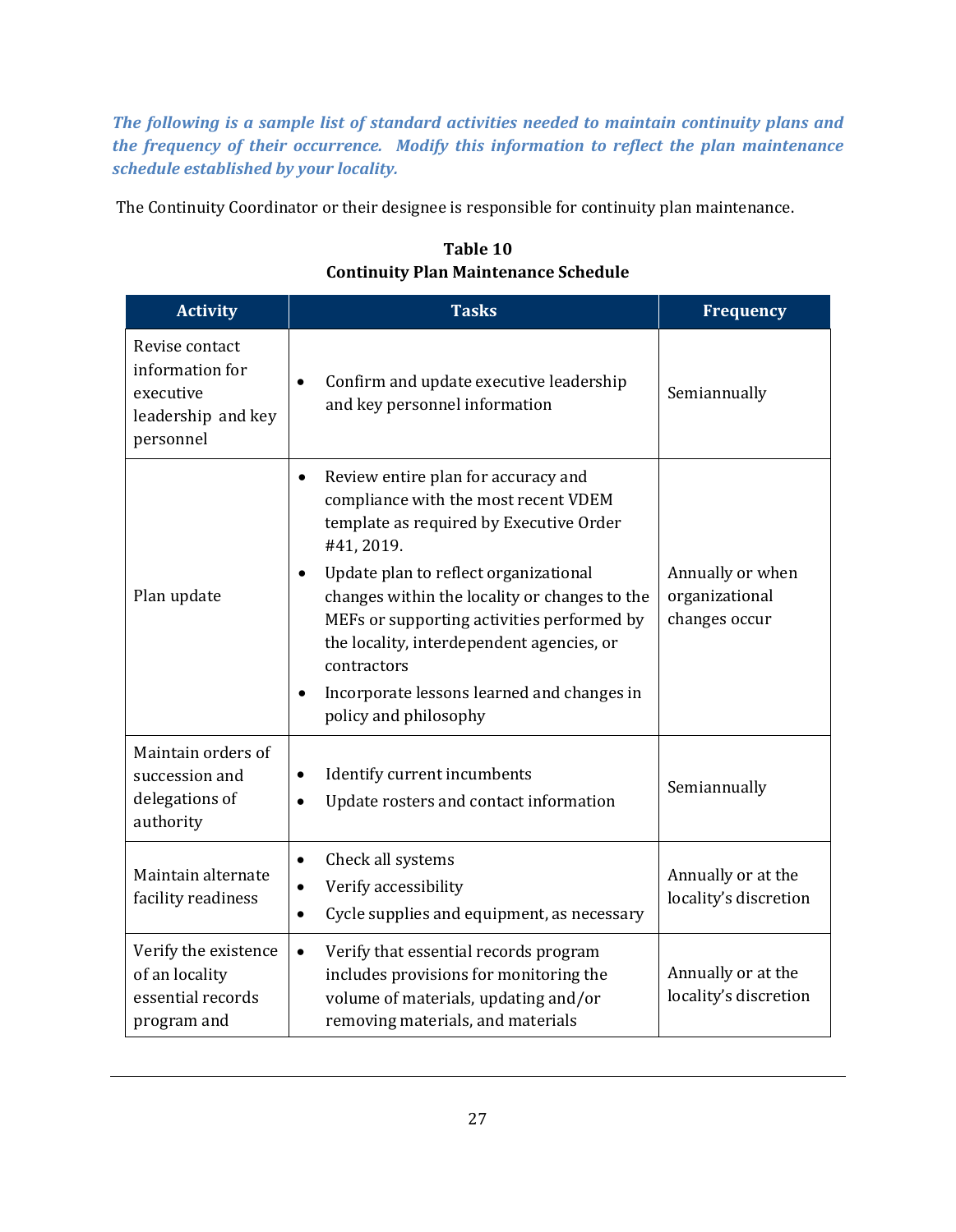***The following is a sample list of standard activities needed to maintain continuity plans and the frequency of their occurrence. Modify this information to reflect the plan maintenance schedule established by your locality.***

The Continuity Coordinator or their designee is responsible for continuity plan maintenance.

**Table 10**
**Continuity Plan Maintenance Schedule**

| Activity | Tasks | Frequency |
|---|---|---|
| Revise contact information for executive leadership and key personnel | • Confirm and update executive leadership and key personnel information | Semiannually |
| Plan update | • Review entire plan for accuracy and compliance with the most recent VDEM template as required by Executive Order #41, 2019.<br>• Update plan to reflect organizational changes within the locality or changes to the MEFs or supporting activities performed by the locality, interdependent agencies, or contractors<br>• Incorporate lessons learned and changes in policy and philosophy | Annually or when organizational changes occur |
| Maintain orders of succession and delegations of authority | • Identify current incumbents<br>• Update rosters and contact information | Semiannually |
| Maintain alternate facility readiness | • Check all systems<br>• Verify accessibility<br>• Cycle supplies and equipment, as necessary | Annually or at the locality's discretion |
| Verify the existence of an locality essential records program and | • Verify that essential records program includes provisions for monitoring the volume of materials, updating and/or removing materials, and materials | Annually or at the locality's discretion |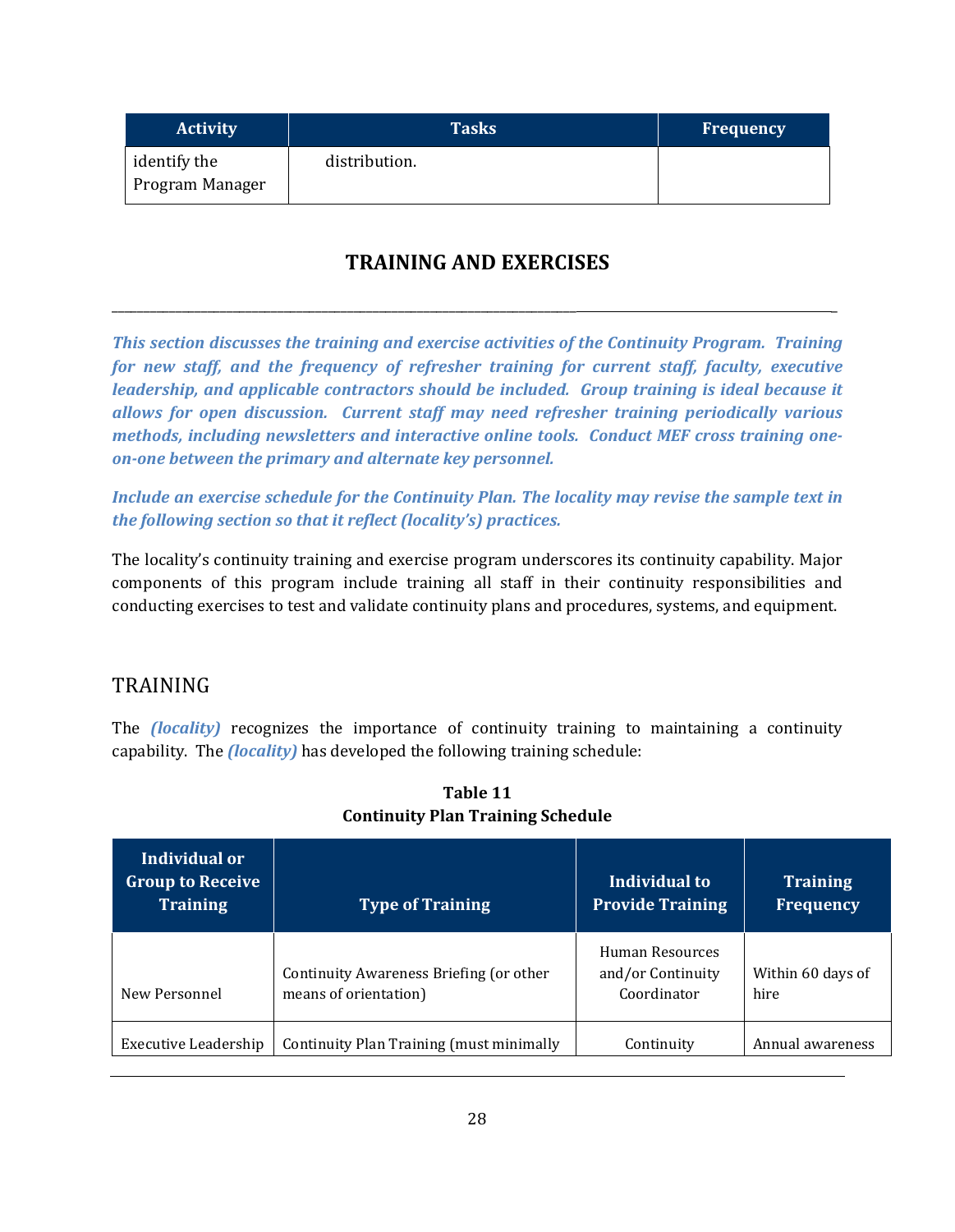| Activity | Tasks | Frequency |
| --- | --- | --- |
| identify the Program Manager | distribution. | |

## TRAINING AND EXERCISES

***This section discusses the training and exercise activities of the Continuity Program. Training for new staff, and the frequency of refresher training for current staff, faculty, executive leadership, and applicable contractors should be included. Group training is ideal because it allows for open discussion. Current staff may need refresher training periodically various methods, including newsletters and interactive online tools. Conduct MEF cross training one-on-one between the primary and alternate key personnel.***

***Include an exercise schedule for the Continuity Plan. The locality may revise the sample text in the following section so that it reflect (locality's) practices.***

The locality's continuity training and exercise program underscores its continuity capability. Major components of this program include training all staff in their continuity responsibilities and conducting exercises to test and validate continuity plans and procedures, systems, and equipment.

### TRAINING

The ***(locality)*** recognizes the importance of continuity training to maintaining a continuity capability. The ***(locality)*** has developed the following training schedule:

**Table 11**
**Continuity Plan Training Schedule**

| Individual or Group to Receive Training | Type of Training | Individual to Provide Training | Training Frequency |
| --- | --- | --- | --- |
| New Personnel | Continuity Awareness Briefing (or other means of orientation) | Human Resources and/or Continuity Coordinator | Within 60 days of hire |
| Executive Leadership | Continuity Plan Training (must minimally | Continuity | Annual awareness |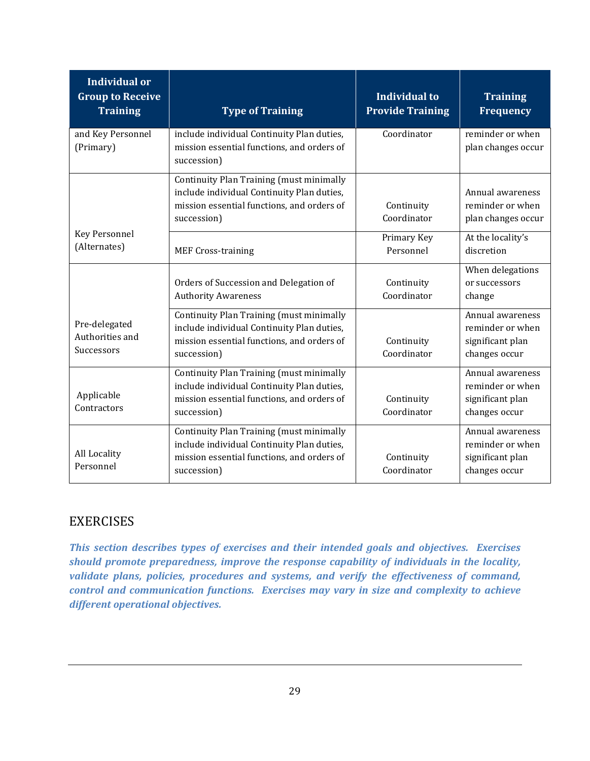| Individual or Group to Receive Training | Type of Training | Individual to Provide Training | Training Frequency |
|---|---|---|---|
| and Key Personnel (Primary) | include individual Continuity Plan duties, mission essential functions, and orders of succession) | Coordinator | reminder or when plan changes occur |
| Key Personnel (Alternates) | Continuity Plan Training (must minimally include individual Continuity Plan duties, mission essential functions, and orders of succession) | Continuity Coordinator | Annual awareness reminder or when plan changes occur |
| | MEF Cross-training | Primary Key Personnel | At the locality's discretion |
| Pre-delegated Authorities and Successors | Orders of Succession and Delegation of Authority Awareness | Continuity Coordinator | When delegations or successors change |
| | Continuity Plan Training (must minimally include individual Continuity Plan duties, mission essential functions, and orders of succession) | Continuity Coordinator | Annual awareness reminder or when significant plan changes occur |
| Applicable Contractors | Continuity Plan Training (must minimally include individual Continuity Plan duties, mission essential functions, and orders of succession) | Continuity Coordinator | Annual awareness reminder or when significant plan changes occur |
| All Locality Personnel | Continuity Plan Training (must minimally include individual Continuity Plan duties, mission essential functions, and orders of succession) | Continuity Coordinator | Annual awareness reminder or when significant plan changes occur |

## EXERCISES

***This section describes types of exercises and their intended goals and objectives. Exercises should promote preparedness, improve the response capability of individuals in the locality, validate plans, policies, procedures and systems, and verify the effectiveness of command, control and communication functions. Exercises may vary in size and complexity to achieve different operational objectives.***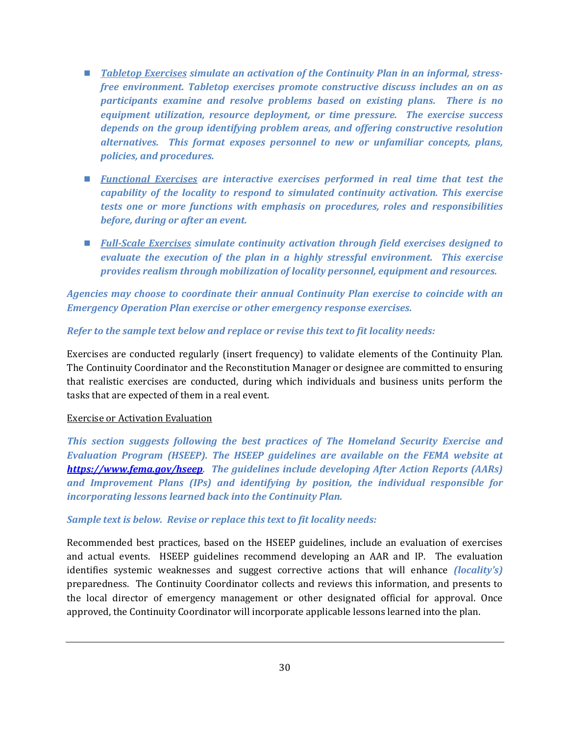- ***Tabletop Exercises*** ***simulate an activation of the Continuity Plan in an informal, stress-free environment. Tabletop exercises promote constructive discuss includes an on as participants examine and resolve problems based on existing plans. There is no equipment utilization, resource deployment, or time pressure. The exercise success depends on the group identifying problem areas, and offering constructive resolution alternatives. This format exposes personnel to new or unfamiliar concepts, plans, policies, and procedures.***

- ***Functional Exercises*** ***are interactive exercises performed in real time that test the capability of the locality to respond to simulated continuity activation. This exercise tests one or more functions with emphasis on procedures, roles and responsibilities before, during or after an event.***

- ***Full-Scale Exercises*** ***simulate continuity activation through field exercises designed to evaluate the execution of the plan in a highly stressful environment. This exercise provides realism through mobilization of locality personnel, equipment and resources.***

***Agencies may choose to coordinate their annual Continuity Plan exercise to coincide with an Emergency Operation Plan exercise or other emergency response exercises.***

***Refer to the sample text below and replace or revise this text to fit locality needs:***

Exercises are conducted regularly (insert frequency) to validate elements of the Continuity Plan. The Continuity Coordinator and the Reconstitution Manager or designee are committed to ensuring that realistic exercises are conducted, during which individuals and business units perform the tasks that are expected of them in a real event.

Exercise or Activation Evaluation

***This section suggests following the best practices of The Homeland Security Exercise and Evaluation Program (HSEEP). The HSEEP guidelines are available on the FEMA website at https://www.fema.gov/hseep. The guidelines include developing After Action Reports (AARs) and Improvement Plans (IPs) and identifying by position, the individual responsible for incorporating lessons learned back into the Continuity Plan.***

***Sample text is below. Revise or replace this text to fit locality needs:***

Recommended best practices, based on the HSEEP guidelines, include an evaluation of exercises and actual events. HSEEP guidelines recommend developing an AAR and IP. The evaluation identifies systemic weaknesses and suggest corrective actions that will enhance ***(locality's)*** preparedness. The Continuity Coordinator collects and reviews this information, and presents to the local director of emergency management or other designated official for approval. Once approved, the Continuity Coordinator will incorporate applicable lessons learned into the plan.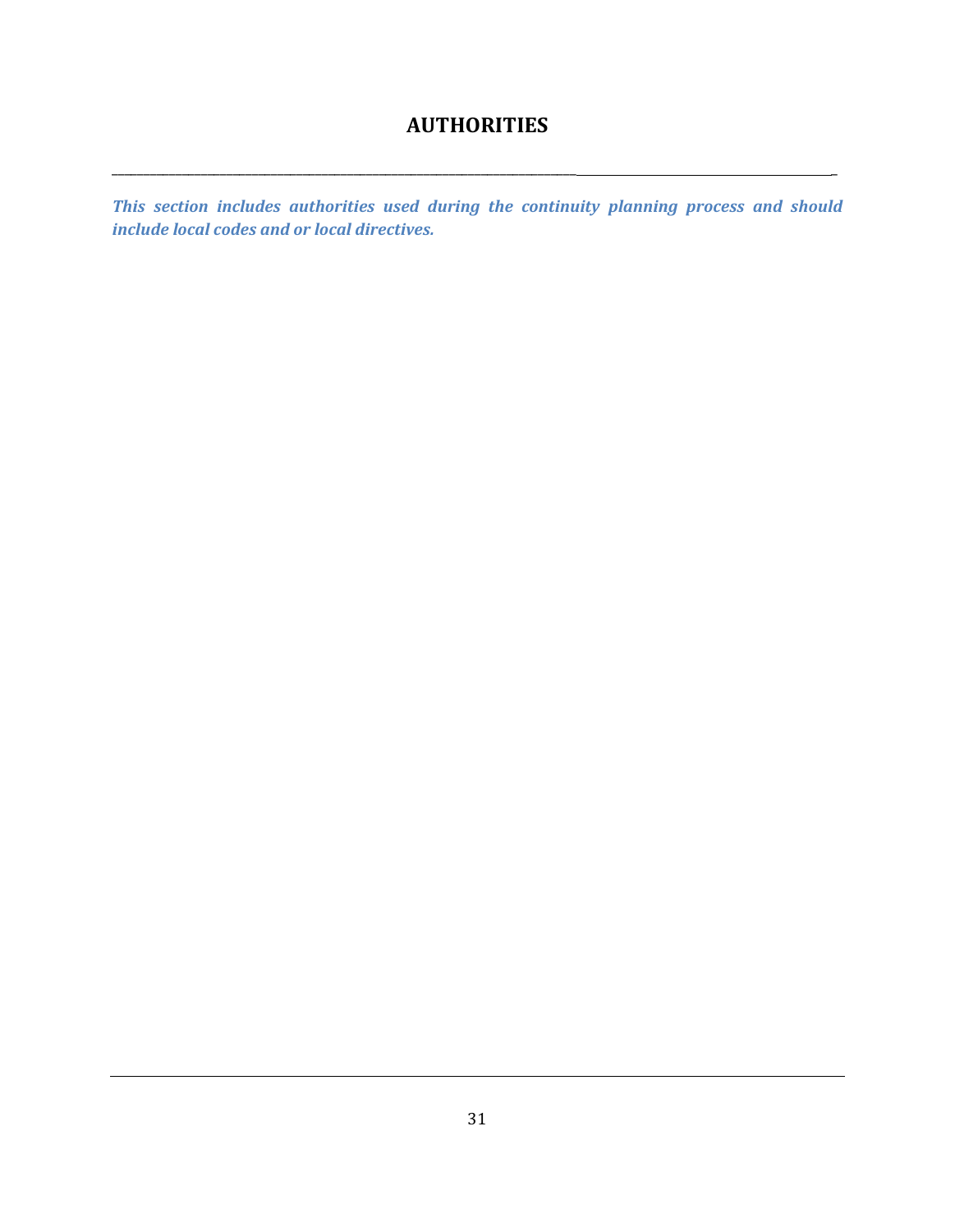# AUTHORITIES

***This section includes authorities used during the continuity planning process and should include local codes and or local directives.***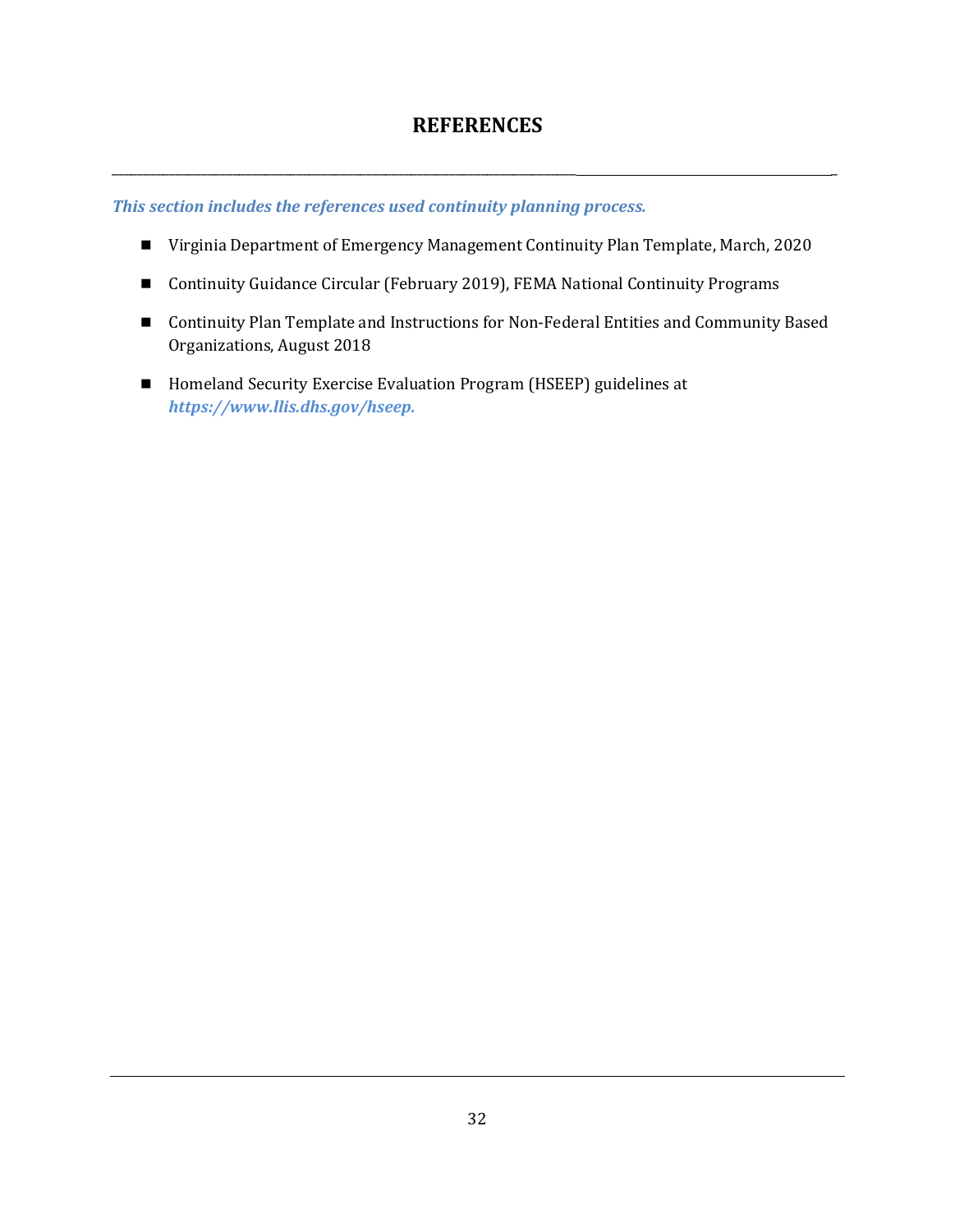# REFERENCES

***This section includes the references used continuity planning process.***

- Virginia Department of Emergency Management Continuity Plan Template, March, 2020
- Continuity Guidance Circular (February 2019), FEMA National Continuity Programs
- Continuity Plan Template and Instructions for Non-Federal Entities and Community Based Organizations, August 2018
- Homeland Security Exercise Evaluation Program (HSEEP) guidelines at ***https://www.llis.dhs.gov/hseep.***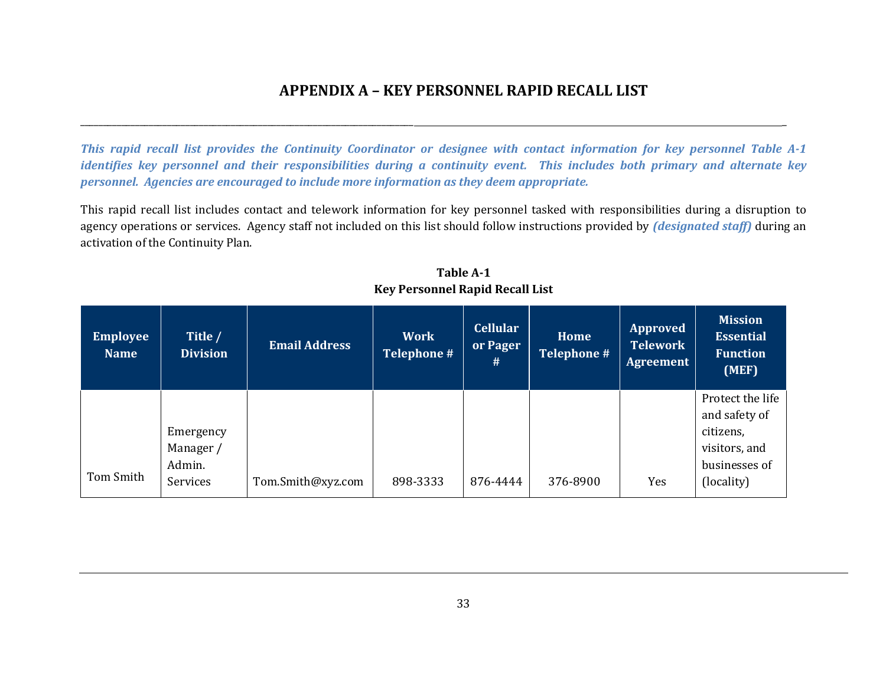# APPENDIX A – KEY PERSONNEL RAPID RECALL LIST

***This rapid recall list provides the Continuity Coordinator or designee with contact information for key personnel Table A-1 identifies key personnel and their responsibilities during a continuity event. This includes both primary and alternate key personnel. Agencies are encouraged to include more information as they deem appropriate.***

This rapid recall list includes contact and telework information for key personnel tasked with responsibilities during a disruption to agency operations or services. Agency staff not included on this list should follow instructions provided by ***(designated staff)*** during an activation of the Continuity Plan.

**Table A-1**
**Key Personnel Rapid Recall List**

| Employee Name | Title / Division | Email Address | Work Telephone # | Cellular or Pager # | Home Telephone # | Approved Telework Agreement | Mission Essential Function (MEF) |
|---|---|---|---|---|---|---|---|
| Tom Smith | Emergency Manager / Admin. Services | Tom.Smith@xyz.com | 898-3333 | 876-4444 | 376-8900 | Yes | Protect the life and safety of citizens, visitors, and businesses of (locality) |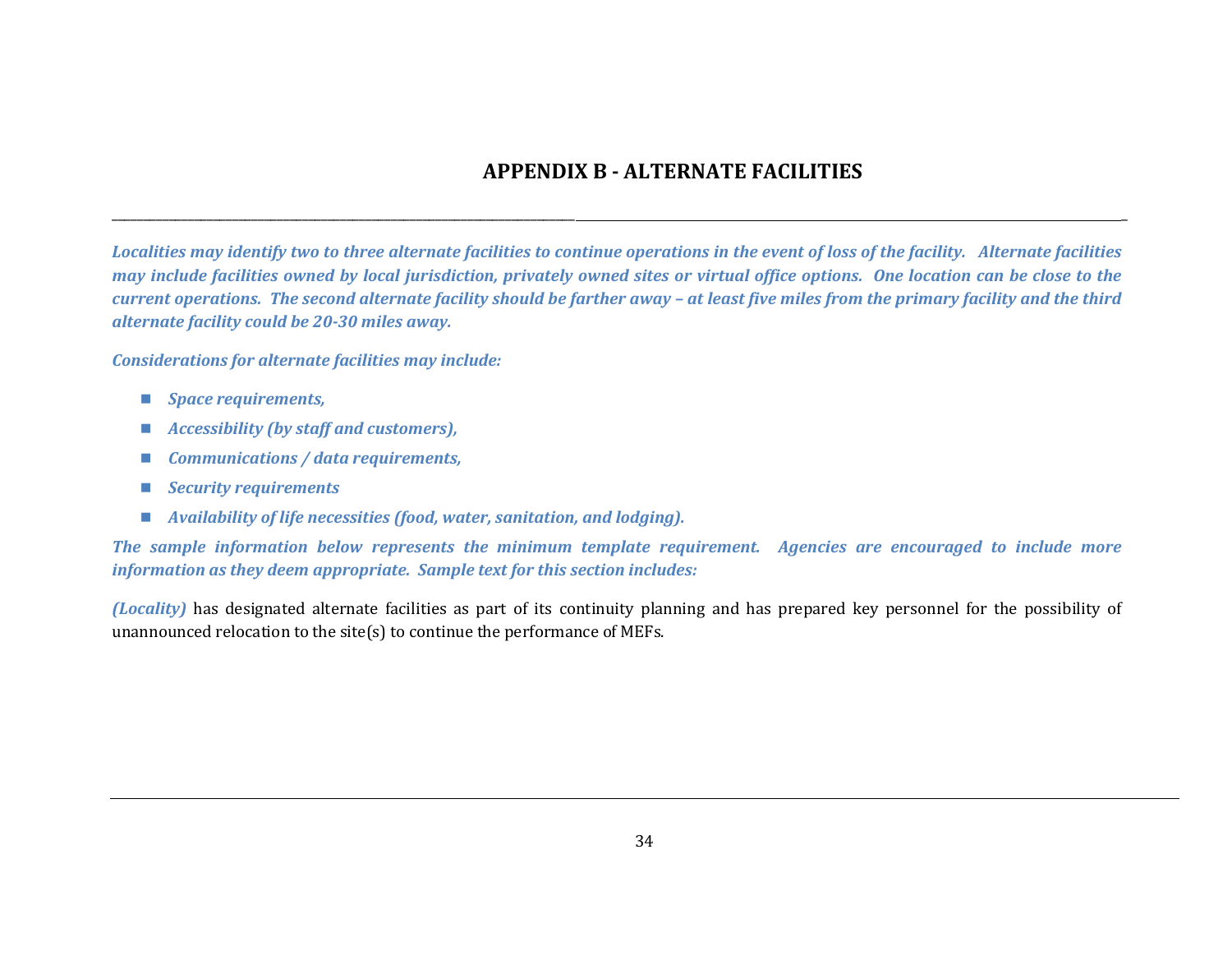## APPENDIX B - ALTERNATE FACILITIES

***Localities may identify two to three alternate facilities to continue operations in the event of loss of the facility. Alternate facilities may include facilities owned by local jurisdiction, privately owned sites or virtual office options. One location can be close to the current operations. The second alternate facility should be farther away – at least five miles from the primary facility and the third alternate facility could be 20-30 miles away.***

***Considerations for alternate facilities may include:***

- ***Space requirements,***
- ***Accessibility (by staff and customers),***
- ***Communications / data requirements,***
- ***Security requirements***
- ***Availability of life necessities (food, water, sanitation, and lodging).***

***The sample information below represents the minimum template requirement. Agencies are encouraged to include more information as they deem appropriate. Sample text for this section includes:***

***(Locality)*** has designated alternate facilities as part of its continuity planning and has prepared key personnel for the possibility of unannounced relocation to the site(s) to continue the performance of MEFs.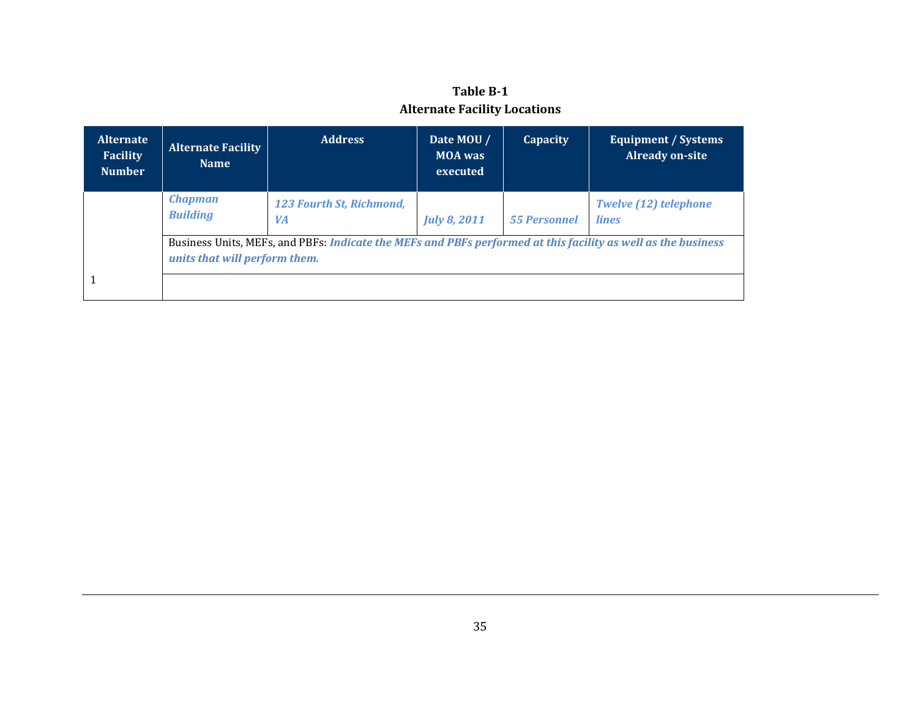**Table B-1**
**Alternate Facility Locations**

| Alternate Facility Number | Alternate Facility Name | Address | Date MOU / MOA was executed | Capacity | Equipment / Systems Already on-site |
|---|---|---|---|---|---|
| 1 | ***Chapman Building*** | ***123 Fourth St, Richmond, VA*** | ***July 8, 2011*** | ***55 Personnel*** | ***Twelve (12) telephone lines*** |
| | Business Units, MEFs, and PBFs: ***Indicate the MEFs and PBFs performed at this facility as well as the business units that will perform them.*** | | | | |
| | | | | | |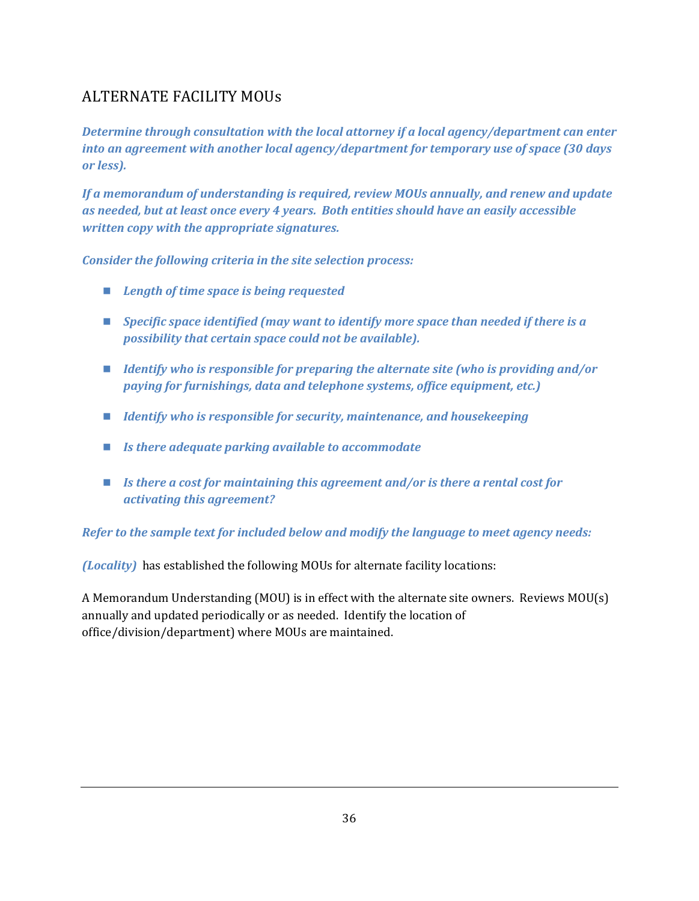## ALTERNATE FACILITY MOUs

***Determine through consultation with the local attorney if a local agency/department can enter into an agreement with another local agency/department for temporary use of space (30 days or less).***

***If a memorandum of understanding is required, review MOUs annually, and renew and update as needed, but at least once every 4 years. Both entities should have an easily accessible written copy with the appropriate signatures.***

***Consider the following criteria in the site selection process:***

- ***Length of time space is being requested***
- ***Specific space identified (may want to identify more space than needed if there is a possibility that certain space could not be available).***
- ***Identify who is responsible for preparing the alternate site (who is providing and/or paying for furnishings, data and telephone systems, office equipment, etc.)***
- ***Identify who is responsible for security, maintenance, and housekeeping***
- ***Is there adequate parking available to accommodate***
- ***Is there a cost for maintaining this agreement and/or is there a rental cost for activating this agreement?***

***Refer to the sample text for included below and modify the language to meet agency needs:***

***(Locality)*** has established the following MOUs for alternate facility locations:

A Memorandum Understanding (MOU) is in effect with the alternate site owners. Reviews MOU(s) annually and updated periodically or as needed. Identify the location of office/division/department) where MOUs are maintained.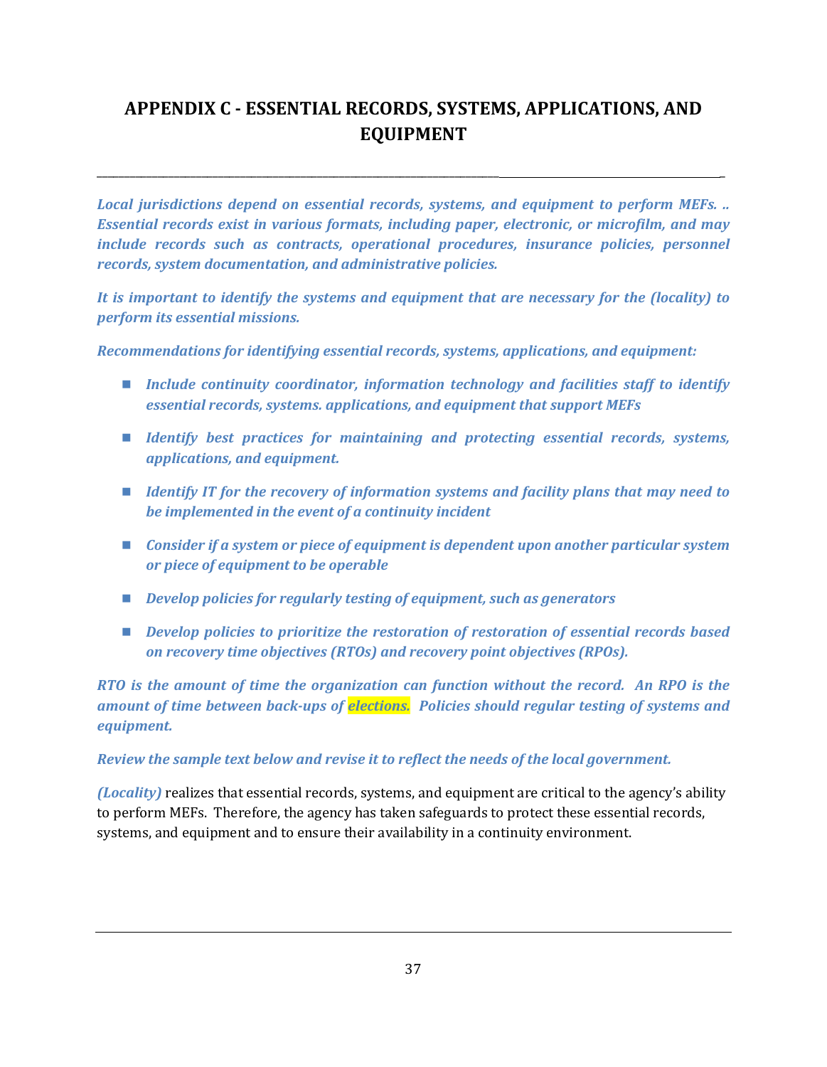# APPENDIX C - ESSENTIAL RECORDS, SYSTEMS, APPLICATIONS, AND EQUIPMENT

---

***Local jurisdictions depend on essential records, systems, and equipment to perform MEFs. .. Essential records exist in various formats, including paper, electronic, or microfilm, and may include records such as contracts, operational procedures, insurance policies, personnel records, system documentation, and administrative policies.***

***It is important to identify the systems and equipment that are necessary for the (locality) to perform its essential missions.***

***Recommendations for identifying essential records, systems, applications, and equipment:***

- ***Include continuity coordinator, information technology and facilities staff to identify essential records, systems. applications, and equipment that support MEFs***
- ***Identify best practices for maintaining and protecting essential records, systems, applications, and equipment.***
- ***Identify IT for the recovery of information systems and facility plans that may need to be implemented in the event of a continuity incident***
- ***Consider if a system or piece of equipment is dependent upon another particular system or piece of equipment to be operable***
- ***Develop policies for regularly testing of equipment, such as generators***
- ***Develop policies to prioritize the restoration of restoration of essential records based on recovery time objectives (RTOs) and recovery point objectives (RPOs).***

***RTO is the amount of time the organization can function without the record. An RPO is the amount of time between back-ups of elections. Policies should regular testing of systems and equipment.***

***Review the sample text below and revise it to reflect the needs of the local government.***

***(Locality)*** realizes that essential records, systems, and equipment are critical to the agency's ability to perform MEFs. Therefore, the agency has taken safeguards to protect these essential records, systems, and equipment and to ensure their availability in a continuity environment.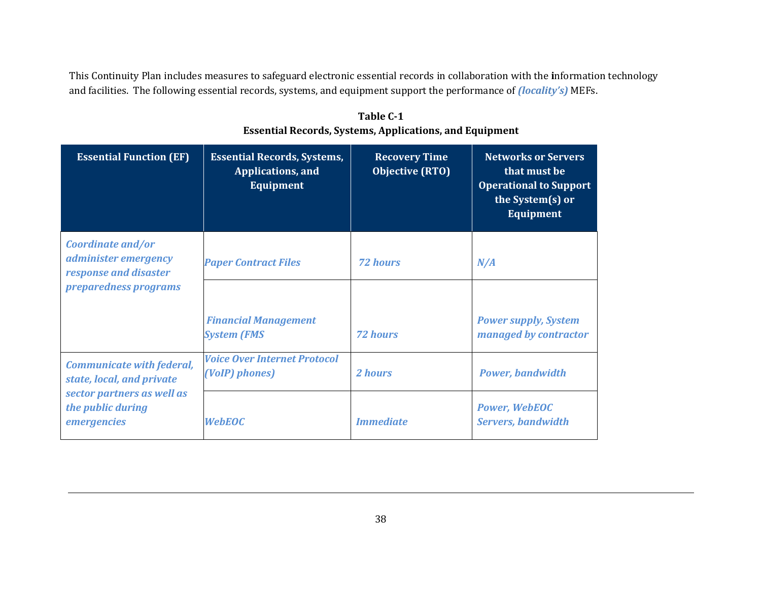This Continuity Plan includes measures to safeguard electronic essential records in collaboration with the information technology and facilities. The following essential records, systems, and equipment support the performance of ***(locality's)*** MEFs.

**Table C-1**
**Essential Records, Systems, Applications, and Equipment**

| Essential Function (EF) | Essential Records, Systems, Applications, and Equipment | Recovery Time Objective (RTO) | Networks or Servers that must be Operational to Support the System(s) or Equipment |
|---|---|---|---|
| ***Coordinate and/or administer emergency response and disaster preparedness programs*** | ***Paper Contract Files*** | ***72 hours*** | ***N/A*** |
| | ***Financial Management System (FMS*** | ***72 hours*** | ***Power supply, System managed by contractor*** |
| ***Communicate with federal, state, local, and private sector partners as well as the public during emergencies*** | ***Voice Over Internet Protocol (VoIP) phones)*** | ***2 hours*** | ***Power, bandwidth*** |
| | ***WebEOC*** | ***Immediate*** | ***Power, WebEOC Servers, bandwidth*** |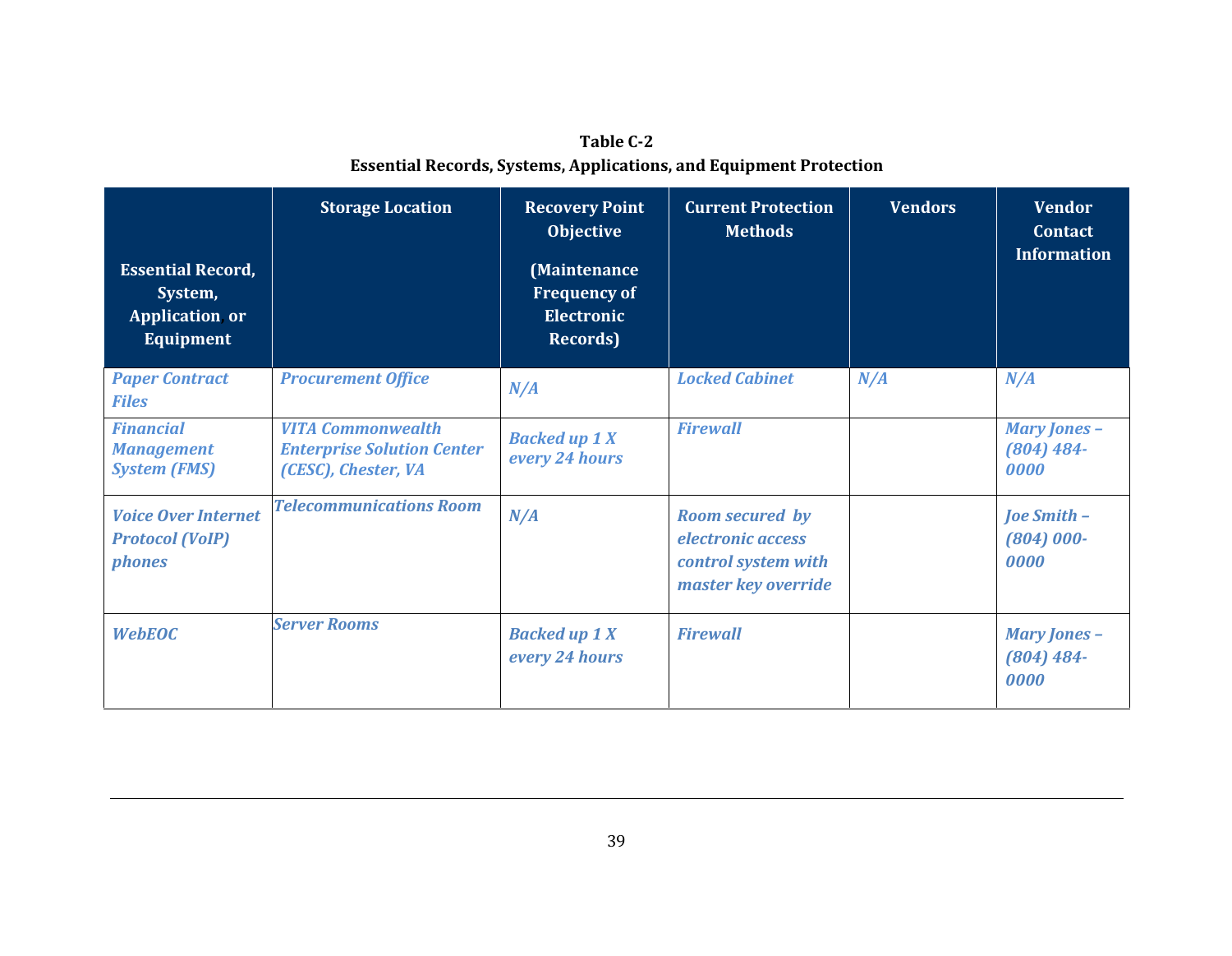**Table C-2**
**Essential Records, Systems, Applications, and Equipment Protection**

| Essential Record, System, Application, or Equipment | Storage Location | Recovery Point Objective (Maintenance Frequency of Electronic Records) | Current Protection Methods | Vendors | Vendor Contact Information |
|---|---|---|---|---|---|
| *Paper Contract Files* | *Procurement Office* | *N/A* | *Locked Cabinet* | *N/A* | *N/A* |
| *Financial Management System (FMS)* | *VITA Commonwealth Enterprise Solution Center (CESC), Chester, VA* | *Backed up 1 X every 24 hours* | *Firewall* | | *Mary Jones – (804) 484-0000* |
| *Voice Over Internet Protocol (VoIP) phones* | *Telecommunications Room* | *N/A* | *Room secured by electronic access control system with master key override* | | *Joe Smith – (804) 000-0000* |
| *WebEOC* | *Server Rooms* | *Backed up 1 X every 24 hours* | *Firewall* | | *Mary Jones – (804) 484-0000* |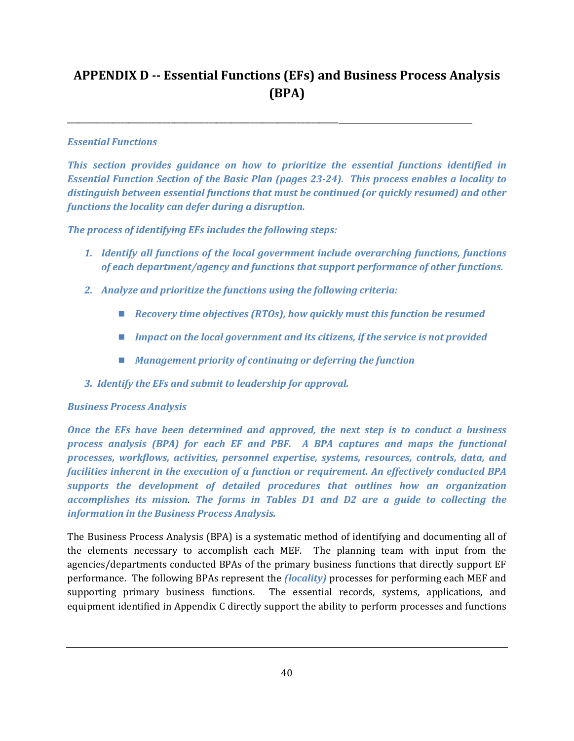# APPENDIX D -- Essential Functions (EFs) and Business Process Analysis (BPA)

***Essential Functions***

***This section provides guidance on how to prioritize the essential functions identified in Essential Function Section of the Basic Plan (pages 23-24). This process enables a locality to distinguish between essential functions that must be continued (or quickly resumed) and other functions the locality can defer during a disruption.***

***The process of identifying EFs includes the following steps:***

1. ***Identify all functions of the local government include overarching functions, functions of each department/agency and functions that support performance of other functions.***
2. ***Analyze and prioritize the functions using the following criteria:***
   - ***Recovery time objectives (RTOs), how quickly must this function be resumed***
   - ***Impact on the local government and its citizens, if the service is not provided***
   - ***Management priority of continuing or deferring the function***
3. ***Identify the EFs and submit to leadership for approval.***

***Business Process Analysis***

***Once the EFs have been determined and approved, the next step is to conduct a business process analysis (BPA) for each EF and PBF. A BPA captures and maps the functional processes, workflows, activities, personnel expertise, systems, resources, controls, data, and facilities inherent in the execution of a function or requirement. An effectively conducted BPA supports the development of detailed procedures that outlines how an organization accomplishes its mission. The forms in Tables D1 and D2 are a guide to collecting the information in the Business Process Analysis.***

The Business Process Analysis (BPA) is a systematic method of identifying and documenting all of the elements necessary to accomplish each MEF. The planning team with input from the agencies/departments conducted BPAs of the primary business functions that directly support EF performance. The following BPAs represent the ***(locality)*** processes for performing each MEF and supporting primary business functions. The essential records, systems, applications, and equipment identified in Appendix C directly support the ability to perform processes and functions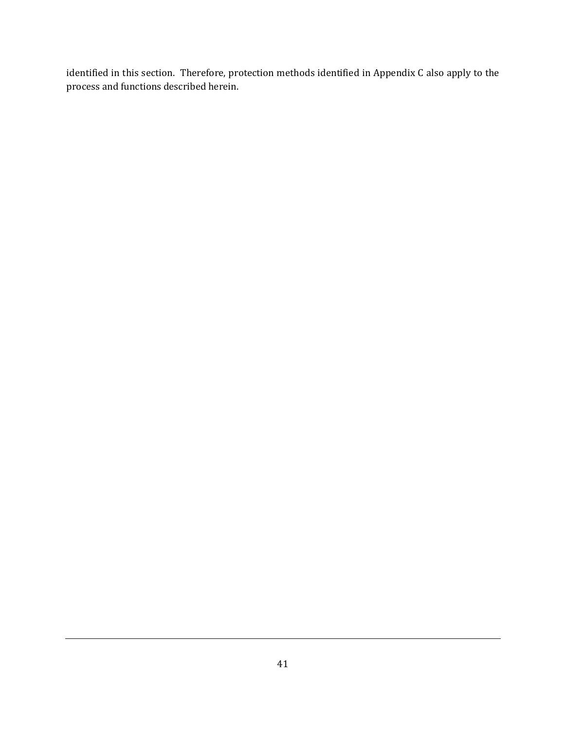identified in this section. Therefore, protection methods identified in Appendix C also apply to the process and functions described herein.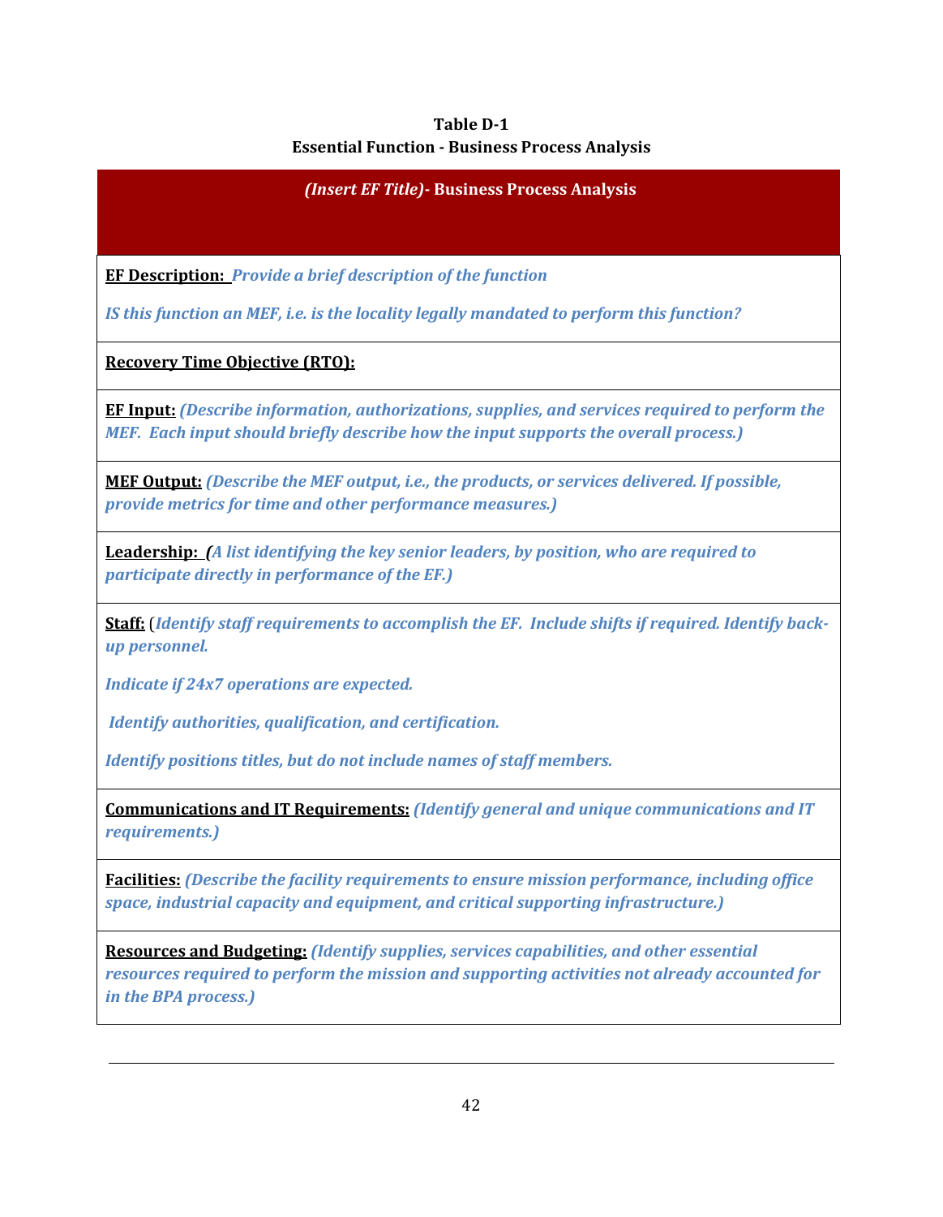**Table D-1**
**Essential Function - Business Process Analysis**

| ***(Insert EF Title)*- Business Process Analysis** |
|---|
| **EF Description:** ***Provide a brief description of the function***<br><br>***IS this function an MEF, i.e. is the locality legally mandated to perform this function?*** |
| **Recovery Time Objective (RTO):** |
| **EF Input:** ***(Describe information, authorizations, supplies, and services required to perform the MEF. Each input should briefly describe how the input supports the overall process.)*** |
| **MEF Output:** ***(Describe the MEF output, i.e., the products, or services delivered. If possible, provide metrics for time and other performance measures.)*** |
| **Leadership:** ***(A list identifying the key senior leaders, by position, who are required to participate directly in performance of the EF.)*** |
| **Staff:** (***Identify staff requirements to accomplish the EF. Include shifts if required. Identify back-up personnel.***<br><br>***Indicate if 24x7 operations are expected.***<br><br>***Identify authorities, qualification, and certification.***<br><br>***Identify positions titles, but do not include names of staff members.*** |
| **Communications and IT Requirements:** ***(Identify general and unique communications and IT requirements.)*** |
| **Facilities:** ***(Describe the facility requirements to ensure mission performance, including office space, industrial capacity and equipment, and critical supporting infrastructure.)*** |
| **Resources and Budgeting:** ***(Identify supplies, services capabilities, and other essential resources required to perform the mission and supporting activities not already accounted for in the BPA process.)*** |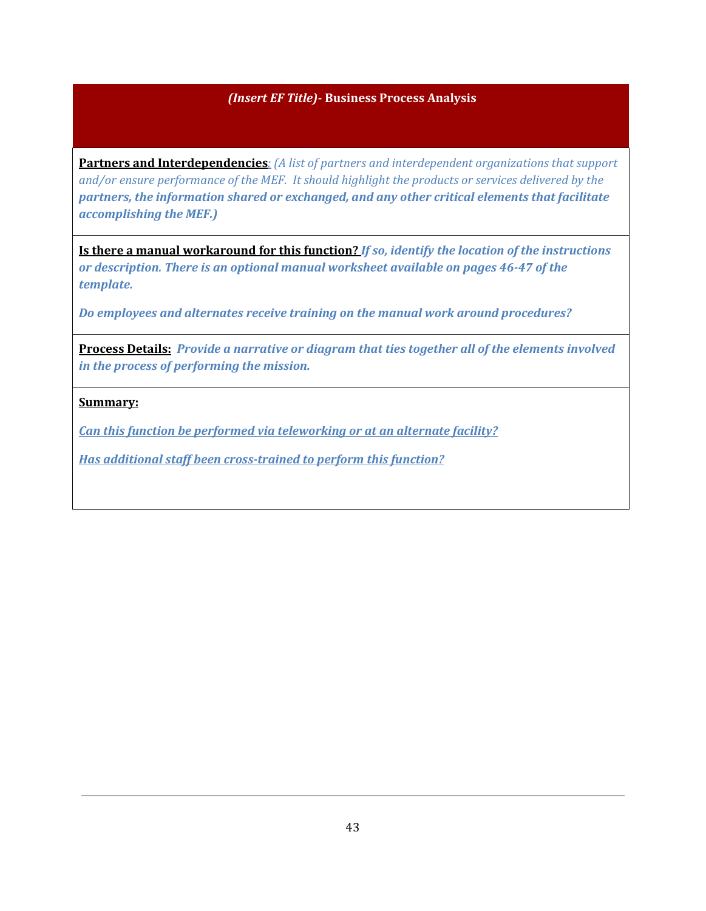## *(Insert EF Title)*- Business Process Analysis

**Partners and Interdependencies**: *(A list of partners and interdependent organizations that support and/or ensure performance of the MEF. It should highlight the products or services delivered by the* ***partners, the information shared or exchanged, and any other critical elements that facilitate accomplishing the MEF.)***

**Is there a manual workaround for this function?** ***If so, identify the location of the instructions or description. There is an optional manual worksheet available on pages 46-47 of the template.***

***Do employees and alternates receive training on the manual work around procedures?***

**Process Details:** ***Provide a narrative or diagram that ties together all of the elements involved in the process of performing the mission.***

**Summary:**

*Can this function be performed via teleworking or at an alternate facility?*

*Has additional staff been cross-trained to perform this function?*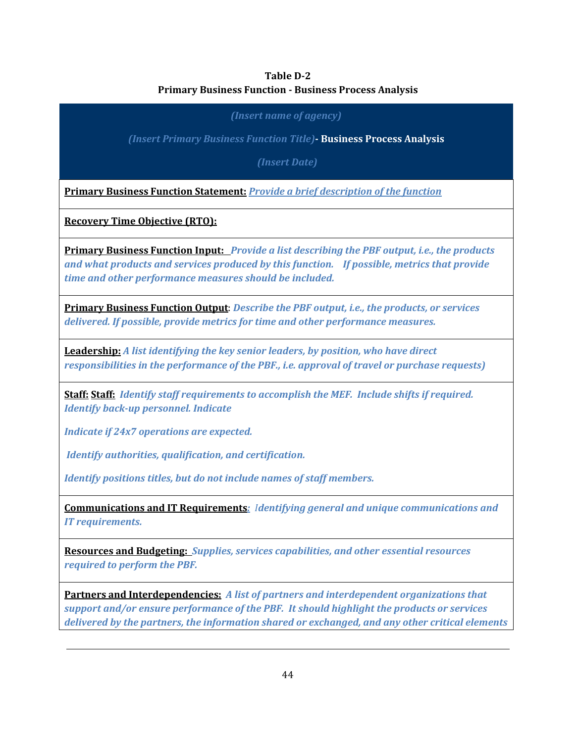**Table D-2**
**Primary Business Function - Business Process Analysis**

| *(Insert name of agency)*<br><br>*(Insert Primary Business Function Title)* **- Business Process Analysis**<br><br>*(Insert Date)* |
|---|
| **Primary Business Function Statement:** *Provide a brief description of the function* |
| **Recovery Time Objective (RTO):** |
| **Primary Business Function Input:** *Provide a list describing the PBF output, i.e., the products and what products and services produced by this function. If possible, metrics that provide time and other performance measures should be included.* |
| **Primary Business Function Output**: *Describe the PBF output, i.e., the products, or services delivered. If possible, provide metrics for time and other performance measures.* |
| **Leadership:** *A list identifying the key senior leaders, by position, who have direct responsibilities in the performance of the PBF., i.e. approval of travel or purchase requests)* |
| **Staff: Staff:** *Identify staff requirements to accomplish the MEF. Include shifts if required. Identify back-up personnel. Indicate*<br><br>*Indicate if 24x7 operations are expected.*<br><br>*Identify authorities, qualification, and certification.*<br><br>*Identify positions titles, but do not include names of staff members.* |
| **Communications and IT Requirements**: *Identifying general and unique communications and IT requirements.* |
| **Resources and Budgeting:** *Supplies, services capabilities, and other essential resources required to perform the PBF.* |
| **Partners and Interdependencies:** *A list of partners and interdependent organizations that support and/or ensure performance of the PBF. It should highlight the products or services delivered by the partners, the information shared or exchanged, and any other critical elements* |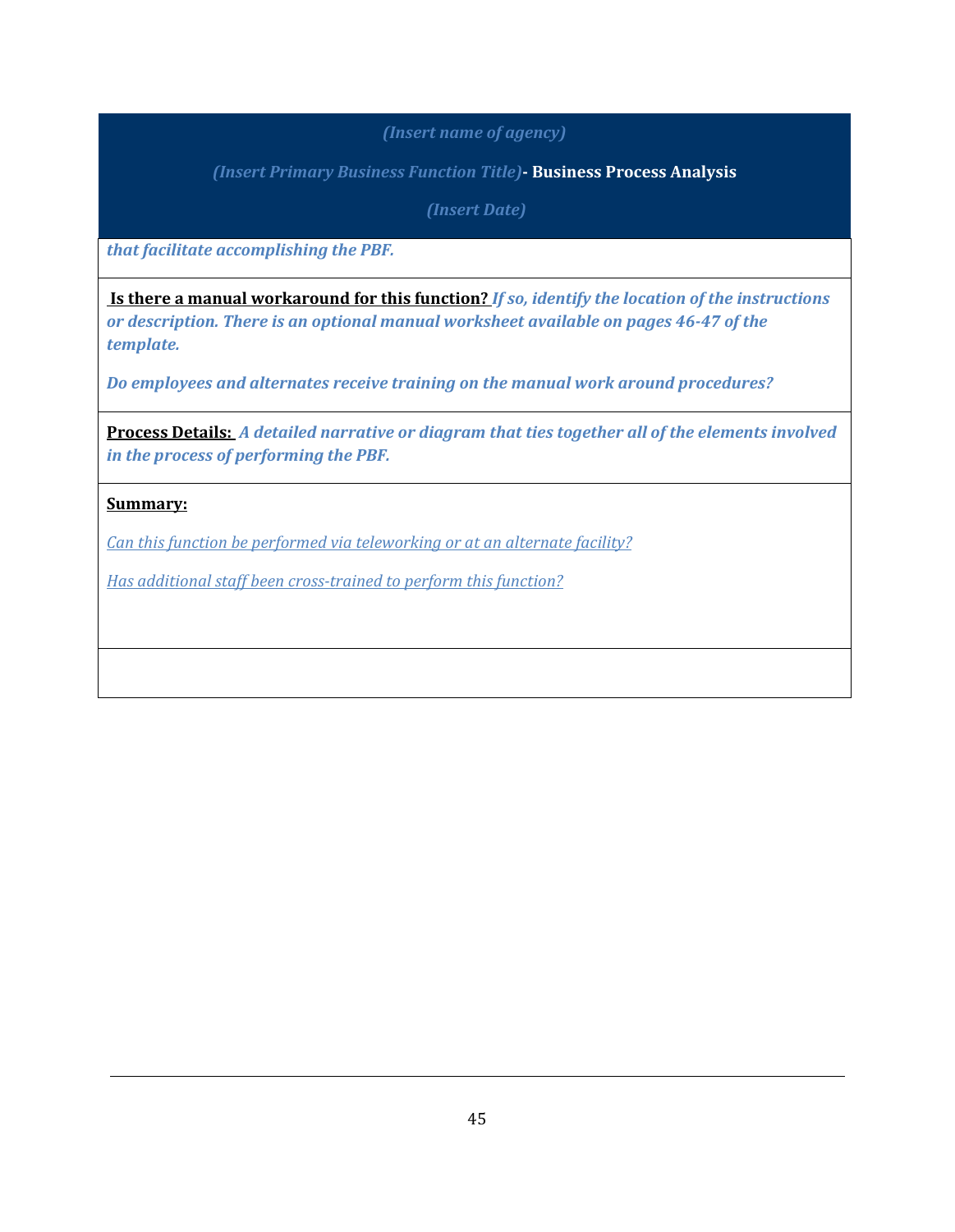*(Insert name of agency)*

***(Insert Primary Business Function Title)*- Business Process Analysis**

*(Insert Date)*

***that facilitate accomplishing the PBF.***

**Is there a manual workaround for this function?** ***If so, identify the location of the instructions or description. There is an optional manual worksheet available on pages 46-47 of the template.***

***Do employees and alternates receive training on the manual work around procedures?***

**Process Details:** ***A detailed narrative or diagram that ties together all of the elements involved in the process of performing the PBF.***

**Summary:**

*Can this function be performed via teleworking or at an alternate facility?*

*Has additional staff been cross-trained to perform this function?*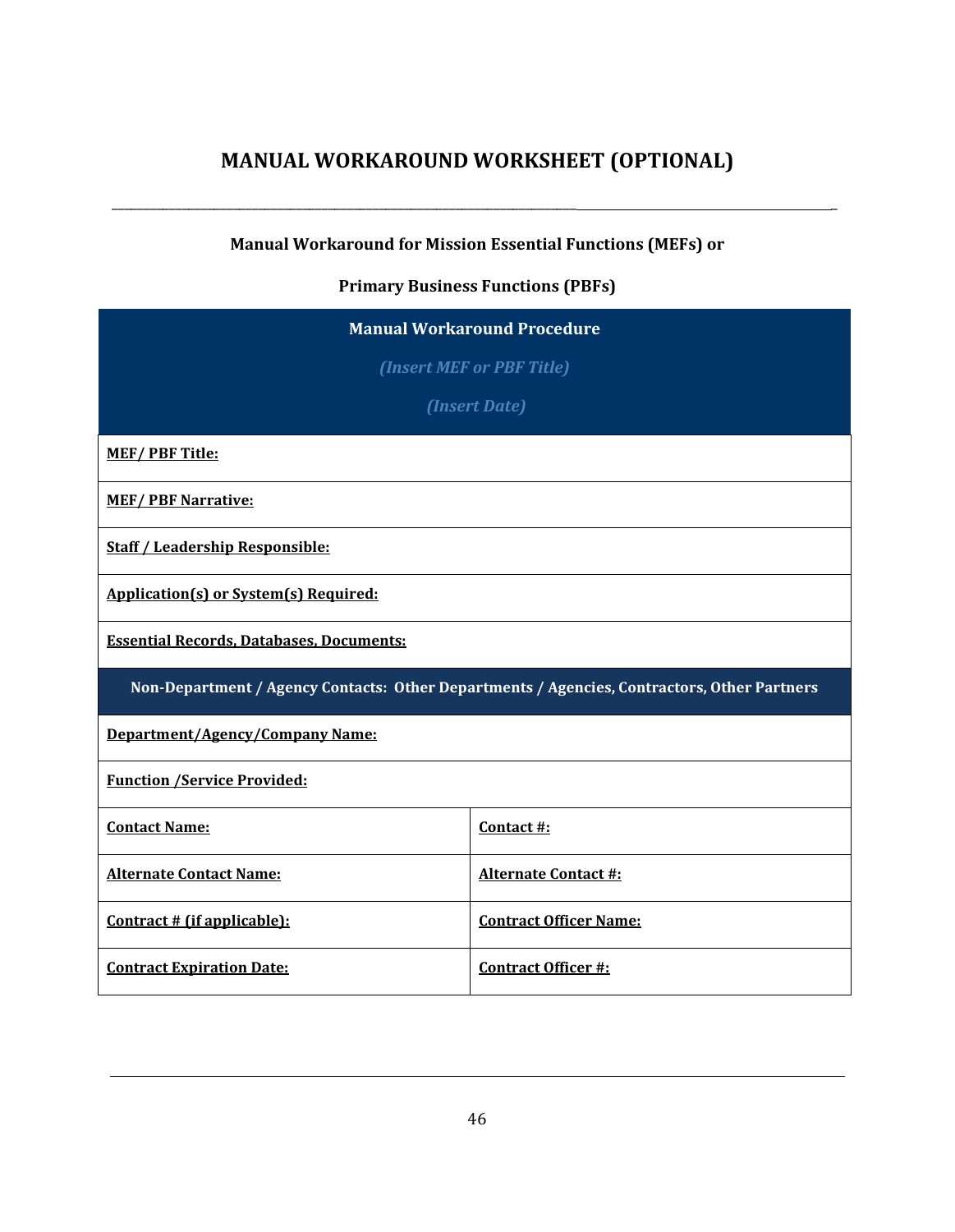# MANUAL WORKAROUND WORKSHEET (OPTIONAL)

**Manual Workaround for Mission Essential Functions (MEFs) or**

**Primary Business Functions (PBFs)**

| **Manual Workaround Procedure**<br>*(Insert MEF or PBF Title)*<br>*(Insert Date)* | |
|---|---|
| **MEF/ PBF Title:** | |
| **MEF/ PBF Narrative:** | |
| **Staff / Leadership Responsible:** | |
| **Application(s) or System(s) Required:** | |
| **Essential Records, Databases, Documents:** | |
| **Non-Department / Agency Contacts: Other Departments / Agencies, Contractors, Other Partners** | |
| **Department/Agency/Company Name:** | |
| **Function /Service Provided:** | |
| **Contact Name:** | **Contact #:** |
| **Alternate Contact Name:** | **Alternate Contact #:** |
| **Contract # (if applicable):** | **Contract Officer Name:** |
| **Contract Expiration Date:** | **Contract Officer #:** |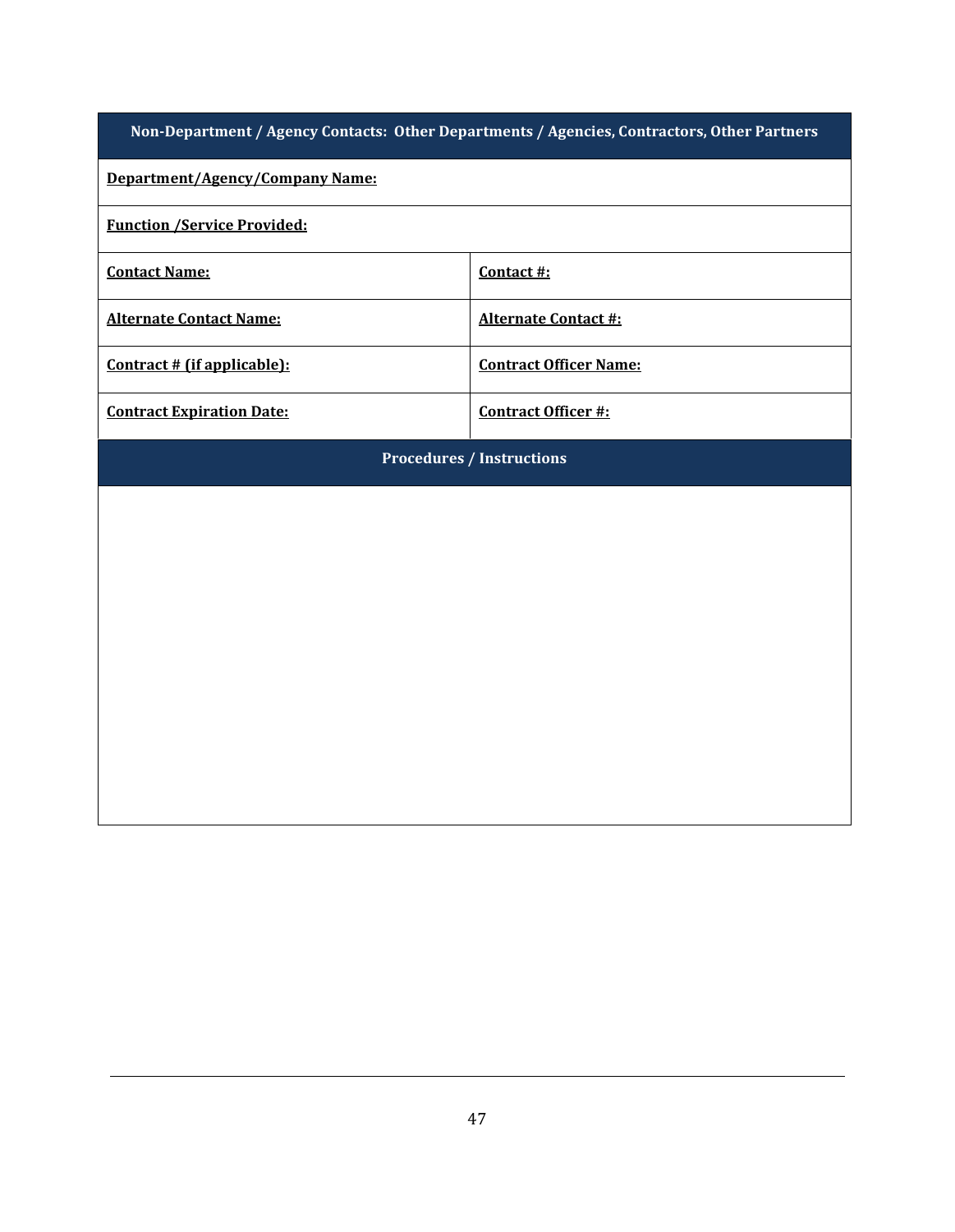| Non-Department / Agency Contacts: Other Departments / Agencies, Contractors, Other Partners | |
|---|---|
| **Department/Agency/Company Name:** | |
| **Function /Service Provided:** | |
| **Contact Name:** | **Contact #:** |
| **Alternate Contact Name:** | **Alternate Contact #:** |
| **Contract # (if applicable):** | **Contract Officer Name:** |
| **Contract Expiration Date:** | **Contract Officer #:** |
| **Procedures / Instructions** | |
| | |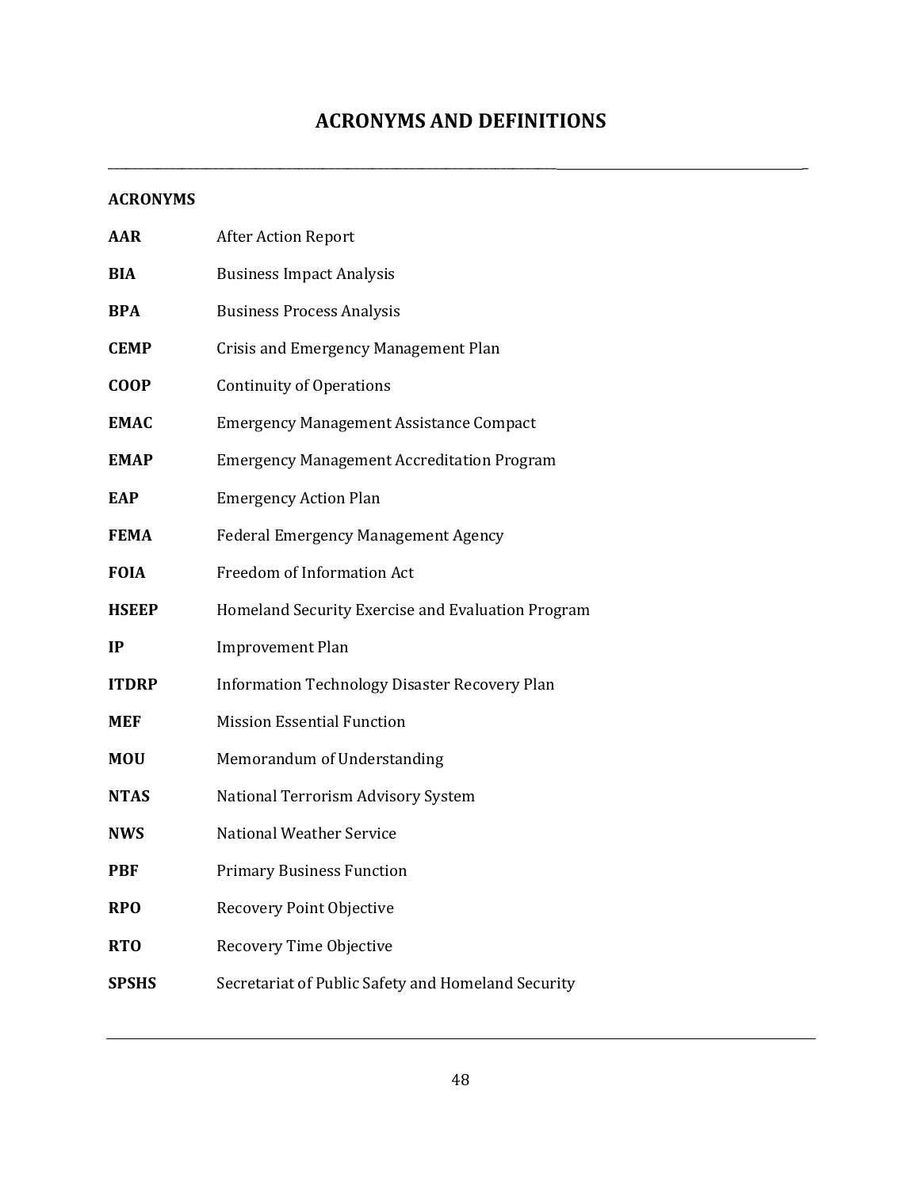# ACRONYMS AND DEFINITIONS

---

**ACRONYMS**

| | |
|---|---|
| **AAR** | After Action Report |
| **BIA** | Business Impact Analysis |
| **BPA** | Business Process Analysis |
| **CEMP** | Crisis and Emergency Management Plan |
| **COOP** | Continuity of Operations |
| **EMAC** | Emergency Management Assistance Compact |
| **EMAP** | Emergency Management Accreditation Program |
| **EAP** | Emergency Action Plan |
| **FEMA** | Federal Emergency Management Agency |
| **FOIA** | Freedom of Information Act |
| **HSEEP** | Homeland Security Exercise and Evaluation Program |
| **IP** | Improvement Plan |
| **ITDRP** | Information Technology Disaster Recovery Plan |
| **MEF** | Mission Essential Function |
| **MOU** | Memorandum of Understanding |
| **NTAS** | National Terrorism Advisory System |
| **NWS** | National Weather Service |
| **PBF** | Primary Business Function |
| **RPO** | Recovery Point Objective |
| **RTO** | Recovery Time Objective |
| **SPSHS** | Secretariat of Public Safety and Homeland Security |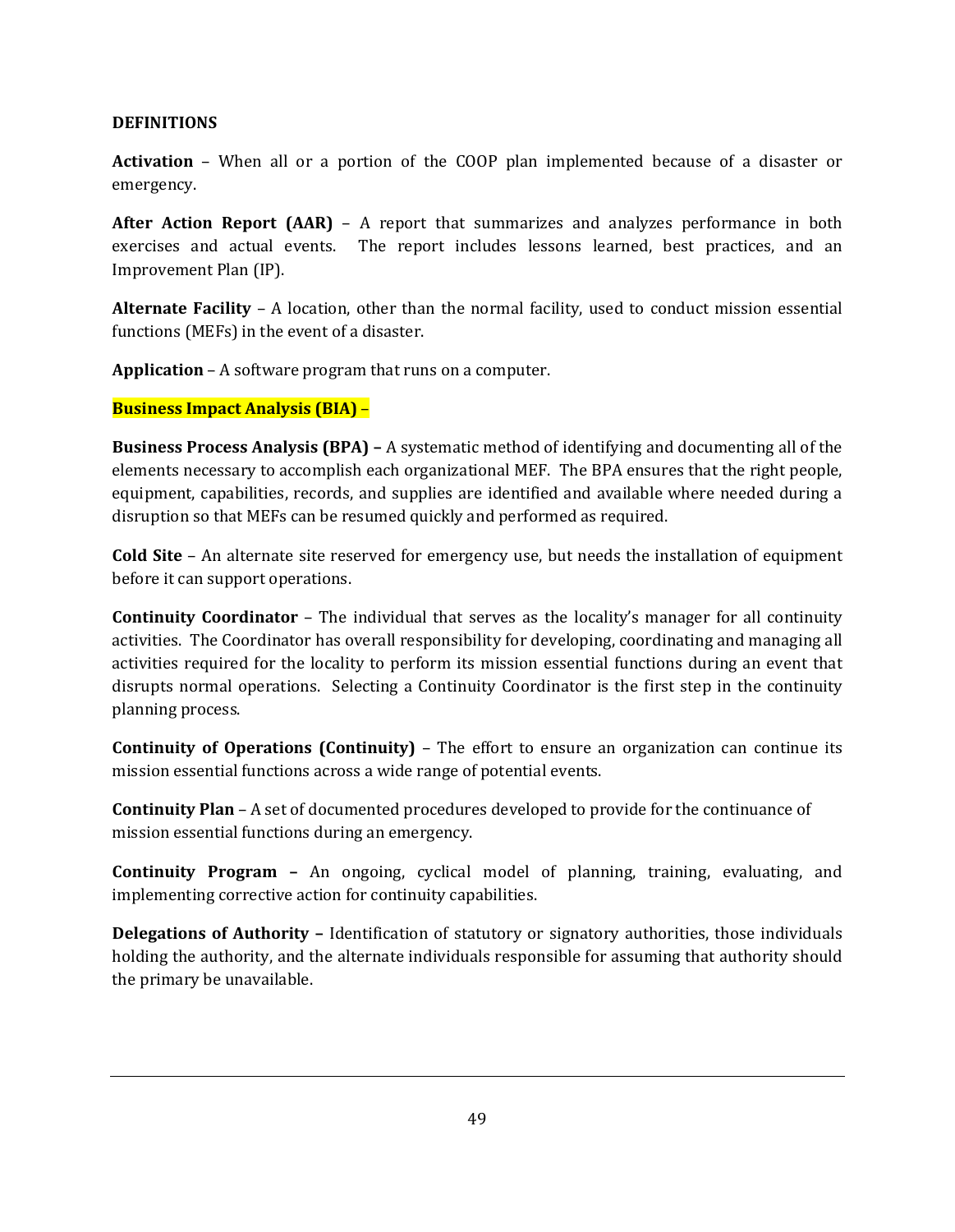**DEFINITIONS**

**Activation** – When all or a portion of the COOP plan implemented because of a disaster or emergency.

**After Action Report (AAR)** – A report that summarizes and analyzes performance in both exercises and actual events. The report includes lessons learned, best practices, and an Improvement Plan (IP).

**Alternate Facility** – A location, other than the normal facility, used to conduct mission essential functions (MEFs) in the event of a disaster.

**Application** – A software program that runs on a computer.

**Business Impact Analysis (BIA)** –

**Business Process Analysis (BPA) –** A systematic method of identifying and documenting all of the elements necessary to accomplish each organizational MEF. The BPA ensures that the right people, equipment, capabilities, records, and supplies are identified and available where needed during a disruption so that MEFs can be resumed quickly and performed as required.

**Cold Site** – An alternate site reserved for emergency use, but needs the installation of equipment before it can support operations.

**Continuity Coordinator** – The individual that serves as the locality's manager for all continuity activities. The Coordinator has overall responsibility for developing, coordinating and managing all activities required for the locality to perform its mission essential functions during an event that disrupts normal operations. Selecting a Continuity Coordinator is the first step in the continuity planning process.

**Continuity of Operations (Continuity)** – The effort to ensure an organization can continue its mission essential functions across a wide range of potential events.

**Continuity Plan** – A set of documented procedures developed to provide for the continuance of mission essential functions during an emergency.

**Continuity Program –** An ongoing, cyclical model of planning, training, evaluating, and implementing corrective action for continuity capabilities.

**Delegations of Authority –** Identification of statutory or signatory authorities, those individuals holding the authority, and the alternate individuals responsible for assuming that authority should the primary be unavailable.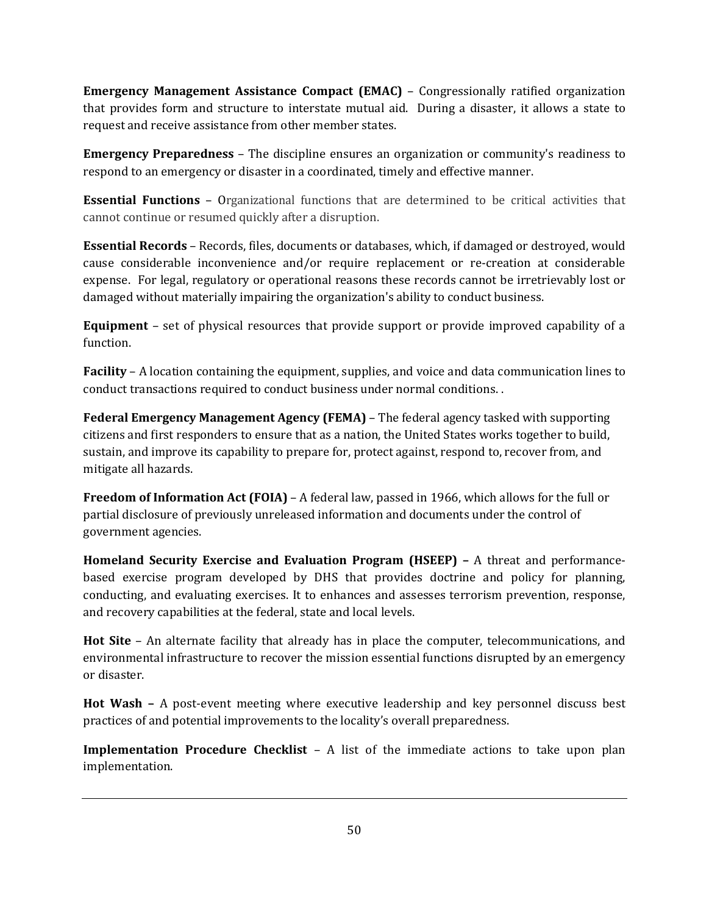**Emergency Management Assistance Compact (EMAC)** – Congressionally ratified organization that provides form and structure to interstate mutual aid. During a disaster, it allows a state to request and receive assistance from other member states.

**Emergency Preparedness** – The discipline ensures an organization or community's readiness to respond to an emergency or disaster in a coordinated, timely and effective manner.

**Essential Functions** – Organizational functions that are determined to be critical activities that cannot continue or resumed quickly after a disruption.

**Essential Records** – Records, files, documents or databases, which, if damaged or destroyed, would cause considerable inconvenience and/or require replacement or re-creation at considerable expense. For legal, regulatory or operational reasons these records cannot be irretrievably lost or damaged without materially impairing the organization's ability to conduct business.

**Equipment** – set of physical resources that provide support or provide improved capability of a function.

**Facility** – A location containing the equipment, supplies, and voice and data communication lines to conduct transactions required to conduct business under normal conditions. .

**Federal Emergency Management Agency (FEMA)** – The federal agency tasked with supporting citizens and first responders to ensure that as a nation, the United States works together to build, sustain, and improve its capability to prepare for, protect against, respond to, recover from, and mitigate all hazards.

**Freedom of Information Act (FOIA)** – A federal law, passed in 1966, which allows for the full or partial disclosure of previously unreleased information and documents under the control of government agencies.

**Homeland Security Exercise and Evaluation Program (HSEEP) –** A threat and performance-based exercise program developed by DHS that provides doctrine and policy for planning, conducting, and evaluating exercises. It to enhances and assesses terrorism prevention, response, and recovery capabilities at the federal, state and local levels.

**Hot Site** – An alternate facility that already has in place the computer, telecommunications, and environmental infrastructure to recover the mission essential functions disrupted by an emergency or disaster.

**Hot Wash –** A post-event meeting where executive leadership and key personnel discuss best practices of and potential improvements to the locality's overall preparedness.

**Implementation Procedure Checklist** – A list of the immediate actions to take upon plan implementation.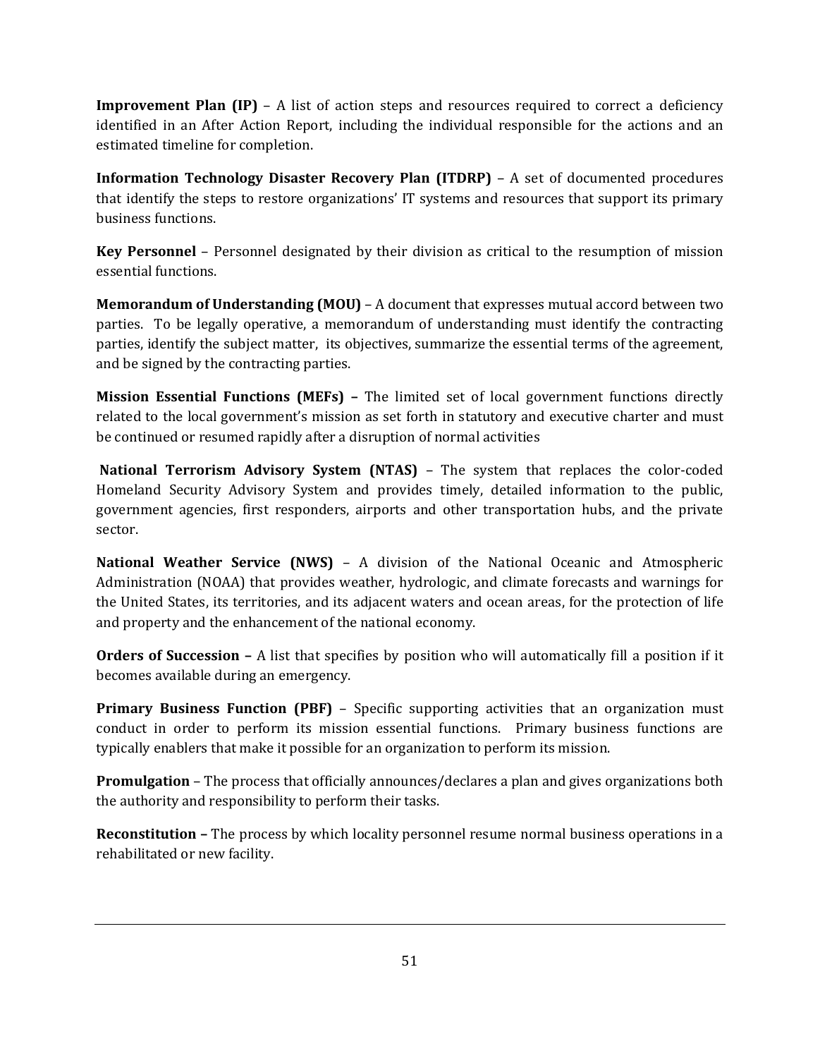**Improvement Plan (IP)** – A list of action steps and resources required to correct a deficiency identified in an After Action Report, including the individual responsible for the actions and an estimated timeline for completion.

**Information Technology Disaster Recovery Plan (ITDRP)** – A set of documented procedures that identify the steps to restore organizations' IT systems and resources that support its primary business functions.

**Key Personnel** – Personnel designated by their division as critical to the resumption of mission essential functions.

**Memorandum of Understanding (MOU)** – A document that expresses mutual accord between two parties. To be legally operative, a memorandum of understanding must identify the contracting parties, identify the subject matter, its objectives, summarize the essential terms of the agreement, and be signed by the contracting parties.

**Mission Essential Functions (MEFs) –** The limited set of local government functions directly related to the local government's mission as set forth in statutory and executive charter and must be continued or resumed rapidly after a disruption of normal activities

**National Terrorism Advisory System (NTAS)** – The system that replaces the color-coded Homeland Security Advisory System and provides timely, detailed information to the public, government agencies, first responders, airports and other transportation hubs, and the private sector.

**National Weather Service (NWS)** – A division of the National Oceanic and Atmospheric Administration (NOAA) that provides weather, hydrologic, and climate forecasts and warnings for the United States, its territories, and its adjacent waters and ocean areas, for the protection of life and property and the enhancement of the national economy.

**Orders of Succession –** A list that specifies by position who will automatically fill a position if it becomes available during an emergency.

**Primary Business Function (PBF)** – Specific supporting activities that an organization must conduct in order to perform its mission essential functions. Primary business functions are typically enablers that make it possible for an organization to perform its mission.

**Promulgation** – The process that officially announces/declares a plan and gives organizations both the authority and responsibility to perform their tasks.

**Reconstitution –** The process by which locality personnel resume normal business operations in a rehabilitated or new facility.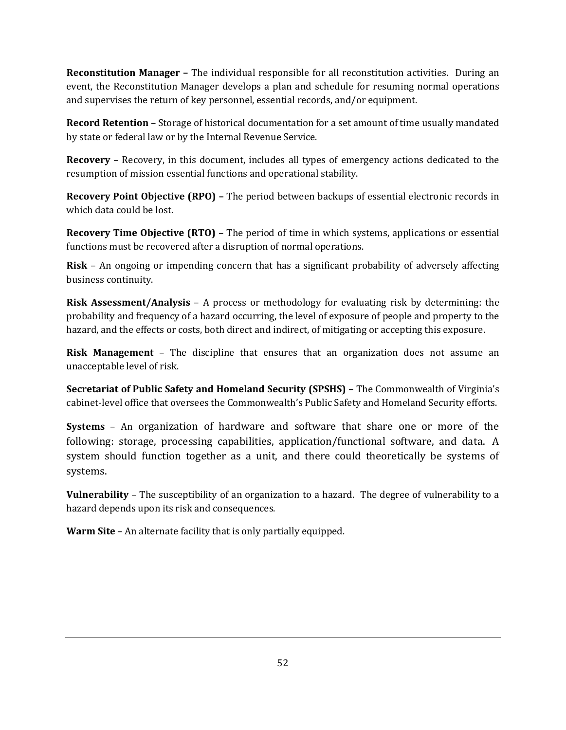**Reconstitution Manager –** The individual responsible for all reconstitution activities. During an event, the Reconstitution Manager develops a plan and schedule for resuming normal operations and supervises the return of key personnel, essential records, and/or equipment.

**Record Retention** – Storage of historical documentation for a set amount of time usually mandated by state or federal law or by the Internal Revenue Service.

**Recovery** – Recovery, in this document, includes all types of emergency actions dedicated to the resumption of mission essential functions and operational stability.

**Recovery Point Objective (RPO) –** The period between backups of essential electronic records in which data could be lost.

**Recovery Time Objective (RTO)** – The period of time in which systems, applications or essential functions must be recovered after a disruption of normal operations.

**Risk** – An ongoing or impending concern that has a significant probability of adversely affecting business continuity.

**Risk Assessment/Analysis** – A process or methodology for evaluating risk by determining: the probability and frequency of a hazard occurring, the level of exposure of people and property to the hazard, and the effects or costs, both direct and indirect, of mitigating or accepting this exposure.

**Risk Management** – The discipline that ensures that an organization does not assume an unacceptable level of risk.

**Secretariat of Public Safety and Homeland Security (SPSHS)** – The Commonwealth of Virginia's cabinet-level office that oversees the Commonwealth's Public Safety and Homeland Security efforts.

**Systems** – An organization of hardware and software that share one or more of the following: storage, processing capabilities, application/functional software, and data. A system should function together as a unit, and there could theoretically be systems of systems.

**Vulnerability** – The susceptibility of an organization to a hazard. The degree of vulnerability to a hazard depends upon its risk and consequences.

**Warm Site** – An alternate facility that is only partially equipped.